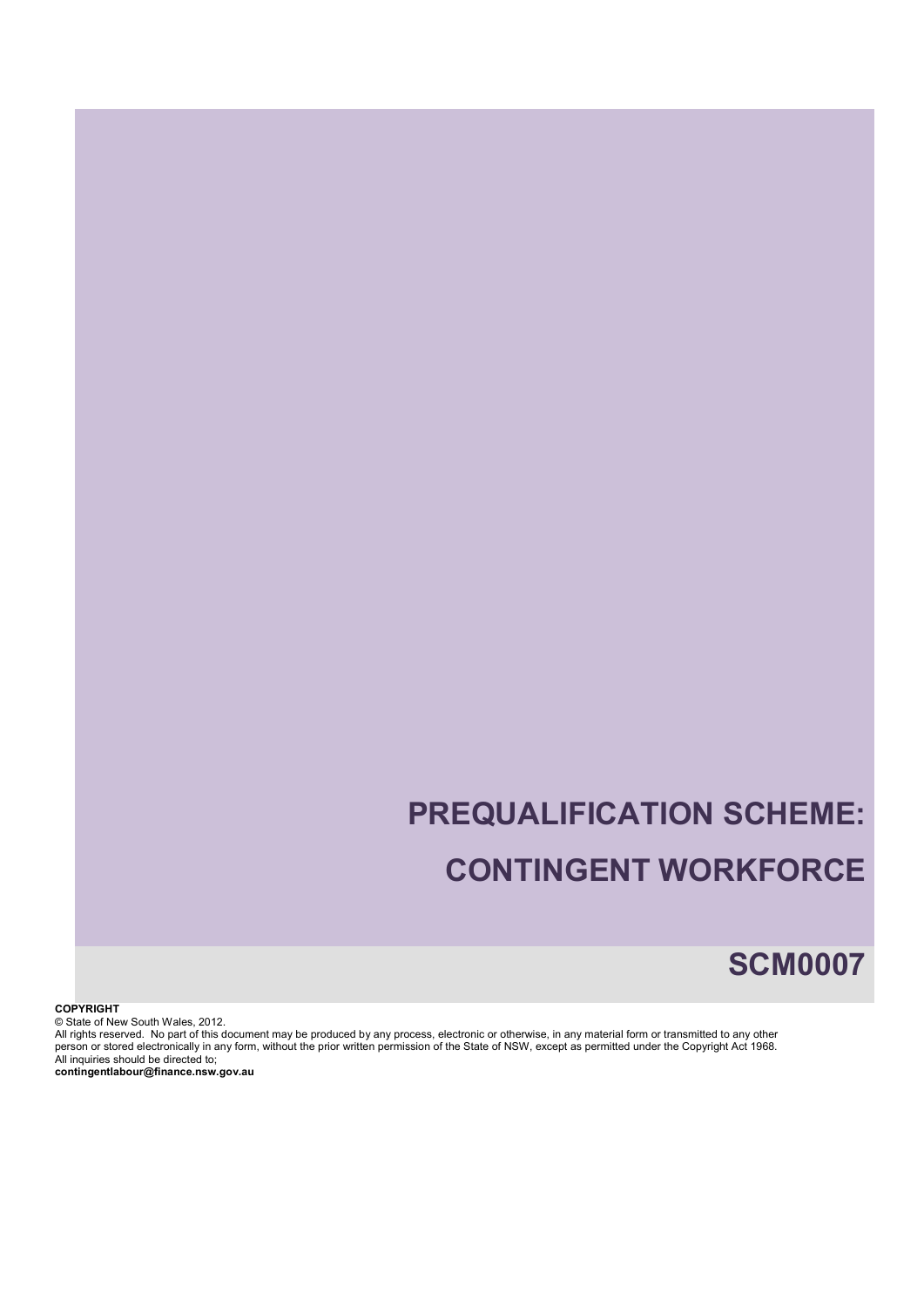# PREQUALIFICATION SCHEME:

# CONTINGENT WORKFORCE

## SCM0007

**COPYRIGHT**
© State of New South Wales, 2012.
All rights reserved. No part of this document may be produced by any process, electronic or otherwise, in any material form or transmitted to any other person or stored electronically in any form, without the prior written permission of the State of NSW, except as permitted under the Copyright Act 1968.
All inquiries should be directed to;
**contingentlabour@finance.nsw.gov.au**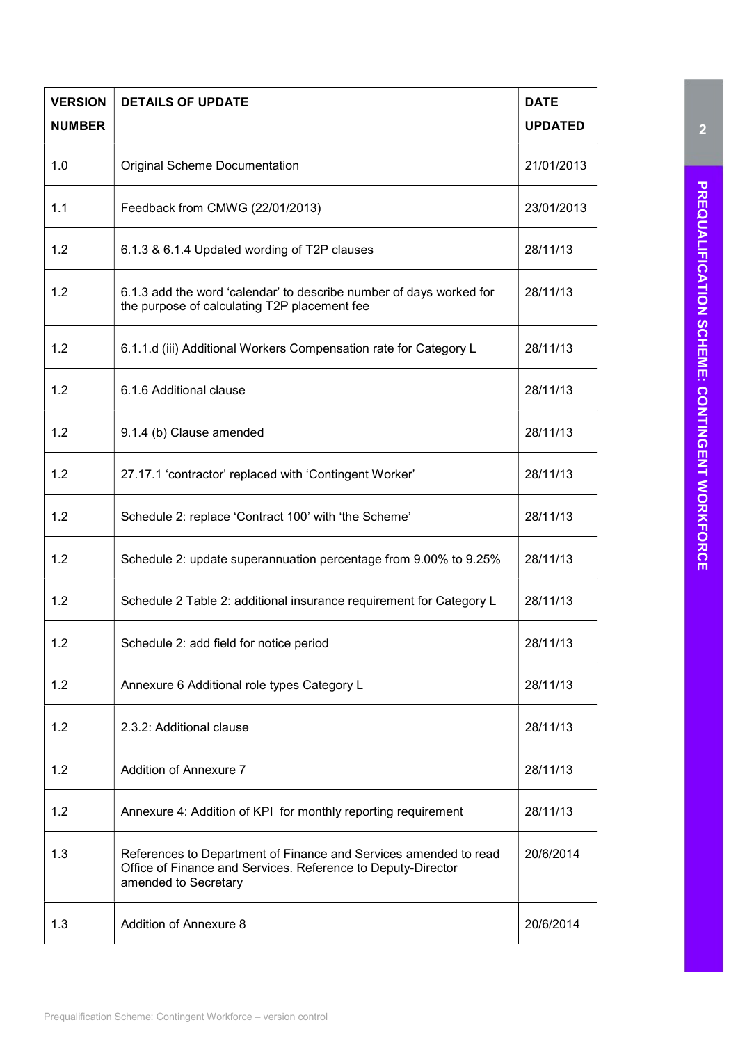| VERSION NUMBER | DETAILS OF UPDATE | DATE UPDATED |
|---|---|---|
| 1.0 | Original Scheme Documentation | 21/01/2013 |
| 1.1 | Feedback from CMWG (22/01/2013) | 23/01/2013 |
| 1.2 | 6.1.3 & 6.1.4 Updated wording of T2P clauses | 28/11/13 |
| 1.2 | 6.1.3 add the word 'calendar' to describe number of days worked for the purpose of calculating T2P placement fee | 28/11/13 |
| 1.2 | 6.1.1.d (iii) Additional Workers Compensation rate for Category L | 28/11/13 |
| 1.2 | 6.1.6 Additional clause | 28/11/13 |
| 1.2 | 9.1.4 (b) Clause amended | 28/11/13 |
| 1.2 | 27.17.1 'contractor' replaced with 'Contingent Worker' | 28/11/13 |
| 1.2 | Schedule 2: replace 'Contract 100' with 'the Scheme' | 28/11/13 |
| 1.2 | Schedule 2: update superannuation percentage from 9.00% to 9.25% | 28/11/13 |
| 1.2 | Schedule 2 Table 2: additional insurance requirement for Category L | 28/11/13 |
| 1.2 | Schedule 2: add field for notice period | 28/11/13 |
| 1.2 | Annexure 6 Additional role types Category L | 28/11/13 |
| 1.2 | 2.3.2: Additional clause | 28/11/13 |
| 1.2 | Addition of Annexure 7 | 28/11/13 |
| 1.2 | Annexure 4: Addition of KPI for monthly reporting requirement | 28/11/13 |
| 1.3 | References to Department of Finance and Services amended to read Office of Finance and Services. Reference to Deputy-Director amended to Secretary | 20/6/2014 |
| 1.3 | Addition of Annexure 8 | 20/6/2014 |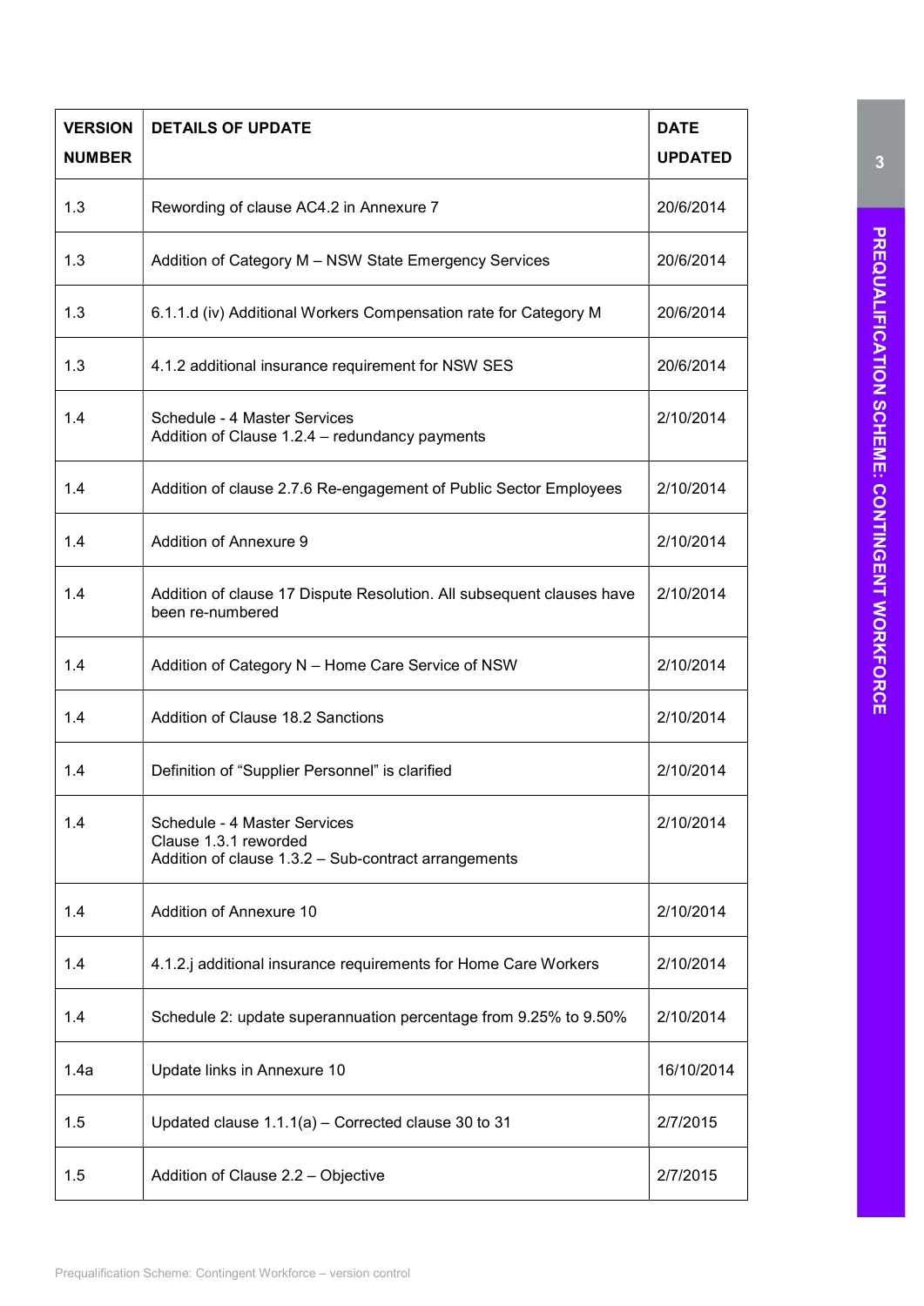| VERSION NUMBER | DETAILS OF UPDATE | DATE UPDATED |
|---|---|---|
| 1.3 | Rewording of clause AC4.2 in Annexure 7 | 20/6/2014 |
| 1.3 | Addition of Category M – NSW State Emergency Services | 20/6/2014 |
| 1.3 | 6.1.1.d (iv) Additional Workers Compensation rate for Category M | 20/6/2014 |
| 1.3 | 4.1.2 additional insurance requirement for NSW SES | 20/6/2014 |
| 1.4 | Schedule - 4 Master Services<br>Addition of Clause 1.2.4 – redundancy payments | 2/10/2014 |
| 1.4 | Addition of clause 2.7.6 Re-engagement of Public Sector Employees | 2/10/2014 |
| 1.4 | Addition of Annexure 9 | 2/10/2014 |
| 1.4 | Addition of clause 17 Dispute Resolution. All subsequent clauses have been re-numbered | 2/10/2014 |
| 1.4 | Addition of Category N – Home Care Service of NSW | 2/10/2014 |
| 1.4 | Addition of Clause 18.2 Sanctions | 2/10/2014 |
| 1.4 | Definition of "Supplier Personnel" is clarified | 2/10/2014 |
| 1.4 | Schedule - 4 Master Services<br>Clause 1.3.1 reworded<br>Addition of clause 1.3.2 – Sub-contract arrangements | 2/10/2014 |
| 1.4 | Addition of Annexure 10 | 2/10/2014 |
| 1.4 | 4.1.2.j additional insurance requirements for Home Care Workers | 2/10/2014 |
| 1.4 | Schedule 2: update superannuation percentage from 9.25% to 9.50% | 2/10/2014 |
| 1.4a | Update links in Annexure 10 | 16/10/2014 |
| 1.5 | Updated clause 1.1.1(a) – Corrected clause 30 to 31 | 2/7/2015 |
| 1.5 | Addition of Clause 2.2 – Objective | 2/7/2015 |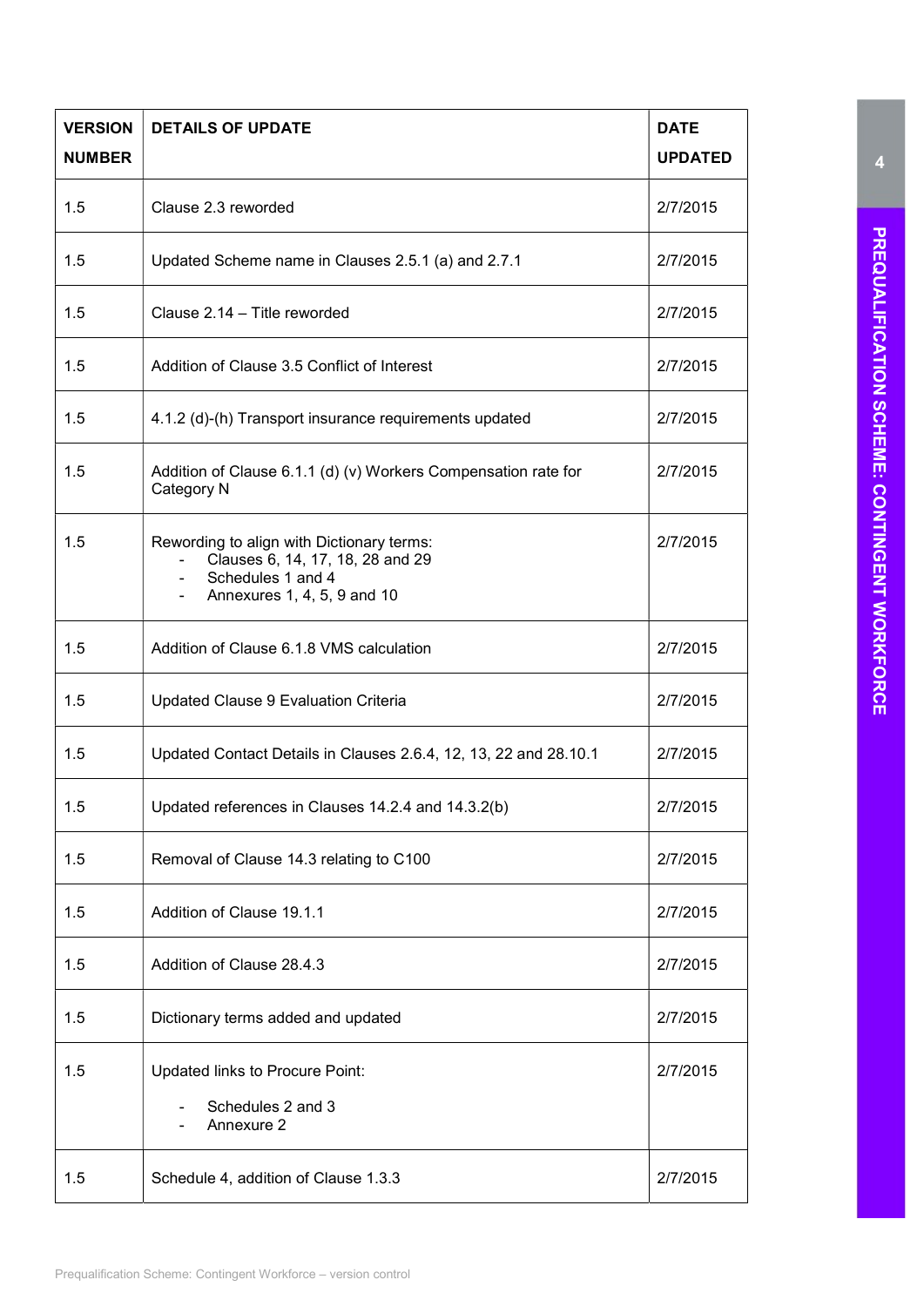| VERSION NUMBER | DETAILS OF UPDATE | DATE UPDATED |
|---|---|---|
| 1.5 | Clause 2.3 reworded | 2/7/2015 |
| 1.5 | Updated Scheme name in Clauses 2.5.1 (a) and 2.7.1 | 2/7/2015 |
| 1.5 | Clause 2.14 – Title reworded | 2/7/2015 |
| 1.5 | Addition of Clause 3.5 Conflict of Interest | 2/7/2015 |
| 1.5 | 4.1.2 (d)-(h) Transport insurance requirements updated | 2/7/2015 |
| 1.5 | Addition of Clause 6.1.1 (d) (v) Workers Compensation rate for Category N | 2/7/2015 |
| 1.5 | Rewording to align with Dictionary terms:<br>- Clauses 6, 14, 17, 18, 28 and 29<br>- Schedules 1 and 4<br>- Annexures 1, 4, 5, 9 and 10 | 2/7/2015 |
| 1.5 | Addition of Clause 6.1.8 VMS calculation | 2/7/2015 |
| 1.5 | Updated Clause 9 Evaluation Criteria | 2/7/2015 |
| 1.5 | Updated Contact Details in Clauses 2.6.4, 12, 13, 22 and 28.10.1 | 2/7/2015 |
| 1.5 | Updated references in Clauses 14.2.4 and 14.3.2(b) | 2/7/2015 |
| 1.5 | Removal of Clause 14.3 relating to C100 | 2/7/2015 |
| 1.5 | Addition of Clause 19.1.1 | 2/7/2015 |
| 1.5 | Addition of Clause 28.4.3 | 2/7/2015 |
| 1.5 | Dictionary terms added and updated | 2/7/2015 |
| 1.5 | Updated links to Procure Point:<br>- Schedules 2 and 3<br>- Annexure 2 | 2/7/2015 |
| 1.5 | Schedule 4, addition of Clause 1.3.3 | 2/7/2015 |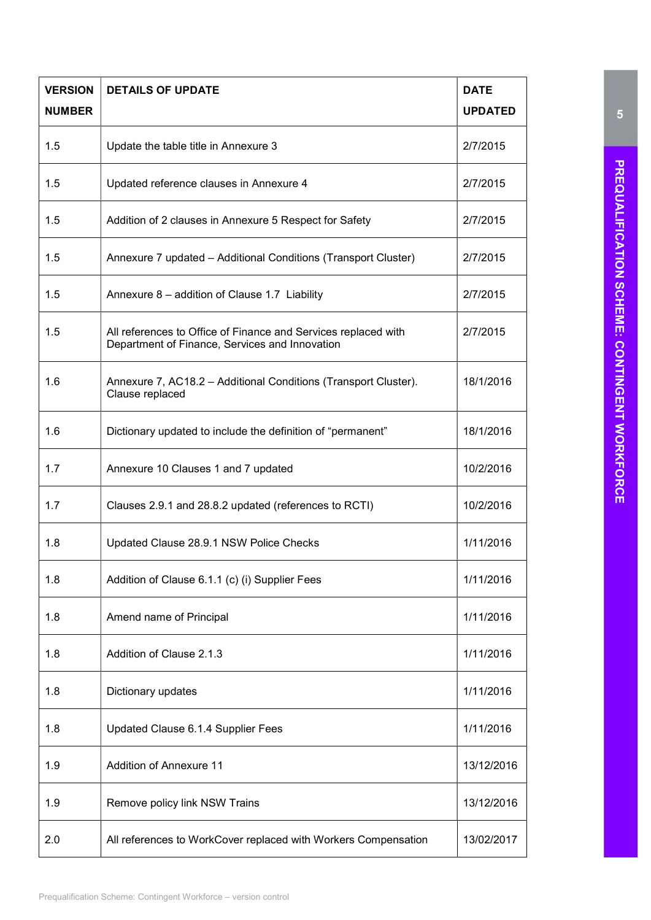| VERSION NUMBER | DETAILS OF UPDATE | DATE UPDATED |
|---|---|---|
| 1.5 | Update the table title in Annexure 3 | 2/7/2015 |
| 1.5 | Updated reference clauses in Annexure 4 | 2/7/2015 |
| 1.5 | Addition of 2 clauses in Annexure 5 Respect for Safety | 2/7/2015 |
| 1.5 | Annexure 7 updated – Additional Conditions (Transport Cluster) | 2/7/2015 |
| 1.5 | Annexure 8 – addition of Clause 1.7 Liability | 2/7/2015 |
| 1.5 | All references to Office of Finance and Services replaced with Department of Finance, Services and Innovation | 2/7/2015 |
| 1.6 | Annexure 7, AC18.2 – Additional Conditions (Transport Cluster). Clause replaced | 18/1/2016 |
| 1.6 | Dictionary updated to include the definition of "permanent" | 18/1/2016 |
| 1.7 | Annexure 10 Clauses 1 and 7 updated | 10/2/2016 |
| 1.7 | Clauses 2.9.1 and 28.8.2 updated (references to RCTI) | 10/2/2016 |
| 1.8 | Updated Clause 28.9.1 NSW Police Checks | 1/11/2016 |
| 1.8 | Addition of Clause 6.1.1 (c) (i) Supplier Fees | 1/11/2016 |
| 1.8 | Amend name of Principal | 1/11/2016 |
| 1.8 | Addition of Clause 2.1.3 | 1/11/2016 |
| 1.8 | Dictionary updates | 1/11/2016 |
| 1.8 | Updated Clause 6.1.4 Supplier Fees | 1/11/2016 |
| 1.9 | Addition of Annexure 11 | 13/12/2016 |
| 1.9 | Remove policy link NSW Trains | 13/12/2016 |
| 2.0 | All references to WorkCover replaced with Workers Compensation | 13/02/2017 |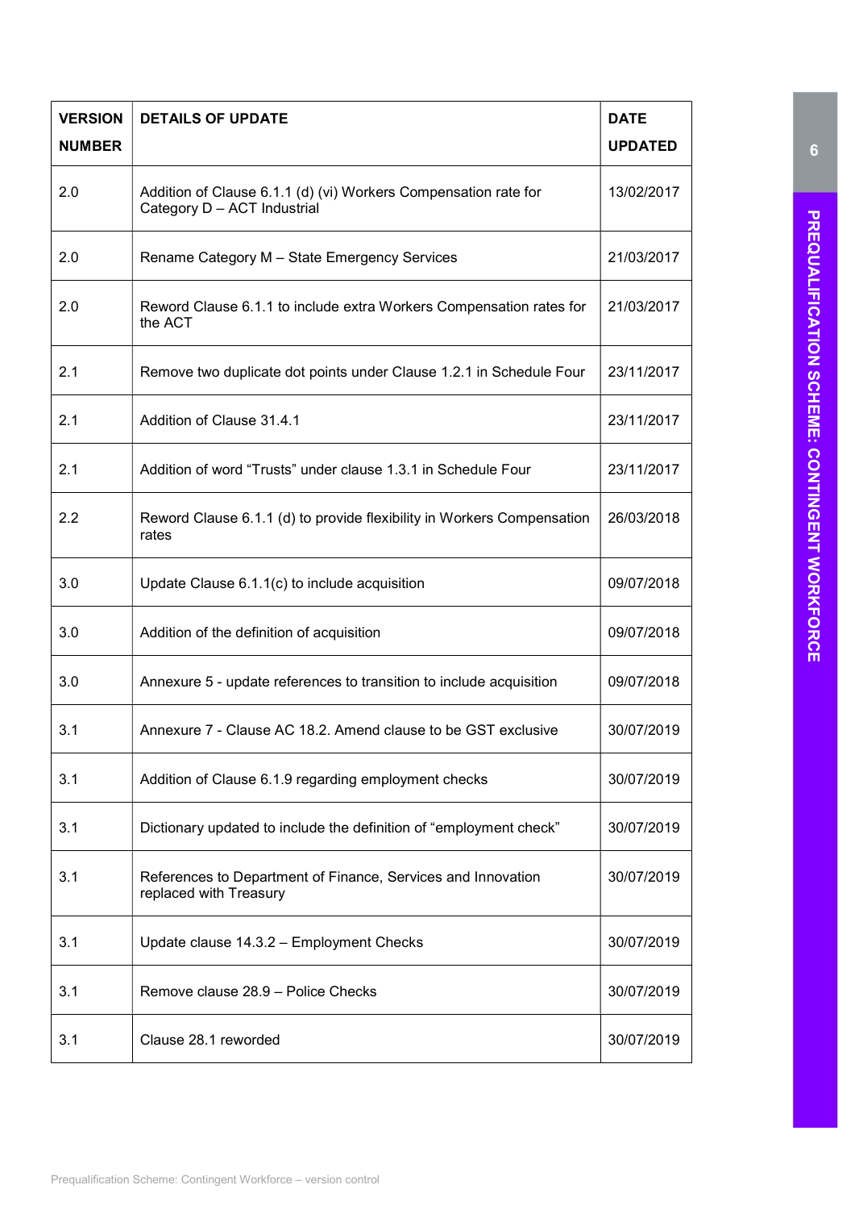| VERSION NUMBER | DETAILS OF UPDATE | DATE UPDATED |
|---|---|---|
| 2.0 | Addition of Clause 6.1.1 (d) (vi) Workers Compensation rate for Category D – ACT Industrial | 13/02/2017 |
| 2.0 | Rename Category M – State Emergency Services | 21/03/2017 |
| 2.0 | Reword Clause 6.1.1 to include extra Workers Compensation rates for the ACT | 21/03/2017 |
| 2.1 | Remove two duplicate dot points under Clause 1.2.1 in Schedule Four | 23/11/2017 |
| 2.1 | Addition of Clause 31.4.1 | 23/11/2017 |
| 2.1 | Addition of word “Trusts” under clause 1.3.1 in Schedule Four | 23/11/2017 |
| 2.2 | Reword Clause 6.1.1 (d) to provide flexibility in Workers Compensation rates | 26/03/2018 |
| 3.0 | Update Clause 6.1.1(c) to include acquisition | 09/07/2018 |
| 3.0 | Addition of the definition of acquisition | 09/07/2018 |
| 3.0 | Annexure 5 - update references to transition to include acquisition | 09/07/2018 |
| 3.1 | Annexure 7 - Clause AC 18.2. Amend clause to be GST exclusive | 30/07/2019 |
| 3.1 | Addition of Clause 6.1.9 regarding employment checks | 30/07/2019 |
| 3.1 | Dictionary updated to include the definition of “employment check” | 30/07/2019 |
| 3.1 | References to Department of Finance, Services and Innovation replaced with Treasury | 30/07/2019 |
| 3.1 | Update clause 14.3.2 – Employment Checks | 30/07/2019 |
| 3.1 | Remove clause 28.9 – Police Checks | 30/07/2019 |
| 3.1 | Clause 28.1 reworded | 30/07/2019 |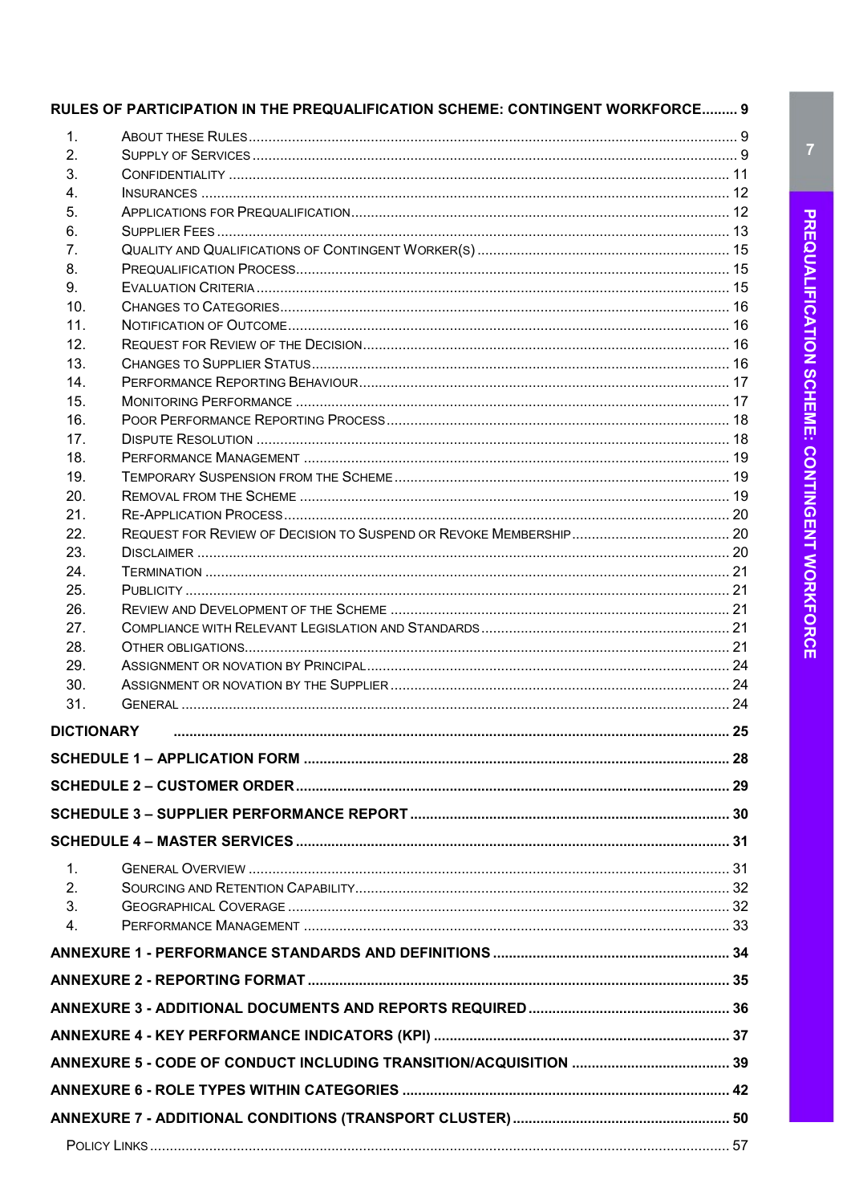**RULES OF PARTICIPATION IN THE PREQUALIFICATION SCHEME: CONTINGENT WORKFORCE ......... 9**

1. About these Rules ........................................................................ 9
2. Supply of Services ........................................................................ 9
3. Confidentiality ........................................................................ 11
4. Insurances ........................................................................ 12
5. Applications for Prequalification ........................................................................ 12
6. Supplier Fees ........................................................................ 13
7. Quality and Qualifications of Contingent Worker(s) ........................................................................ 15
8. Prequalification Process ........................................................................ 15
9. Evaluation Criteria ........................................................................ 15
10. Changes to Categories ........................................................................ 16
11. Notification of Outcome ........................................................................ 16
12. Request for Review of the Decision ........................................................................ 16
13. Changes to Supplier Status ........................................................................ 16
14. Performance Reporting Behaviour ........................................................................ 17
15. Monitoring Performance ........................................................................ 17
16. Poor Performance Reporting Process ........................................................................ 18
17. Dispute Resolution ........................................................................ 18
18. Performance Management ........................................................................ 19
19. Temporary Suspension from the Scheme ........................................................................ 19
20. Removal from the Scheme ........................................................................ 19
21. Re-Application Process ........................................................................ 20
22. Request for Review of Decision to Suspend or Revoke Membership ........................................................................ 20
23. Disclaimer ........................................................................ 20
24. Termination ........................................................................ 21
25. Publicity ........................................................................ 21
26. Review and Development of the Scheme ........................................................................ 21
27. Compliance with Relevant Legislation and Standards ........................................................................ 21
28. Other Obligations ........................................................................ 21
29. Assignment or Novation by Principal ........................................................................ 24
30. Assignment or Novation by the Supplier ........................................................................ 24
31. General ........................................................................ 24

**DICTIONARY ........................................................................ 25**

**SCHEDULE 1 – APPLICATION FORM ........................................................................ 28**

**SCHEDULE 2 – CUSTOMER ORDER ........................................................................ 29**

**SCHEDULE 3 – SUPPLIER PERFORMANCE REPORT ........................................................................ 30**

**SCHEDULE 4 – MASTER SERVICES ........................................................................ 31**

1. General Overview ........................................................................ 31
2. Sourcing and Retention Capability ........................................................................ 32
3. Geographical Coverage ........................................................................ 32
4. Performance Management ........................................................................ 33

**ANNEXURE 1 - PERFORMANCE STANDARDS AND DEFINITIONS ........................................................................ 34**

**ANNEXURE 2 - REPORTING FORMAT ........................................................................ 35**

**ANNEXURE 3 - ADDITIONAL DOCUMENTS AND REPORTS REQUIRED ........................................................................ 36**

**ANNEXURE 4 - KEY PERFORMANCE INDICATORS (KPI) ........................................................................ 37**

**ANNEXURE 5 - CODE OF CONDUCT INCLUDING TRANSITION/ACQUISITION ........................................................................ 39**

**ANNEXURE 6 - ROLE TYPES WITHIN CATEGORIES ........................................................................ 42**

**ANNEXURE 7 - ADDITIONAL CONDITIONS (TRANSPORT CLUSTER) ........................................................................ 50**

Policy Links ........................................................................ 57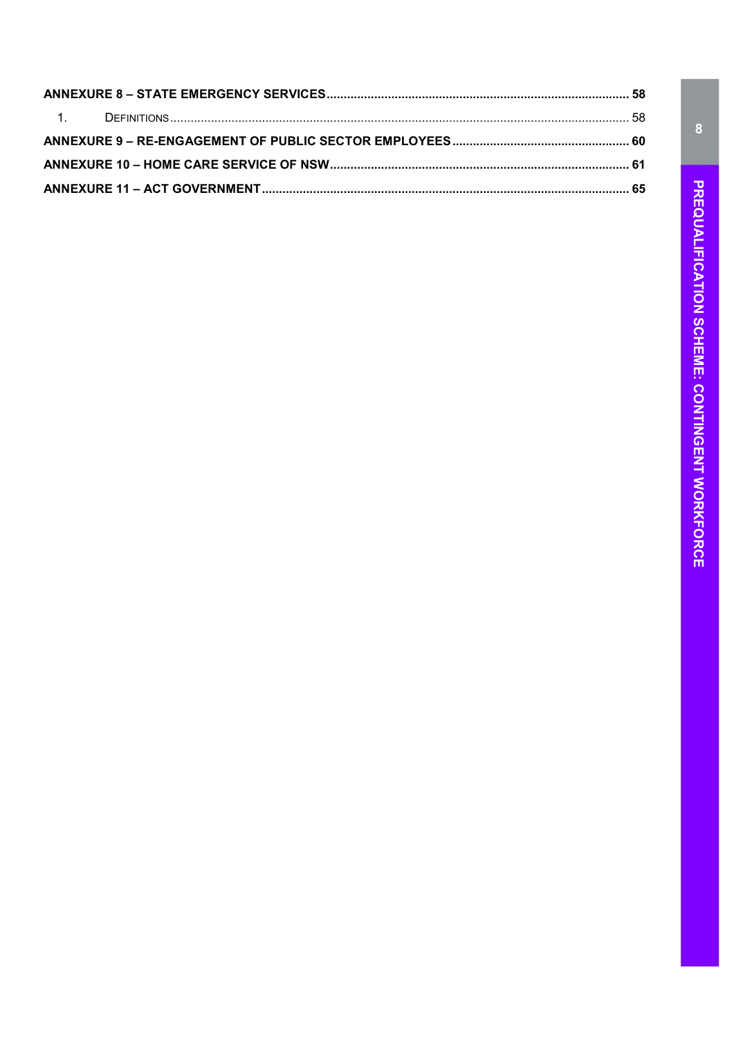**ANNEXURE 8 – STATE EMERGENCY SERVICES** .......... **58**

1. DEFINITIONS .......... 58

**ANNEXURE 9 – RE-ENGAGEMENT OF PUBLIC SECTOR EMPLOYEES** .......... **60**

**ANNEXURE 10 – HOME CARE SERVICE OF NSW** .......... **61**

**ANNEXURE 11 – ACT GOVERNMENT** .......... **65**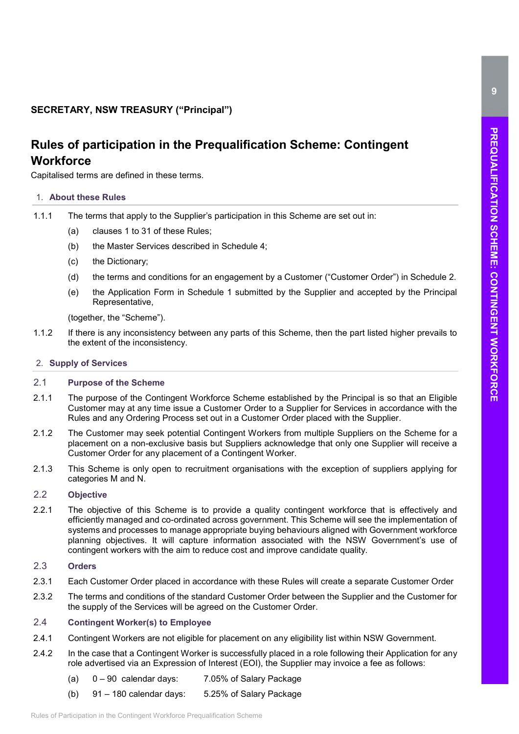**SECRETARY, NSW TREASURY ("Principal")**

# Rules of participation in the Prequalification Scheme: Contingent Workforce

Capitalised terms are defined in these terms.

## 1. About these Rules

1.1.1 The terms that apply to the Supplier's participation in this Scheme are set out in:

(a) clauses 1 to 31 of these Rules;

(b) the Master Services described in Schedule 4;

(c) the Dictionary;

(d) the terms and conditions for an engagement by a Customer ("Customer Order") in Schedule 2.

(e) the Application Form in Schedule 1 submitted by the Supplier and accepted by the Principal Representative,

(together, the "Scheme").

1.1.2 If there is any inconsistency between any parts of this Scheme, then the part listed higher prevails to the extent of the inconsistency.

## 2. Supply of Services

### 2.1 Purpose of the Scheme

2.1.1 The purpose of the Contingent Workforce Scheme established by the Principal is so that an Eligible Customer may at any time issue a Customer Order to a Supplier for Services in accordance with the Rules and any Ordering Process set out in a Customer Order placed with the Supplier.

2.1.2 The Customer may seek potential Contingent Workers from multiple Suppliers on the Scheme for a placement on a non-exclusive basis but Suppliers acknowledge that only one Supplier will receive a Customer Order for any placement of a Contingent Worker.

2.1.3 This Scheme is only open to recruitment organisations with the exception of suppliers applying for categories M and N.

### 2.2 Objective

2.2.1 The objective of this Scheme is to provide a quality contingent workforce that is effectively and efficiently managed and co-ordinated across government. This Scheme will see the implementation of systems and processes to manage appropriate buying behaviours aligned with Government workforce planning objectives. It will capture information associated with the NSW Government's use of contingent workers with the aim to reduce cost and improve candidate quality.

### 2.3 Orders

2.3.1 Each Customer Order placed in accordance with these Rules will create a separate Customer Order

2.3.2 The terms and conditions of the standard Customer Order between the Supplier and the Customer for the supply of the Services will be agreed on the Customer Order.

### 2.4 Contingent Worker(s) to Employee

2.4.1 Contingent Workers are not eligible for placement on any eligibility list within NSW Government.

2.4.2 In the case that a Contingent Worker is successfully placed in a role following their Application for any role advertised via an Expression of Interest (EOI), the Supplier may invoice a fee as follows:

(a) 0 – 90 calendar days: 7.05% of Salary Package

(b) 91 – 180 calendar days: 5.25% of Salary Package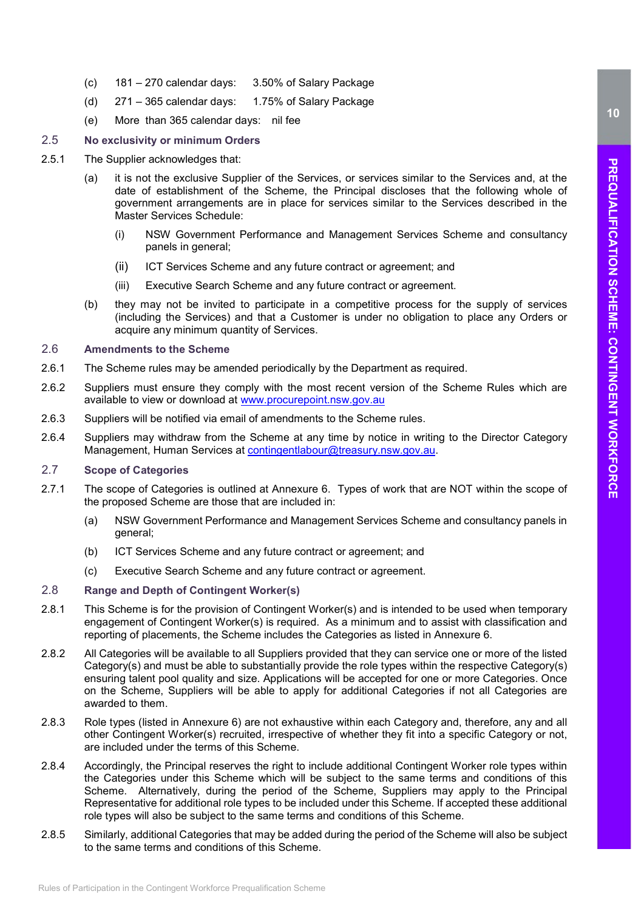(c) 181 – 270 calendar days: 3.50% of Salary Package

(d) 271 – 365 calendar days: 1.75% of Salary Package

(e) More than 365 calendar days: nil fee

### 2.5 No exclusivity or minimum Orders

2.5.1 The Supplier acknowledges that:

(a) it is not the exclusive Supplier of the Services, or services similar to the Services and, at the date of establishment of the Scheme, the Principal discloses that the following whole of government arrangements are in place for services similar to the Services described in the Master Services Schedule:

(i) NSW Government Performance and Management Services Scheme and consultancy panels in general;

(ii) ICT Services Scheme and any future contract or agreement; and

(iii) Executive Search Scheme and any future contract or agreement.

(b) they may not be invited to participate in a competitive process for the supply of services (including the Services) and that a Customer is under no obligation to place any Orders or acquire any minimum quantity of Services.

### 2.6 Amendments to the Scheme

2.6.1 The Scheme rules may be amended periodically by the Department as required.

2.6.2 Suppliers must ensure they comply with the most recent version of the Scheme Rules which are available to view or download at www.procurepoint.nsw.gov.au

2.6.3 Suppliers will be notified via email of amendments to the Scheme rules.

2.6.4 Suppliers may withdraw from the Scheme at any time by notice in writing to the Director Category Management, Human Services at contingentlabour@treasury.nsw.gov.au.

### 2.7 Scope of Categories

2.7.1 The scope of Categories is outlined at Annexure 6. Types of work that are NOT within the scope of the proposed Scheme are those that are included in:

(a) NSW Government Performance and Management Services Scheme and consultancy panels in general;

(b) ICT Services Scheme and any future contract or agreement; and

(c) Executive Search Scheme and any future contract or agreement.

### 2.8 Range and Depth of Contingent Worker(s)

2.8.1 This Scheme is for the provision of Contingent Worker(s) and is intended to be used when temporary engagement of Contingent Worker(s) is required. As a minimum and to assist with classification and reporting of placements, the Scheme includes the Categories as listed in Annexure 6.

2.8.2 All Categories will be available to all Suppliers provided that they can service one or more of the listed Category(s) and must be able to substantially provide the role types within the respective Category(s) ensuring talent pool quality and size. Applications will be accepted for one or more Categories. Once on the Scheme, Suppliers will be able to apply for additional Categories if not all Categories are awarded to them.

2.8.3 Role types (listed in Annexure 6) are not exhaustive within each Category and, therefore, any and all other Contingent Worker(s) recruited, irrespective of whether they fit into a specific Category or not, are included under the terms of this Scheme.

2.8.4 Accordingly, the Principal reserves the right to include additional Contingent Worker role types within the Categories under this Scheme which will be subject to the same terms and conditions of this Scheme. Alternatively, during the period of the Scheme, Suppliers may apply to the Principal Representative for additional role types to be included under this Scheme. If accepted these additional role types will also be subject to the same terms and conditions of this Scheme.

2.8.5 Similarly, additional Categories that may be added during the period of the Scheme will also be subject to the same terms and conditions of this Scheme.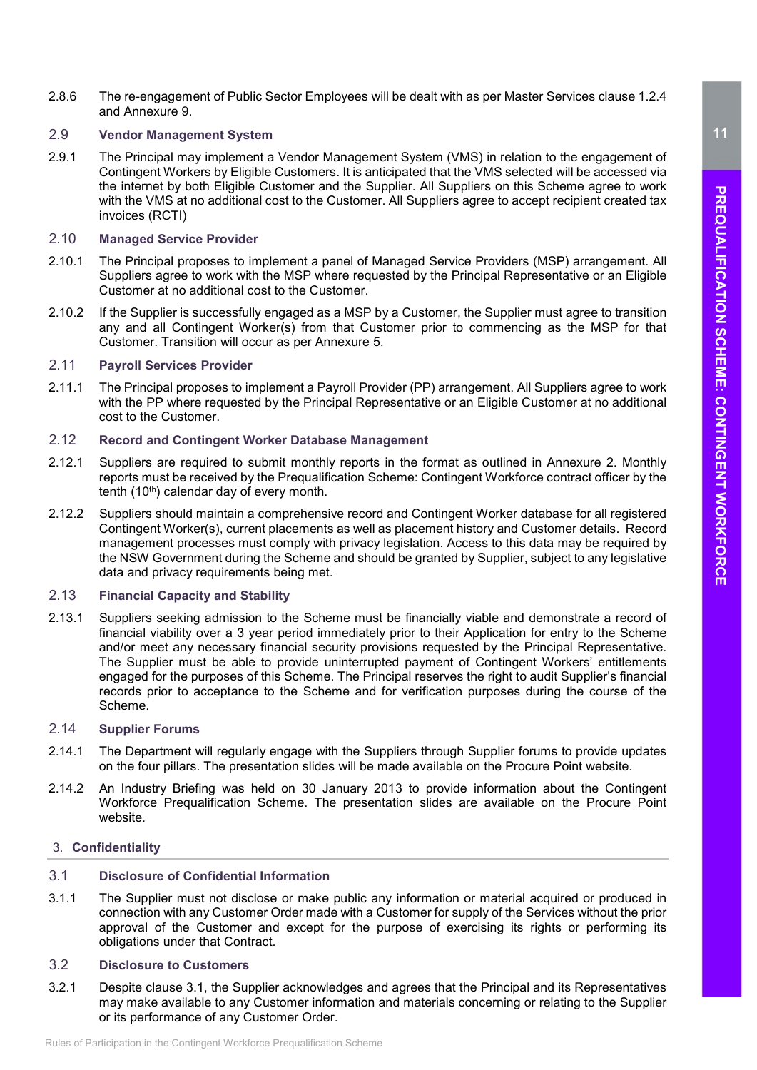2.8.6 The re-engagement of Public Sector Employees will be dealt with as per Master Services clause 1.2.4 and Annexure 9.

### 2.9 Vendor Management System

2.9.1 The Principal may implement a Vendor Management System (VMS) in relation to the engagement of Contingent Workers by Eligible Customers. It is anticipated that the VMS selected will be accessed via the internet by both Eligible Customer and the Supplier. All Suppliers on this Scheme agree to work with the VMS at no additional cost to the Customer. All Suppliers agree to accept recipient created tax invoices (RCTI)

### 2.10 Managed Service Provider

2.10.1 The Principal proposes to implement a panel of Managed Service Providers (MSP) arrangement. All Suppliers agree to work with the MSP where requested by the Principal Representative or an Eligible Customer at no additional cost to the Customer.

2.10.2 If the Supplier is successfully engaged as a MSP by a Customer, the Supplier must agree to transition any and all Contingent Worker(s) from that Customer prior to commencing as the MSP for that Customer. Transition will occur as per Annexure 5.

### 2.11 Payroll Services Provider

2.11.1 The Principal proposes to implement a Payroll Provider (PP) arrangement. All Suppliers agree to work with the PP where requested by the Principal Representative or an Eligible Customer at no additional cost to the Customer.

### 2.12 Record and Contingent Worker Database Management

2.12.1 Suppliers are required to submit monthly reports in the format as outlined in Annexure 2. Monthly reports must be received by the Prequalification Scheme: Contingent Workforce contract officer by the tenth (10th) calendar day of every month.

2.12.2 Suppliers should maintain a comprehensive record and Contingent Worker database for all registered Contingent Worker(s), current placements as well as placement history and Customer details. Record management processes must comply with privacy legislation. Access to this data may be required by the NSW Government during the Scheme and should be granted by Supplier, subject to any legislative data and privacy requirements being met.

### 2.13 Financial Capacity and Stability

2.13.1 Suppliers seeking admission to the Scheme must be financially viable and demonstrate a record of financial viability over a 3 year period immediately prior to their Application for entry to the Scheme and/or meet any necessary financial security provisions requested by the Principal Representative. The Supplier must be able to provide uninterrupted payment of Contingent Workers' entitlements engaged for the purposes of this Scheme. The Principal reserves the right to audit Supplier's financial records prior to acceptance to the Scheme and for verification purposes during the course of the Scheme.

### 2.14 Supplier Forums

2.14.1 The Department will regularly engage with the Suppliers through Supplier forums to provide updates on the four pillars. The presentation slides will be made available on the Procure Point website.

2.14.2 An Industry Briefing was held on 30 January 2013 to provide information about the Contingent Workforce Prequalification Scheme. The presentation slides are available on the Procure Point website.

## 3. Confidentiality

### 3.1 Disclosure of Confidential Information

3.1.1 The Supplier must not disclose or make public any information or material acquired or produced in connection with any Customer Order made with a Customer for supply of the Services without the prior approval of the Customer and except for the purpose of exercising its rights or performing its obligations under that Contract.

### 3.2 Disclosure to Customers

3.2.1 Despite clause 3.1, the Supplier acknowledges and agrees that the Principal and its Representatives may make available to any Customer information and materials concerning or relating to the Supplier or its performance of any Customer Order.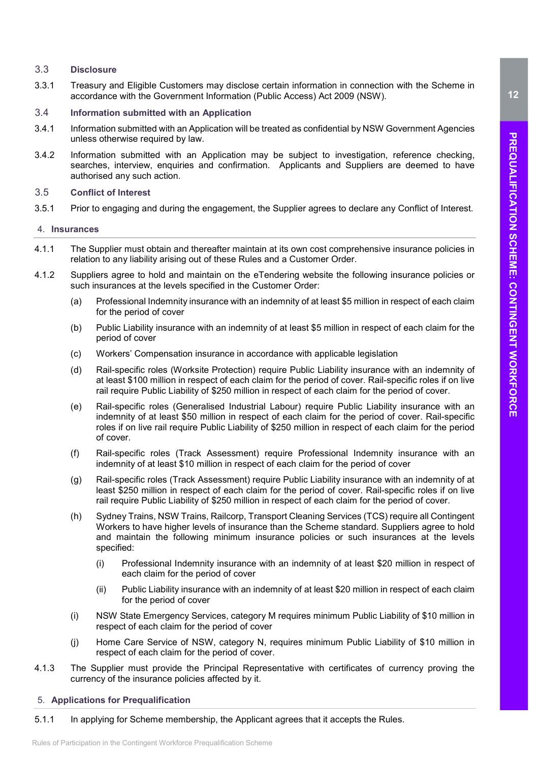### 3.3 Disclosure

3.3.1 Treasury and Eligible Customers may disclose certain information in connection with the Scheme in accordance with the Government Information (Public Access) Act 2009 (NSW).

### 3.4 Information submitted with an Application

3.4.1 Information submitted with an Application will be treated as confidential by NSW Government Agencies unless otherwise required by law.

3.4.2 Information submitted with an Application may be subject to investigation, reference checking, searches, interview, enquiries and confirmation. Applicants and Suppliers are deemed to have authorised any such action.

### 3.5 Conflict of Interest

3.5.1 Prior to engaging and during the engagement, the Supplier agrees to declare any Conflict of Interest.

## 4. Insurances

4.1.1 The Supplier must obtain and thereafter maintain at its own cost comprehensive insurance policies in relation to any liability arising out of these Rules and a Customer Order.

4.1.2 Suppliers agree to hold and maintain on the eTendering website the following insurance policies or such insurances at the levels specified in the Customer Order:

(a) Professional Indemnity insurance with an indemnity of at least $5 million in respect of each claim for the period of cover

(b) Public Liability insurance with an indemnity of at least $5 million in respect of each claim for the period of cover

(c) Workers' Compensation insurance in accordance with applicable legislation

(d) Rail-specific roles (Worksite Protection) require Public Liability insurance with an indemnity of at least $100 million in respect of each claim for the period of cover. Rail-specific roles if on live rail require Public Liability of $250 million in respect of each claim for the period of cover.

(e) Rail-specific roles (Generalised Industrial Labour) require Public Liability insurance with an indemnity of at least $50 million in respect of each claim for the period of cover. Rail-specific roles if on live rail require Public Liability of $250 million in respect of each claim for the period of cover.

(f) Rail-specific roles (Track Assessment) require Professional Indemnity insurance with an indemnity of at least $10 million in respect of each claim for the period of cover

(g) Rail-specific roles (Track Assessment) require Public Liability insurance with an indemnity of at least $250 million in respect of each claim for the period of cover. Rail-specific roles if on live rail require Public Liability of $250 million in respect of each claim for the period of cover.

(h) Sydney Trains, NSW Trains, Railcorp, Transport Cleaning Services (TCS) require all Contingent Workers to have higher levels of insurance than the Scheme standard. Suppliers agree to hold and maintain the following minimum insurance policies or such insurances at the levels specified:

 (i) Professional Indemnity insurance with an indemnity of at least $20 million in respect of each claim for the period of cover

 (ii) Public Liability insurance with an indemnity of at least $20 million in respect of each claim for the period of cover

(i) NSW State Emergency Services, category M requires minimum Public Liability of $10 million in respect of each claim for the period of cover

(j) Home Care Service of NSW, category N, requires minimum Public Liability of $10 million in respect of each claim for the period of cover.

4.1.3 The Supplier must provide the Principal Representative with certificates of currency proving the currency of the insurance policies affected by it.

## 5. Applications for Prequalification

5.1.1 In applying for Scheme membership, the Applicant agrees that it accepts the Rules.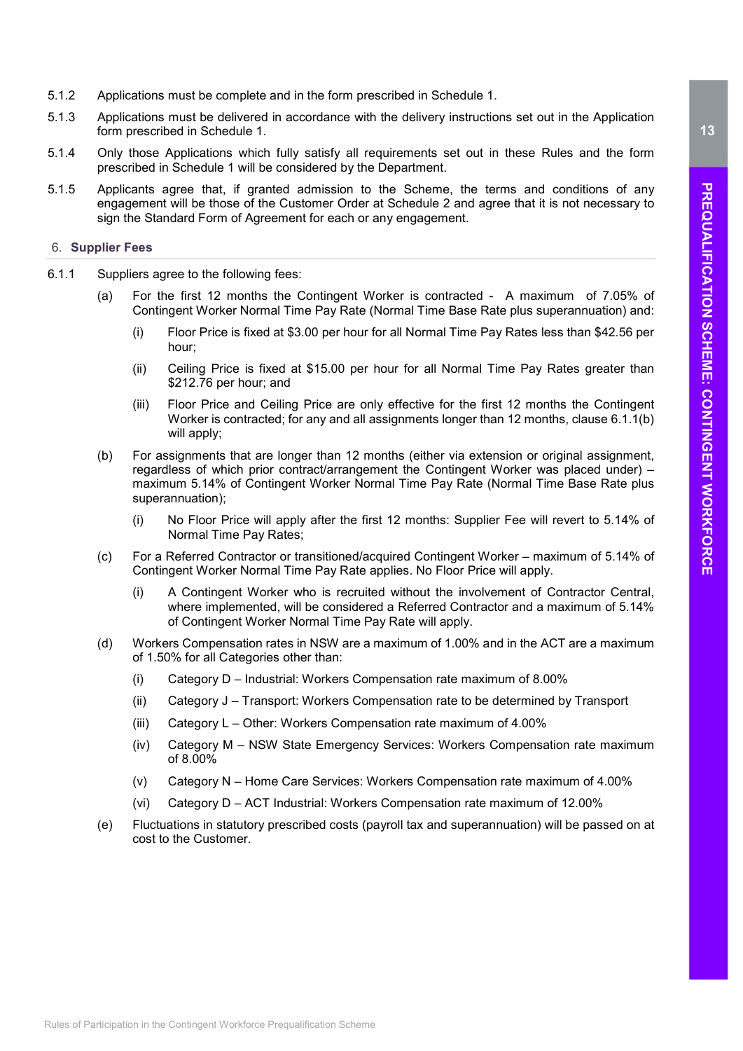5.1.2 Applications must be complete and in the form prescribed in Schedule 1.

5.1.3 Applications must be delivered in accordance with the delivery instructions set out in the Application form prescribed in Schedule 1.

5.1.4 Only those Applications which fully satisfy all requirements set out in these Rules and the form prescribed in Schedule 1 will be considered by the Department.

5.1.5 Applicants agree that, if granted admission to the Scheme, the terms and conditions of any engagement will be those of the Customer Order at Schedule 2 and agree that it is not necessary to sign the Standard Form of Agreement for each or any engagement.

## 6. Supplier Fees

6.1.1 Suppliers agree to the following fees:

(a) For the first 12 months the Contingent Worker is contracted - A maximum of 7.05% of Contingent Worker Normal Time Pay Rate (Normal Time Base Rate plus superannuation) and:

(i) Floor Price is fixed at $3.00 per hour for all Normal Time Pay Rates less than $42.56 per hour;

(ii) Ceiling Price is fixed at $15.00 per hour for all Normal Time Pay Rates greater than $212.76 per hour; and

(iii) Floor Price and Ceiling Price are only effective for the first 12 months the Contingent Worker is contracted; for any and all assignments longer than 12 months, clause 6.1.1(b) will apply;

(b) For assignments that are longer than 12 months (either via extension or original assignment, regardless of which prior contract/arrangement the Contingent Worker was placed under) – maximum 5.14% of Contingent Worker Normal Time Pay Rate (Normal Time Base Rate plus superannuation);

(i) No Floor Price will apply after the first 12 months: Supplier Fee will revert to 5.14% of Normal Time Pay Rates;

(c) For a Referred Contractor or transitioned/acquired Contingent Worker – maximum of 5.14% of Contingent Worker Normal Time Pay Rate applies. No Floor Price will apply.

(i) A Contingent Worker who is recruited without the involvement of Contractor Central, where implemented, will be considered a Referred Contractor and a maximum of 5.14% of Contingent Worker Normal Time Pay Rate will apply.

(d) Workers Compensation rates in NSW are a maximum of 1.00% and in the ACT are a maximum of 1.50% for all Categories other than:

(i) Category D – Industrial: Workers Compensation rate maximum of 8.00%

(ii) Category J – Transport: Workers Compensation rate to be determined by Transport

(iii) Category L – Other: Workers Compensation rate maximum of 4.00%

(iv) Category M – NSW State Emergency Services: Workers Compensation rate maximum of 8.00%

(v) Category N – Home Care Services: Workers Compensation rate maximum of 4.00%

(vi) Category D – ACT Industrial: Workers Compensation rate maximum of 12.00%

(e) Fluctuations in statutory prescribed costs (payroll tax and superannuation) will be passed on at cost to the Customer.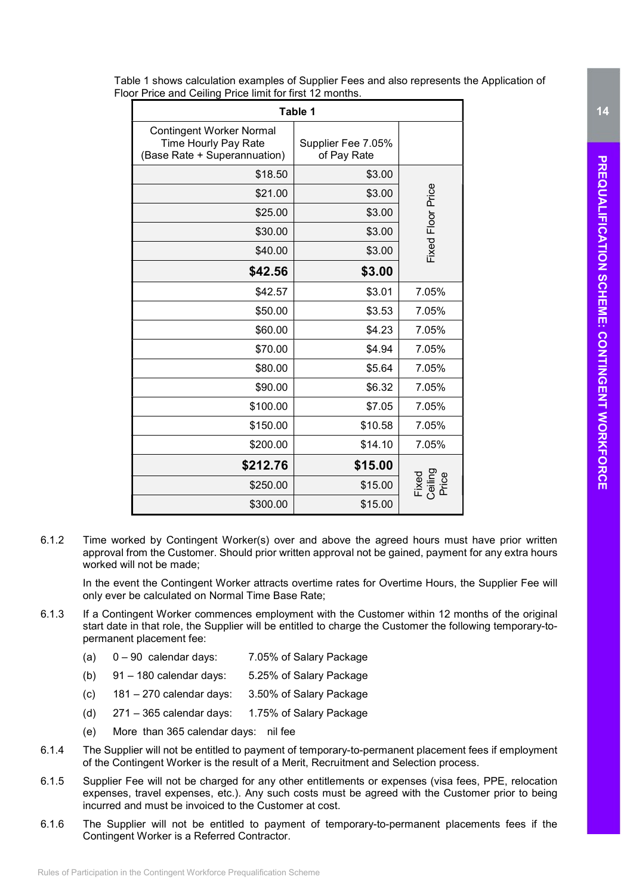Table 1 shows calculation examples of Supplier Fees and also represents the Application of Floor Price and Ceiling Price limit for first 12 months.

| Table 1 | | |
|---|---|---|
| Contingent Worker Normal Time Hourly Pay Rate (Base Rate + Superannuation) | Supplier Fee 7.05% of Pay Rate | |
| $18.50 | $3.00 | Fixed Floor Price |
| $21.00 | $3.00 | |
| $25.00 | $3.00 | |
| $30.00 | $3.00 | |
| $40.00 | $3.00 | |
| **$42.56** | **$3.00** | |
| $42.57 | $3.01 | 7.05% |
| $50.00 | $3.53 | 7.05% |
| $60.00 | $4.23 | 7.05% |
| $70.00 | $4.94 | 7.05% |
| $80.00 | $5.64 | 7.05% |
| $90.00 | $6.32 | 7.05% |
| $100.00 | $7.05 | 7.05% |
| $150.00 | $10.58 | 7.05% |
| $200.00 | $14.10 | 7.05% |
| **$212.76** | **$15.00** | Fixed Ceiling Price |
| $250.00 | $15.00 | |
| $300.00 | $15.00 | |

6.1.2 Time worked by Contingent Worker(s) over and above the agreed hours must have prior written approval from the Customer. Should prior written approval not be gained, payment for any extra hours worked will not be made;

In the event the Contingent Worker attracts overtime rates for Overtime Hours, the Supplier Fee will only ever be calculated on Normal Time Base Rate;

6.1.3 If a Contingent Worker commences employment with the Customer within 12 months of the original start date in that role, the Supplier will be entitled to charge the Customer the following temporary-to-permanent placement fee:

(a) 0 – 90 calendar days: 7.05% of Salary Package

(b) 91 – 180 calendar days: 5.25% of Salary Package

(c) 181 – 270 calendar days: 3.50% of Salary Package

(d) 271 – 365 calendar days: 1.75% of Salary Package

(e) More than 365 calendar days: nil fee

6.1.4 The Supplier will not be entitled to payment of temporary-to-permanent placement fees if employment of the Contingent Worker is the result of a Merit, Recruitment and Selection process.

6.1.5 Supplier Fee will not be charged for any other entitlements or expenses (visa fees, PPE, relocation expenses, travel expenses, etc.). Any such costs must be agreed with the Customer prior to being incurred and must be invoiced to the Customer at cost.

6.1.6 The Supplier will not be entitled to payment of temporary-to-permanent placements fees if the Contingent Worker is a Referred Contractor.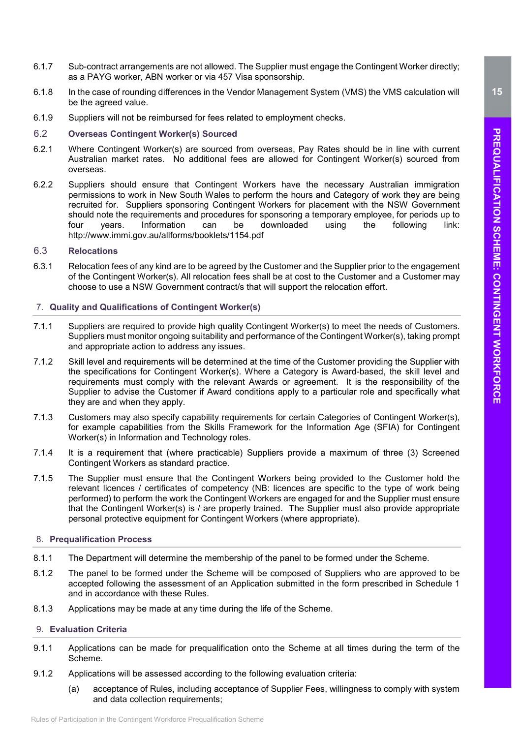6.1.7 Sub-contract arrangements are not allowed. The Supplier must engage the Contingent Worker directly; as a PAYG worker, ABN worker or via 457 Visa sponsorship.

6.1.8 In the case of rounding differences in the Vendor Management System (VMS) the VMS calculation will be the agreed value.

6.1.9 Suppliers will not be reimbursed for fees related to employment checks.

### 6.2 Overseas Contingent Worker(s) Sourced

6.2.1 Where Contingent Worker(s) are sourced from overseas, Pay Rates should be in line with current Australian market rates. No additional fees are allowed for Contingent Worker(s) sourced from overseas.

6.2.2 Suppliers should ensure that Contingent Workers have the necessary Australian immigration permissions to work in New South Wales to perform the hours and Category of work they are being recruited for. Suppliers sponsoring Contingent Workers for placement with the NSW Government should note the requirements and procedures for sponsoring a temporary employee, for periods up to four years. Information can be downloaded using the following link: http://www.immi.gov.au/allforms/booklets/1154.pdf

### 6.3 Relocations

6.3.1 Relocation fees of any kind are to be agreed by the Customer and the Supplier prior to the engagement of the Contingent Worker(s). All relocation fees shall be at cost to the Customer and a Customer may choose to use a NSW Government contract/s that will support the relocation effort.

## 7. Quality and Qualifications of Contingent Worker(s)

7.1.1 Suppliers are required to provide high quality Contingent Worker(s) to meet the needs of Customers. Suppliers must monitor ongoing suitability and performance of the Contingent Worker(s), taking prompt and appropriate action to address any issues.

7.1.2 Skill level and requirements will be determined at the time of the Customer providing the Supplier with the specifications for Contingent Worker(s). Where a Category is Award-based, the skill level and requirements must comply with the relevant Awards or agreement. It is the responsibility of the Supplier to advise the Customer if Award conditions apply to a particular role and specifically what they are and when they apply.

7.1.3 Customers may also specify capability requirements for certain Categories of Contingent Worker(s), for example capabilities from the Skills Framework for the Information Age (SFIA) for Contingent Worker(s) in Information and Technology roles.

7.1.4 It is a requirement that (where practicable) Suppliers provide a maximum of three (3) Screened Contingent Workers as standard practice.

7.1.5 The Supplier must ensure that the Contingent Workers being provided to the Customer hold the relevant licences / certificates of competency (NB: licences are specific to the type of work being performed) to perform the work the Contingent Workers are engaged for and the Supplier must ensure that the Contingent Worker(s) is / are properly trained. The Supplier must also provide appropriate personal protective equipment for Contingent Workers (where appropriate).

## 8. Prequalification Process

8.1.1 The Department will determine the membership of the panel to be formed under the Scheme.

8.1.2 The panel to be formed under the Scheme will be composed of Suppliers who are approved to be accepted following the assessment of an Application submitted in the form prescribed in Schedule 1 and in accordance with these Rules.

8.1.3 Applications may be made at any time during the life of the Scheme.

## 9. Evaluation Criteria

9.1.1 Applications can be made for prequalification onto the Scheme at all times during the term of the Scheme.

9.1.2 Applications will be assessed according to the following evaluation criteria:

(a) acceptance of Rules, including acceptance of Supplier Fees, willingness to comply with system and data collection requirements;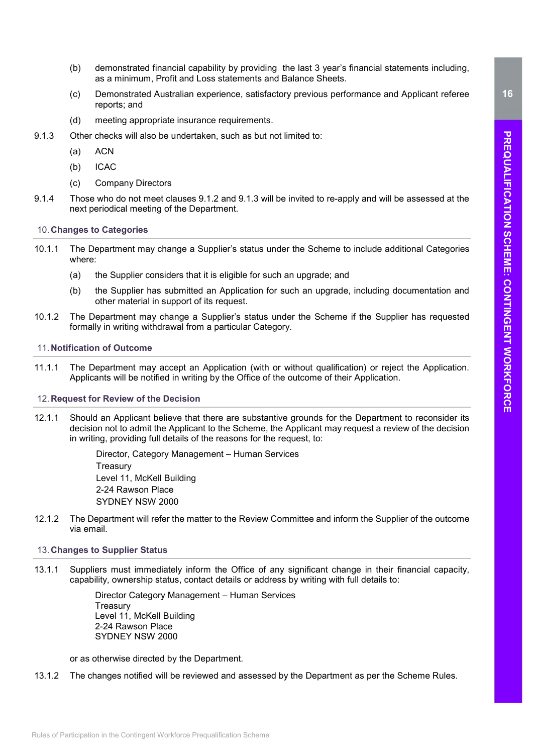(b) demonstrated financial capability by providing the last 3 year's financial statements including, as a minimum, Profit and Loss statements and Balance Sheets.

(c) Demonstrated Australian experience, satisfactory previous performance and Applicant referee reports; and

(d) meeting appropriate insurance requirements.

9.1.3 Other checks will also be undertaken, such as but not limited to:

(a) ACN

(b) ICAC

(c) Company Directors

9.1.4 Those who do not meet clauses 9.1.2 and 9.1.3 will be invited to re-apply and will be assessed at the next periodical meeting of the Department.

## 10. Changes to Categories

10.1.1 The Department may change a Supplier's status under the Scheme to include additional Categories where:

(a) the Supplier considers that it is eligible for such an upgrade; and

(b) the Supplier has submitted an Application for such an upgrade, including documentation and other material in support of its request.

10.1.2 The Department may change a Supplier's status under the Scheme if the Supplier has requested formally in writing withdrawal from a particular Category.

## 11. Notification of Outcome

11.1.1 The Department may accept an Application (with or without qualification) or reject the Application. Applicants will be notified in writing by the Office of the outcome of their Application.

## 12. Request for Review of the Decision

12.1.1 Should an Applicant believe that there are substantive grounds for the Department to reconsider its decision not to admit the Applicant to the Scheme, the Applicant may request a review of the decision in writing, providing full details of the reasons for the request, to:

Director, Category Management – Human Services
Treasury
Level 11, McKell Building
2-24 Rawson Place
SYDNEY NSW 2000

12.1.2 The Department will refer the matter to the Review Committee and inform the Supplier of the outcome via email.

## 13. Changes to Supplier Status

13.1.1 Suppliers must immediately inform the Office of any significant change in their financial capacity, capability, ownership status, contact details or address by writing with full details to:

Director Category Management – Human Services
Treasury
Level 11, McKell Building
2-24 Rawson Place
SYDNEY NSW 2000

or as otherwise directed by the Department.

13.1.2 The changes notified will be reviewed and assessed by the Department as per the Scheme Rules.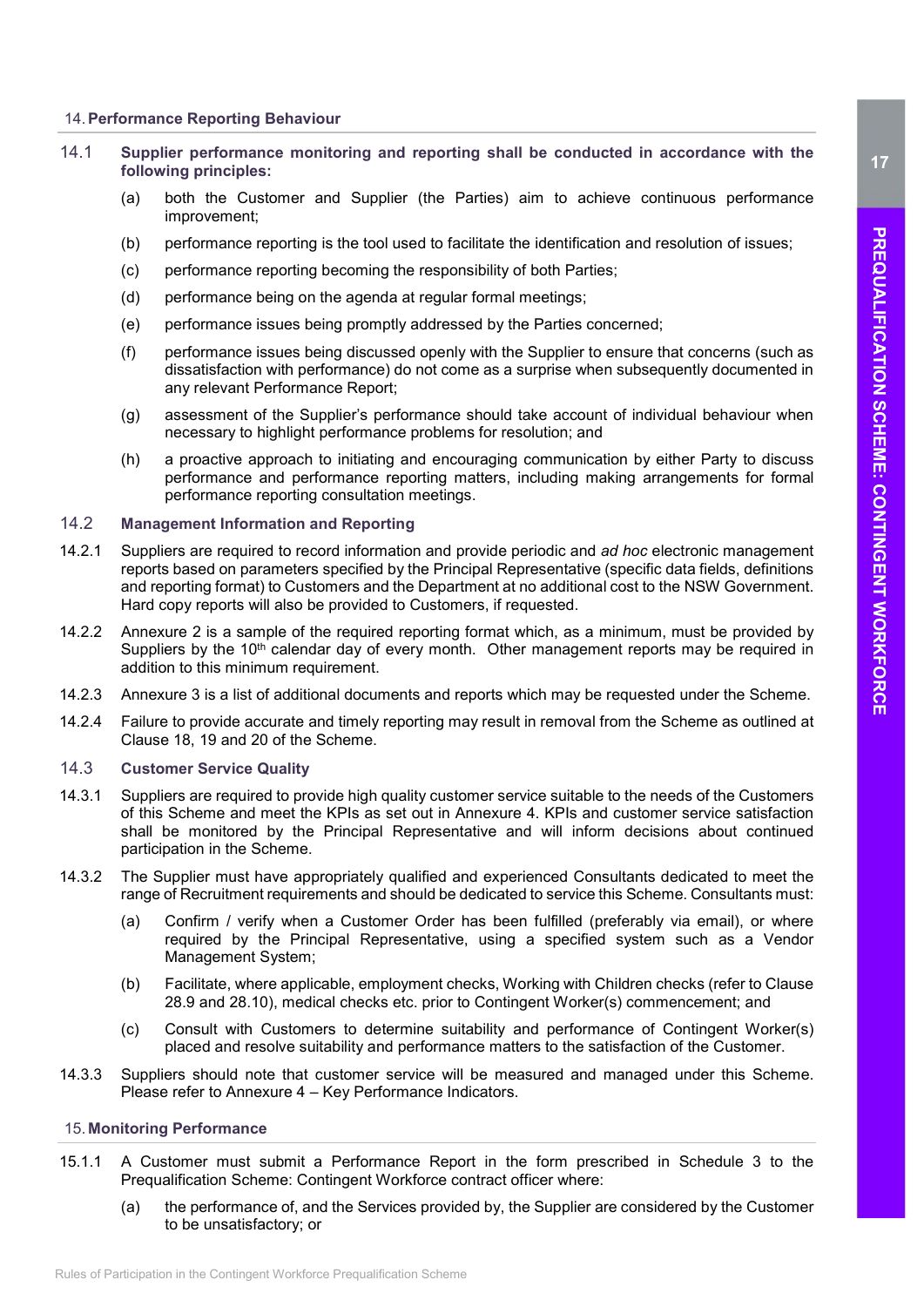## 14. Performance Reporting Behaviour

**14.1 Supplier performance monitoring and reporting shall be conducted in accordance with the following principles:**

(a) both the Customer and Supplier (the Parties) aim to achieve continuous performance improvement;

(b) performance reporting is the tool used to facilitate the identification and resolution of issues;

(c) performance reporting becoming the responsibility of both Parties;

(d) performance being on the agenda at regular formal meetings;

(e) performance issues being promptly addressed by the Parties concerned;

(f) performance issues being discussed openly with the Supplier to ensure that concerns (such as dissatisfaction with performance) do not come as a surprise when subsequently documented in any relevant Performance Report;

(g) assessment of the Supplier's performance should take account of individual behaviour when necessary to highlight performance problems for resolution; and

(h) a proactive approach to initiating and encouraging communication by either Party to discuss performance and performance reporting matters, including making arrangements for formal performance reporting consultation meetings.

### 14.2 Management Information and Reporting

14.2.1 Suppliers are required to record information and provide periodic and *ad hoc* electronic management reports based on parameters specified by the Principal Representative (specific data fields, definitions and reporting format) to Customers and the Department at no additional cost to the NSW Government. Hard copy reports will also be provided to Customers, if requested.

14.2.2 Annexure 2 is a sample of the required reporting format which, as a minimum, must be provided by Suppliers by the 10th calendar day of every month. Other management reports may be required in addition to this minimum requirement.

14.2.3 Annexure 3 is a list of additional documents and reports which may be requested under the Scheme.

14.2.4 Failure to provide accurate and timely reporting may result in removal from the Scheme as outlined at Clause 18, 19 and 20 of the Scheme.

### 14.3 Customer Service Quality

14.3.1 Suppliers are required to provide high quality customer service suitable to the needs of the Customers of this Scheme and meet the KPIs as set out in Annexure 4. KPIs and customer service satisfaction shall be monitored by the Principal Representative and will inform decisions about continued participation in the Scheme.

14.3.2 The Supplier must have appropriately qualified and experienced Consultants dedicated to meet the range of Recruitment requirements and should be dedicated to service this Scheme. Consultants must:

(a) Confirm / verify when a Customer Order has been fulfilled (preferably via email), or where required by the Principal Representative, using a specified system such as a Vendor Management System;

(b) Facilitate, where applicable, employment checks, Working with Children checks (refer to Clause 28.9 and 28.10), medical checks etc. prior to Contingent Worker(s) commencement; and

(c) Consult with Customers to determine suitability and performance of Contingent Worker(s) placed and resolve suitability and performance matters to the satisfaction of the Customer.

14.3.3 Suppliers should note that customer service will be measured and managed under this Scheme. Please refer to Annexure 4 – Key Performance Indicators.

## 15. Monitoring Performance

15.1.1 A Customer must submit a Performance Report in the form prescribed in Schedule 3 to the Prequalification Scheme: Contingent Workforce contract officer where:

(a) the performance of, and the Services provided by, the Supplier are considered by the Customer to be unsatisfactory; or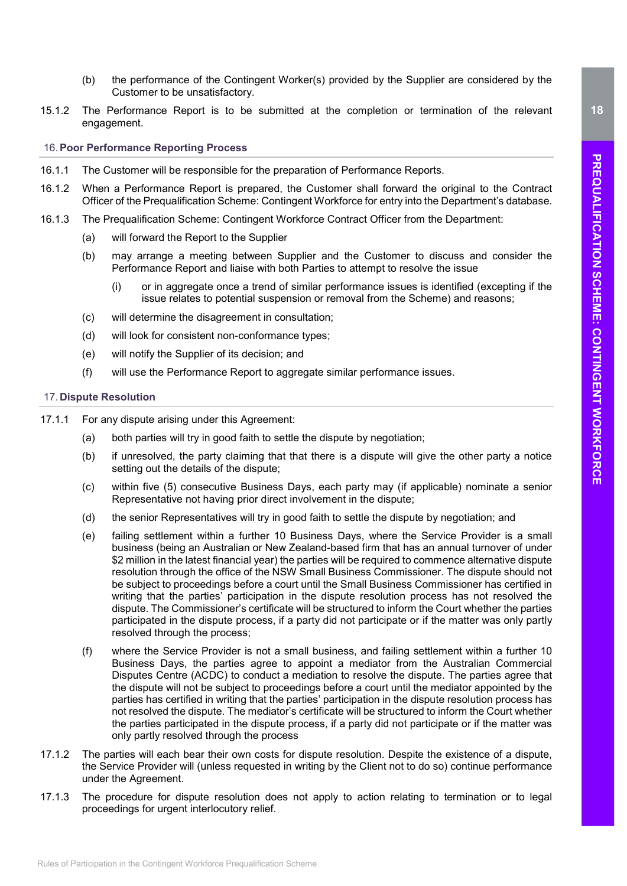(b) the performance of the Contingent Worker(s) provided by the Supplier are considered by the Customer to be unsatisfactory.

15.1.2 The Performance Report is to be submitted at the completion or termination of the relevant engagement.

## 16. Poor Performance Reporting Process

16.1.1 The Customer will be responsible for the preparation of Performance Reports.

16.1.2 When a Performance Report is prepared, the Customer shall forward the original to the Contract Officer of the Prequalification Scheme: Contingent Workforce for entry into the Department's database.

16.1.3 The Prequalification Scheme: Contingent Workforce Contract Officer from the Department:

(a) will forward the Report to the Supplier

(b) may arrange a meeting between Supplier and the Customer to discuss and consider the Performance Report and liaise with both Parties to attempt to resolve the issue

(i) or in aggregate once a trend of similar performance issues is identified (excepting if the issue relates to potential suspension or removal from the Scheme) and reasons;

(c) will determine the disagreement in consultation;

(d) will look for consistent non-conformance types;

(e) will notify the Supplier of its decision; and

(f) will use the Performance Report to aggregate similar performance issues.

## 17. Dispute Resolution

17.1.1 For any dispute arising under this Agreement:

(a) both parties will try in good faith to settle the dispute by negotiation;

(b) if unresolved, the party claiming that that there is a dispute will give the other party a notice setting out the details of the dispute;

(c) within five (5) consecutive Business Days, each party may (if applicable) nominate a senior Representative not having prior direct involvement in the dispute;

(d) the senior Representatives will try in good faith to settle the dispute by negotiation; and

(e) failing settlement within a further 10 Business Days, where the Service Provider is a small business (being an Australian or New Zealand-based firm that has an annual turnover of under $2 million in the latest financial year) the parties will be required to commence alternative dispute resolution through the office of the NSW Small Business Commissioner. The dispute should not be subject to proceedings before a court until the Small Business Commissioner has certified in writing that the parties' participation in the dispute resolution process has not resolved the dispute. The Commissioner's certificate will be structured to inform the Court whether the parties participated in the dispute process, if a party did not participate or if the matter was only partly resolved through the process;

(f) where the Service Provider is not a small business, and failing settlement within a further 10 Business Days, the parties agree to appoint a mediator from the Australian Commercial Disputes Centre (ACDC) to conduct a mediation to resolve the dispute. The parties agree that the dispute will not be subject to proceedings before a court until the mediator appointed by the parties has certified in writing that the parties' participation in the dispute resolution process has not resolved the dispute. The mediator's certificate will be structured to inform the Court whether the parties participated in the dispute process, if a party did not participate or if the matter was only partly resolved through the process

17.1.2 The parties will each bear their own costs for dispute resolution. Despite the existence of a dispute, the Service Provider will (unless requested in writing by the Client not to do so) continue performance under the Agreement.

17.1.3 The procedure for dispute resolution does not apply to action relating to termination or to legal proceedings for urgent interlocutory relief.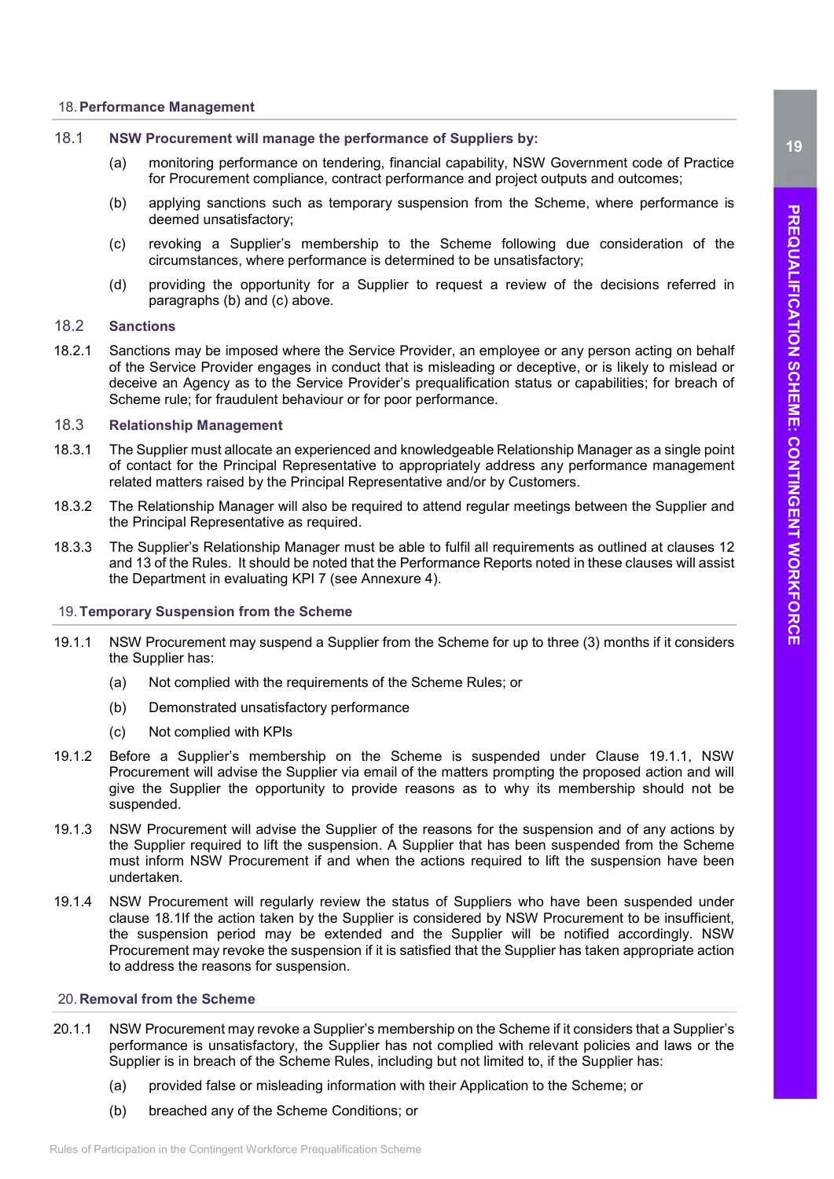## 18. Performance Management

### 18.1 NSW Procurement will manage the performance of Suppliers by:

(a) monitoring performance on tendering, financial capability, NSW Government code of Practice for Procurement compliance, contract performance and project outputs and outcomes;

(b) applying sanctions such as temporary suspension from the Scheme, where performance is deemed unsatisfactory;

(c) revoking a Supplier's membership to the Scheme following due consideration of the circumstances, where performance is determined to be unsatisfactory;

(d) providing the opportunity for a Supplier to request a review of the decisions referred in paragraphs (b) and (c) above.

### 18.2 Sanctions

18.2.1 Sanctions may be imposed where the Service Provider, an employee or any person acting on behalf of the Service Provider engages in conduct that is misleading or deceptive, or is likely to mislead or deceive an Agency as to the Service Provider's prequalification status or capabilities; for breach of Scheme rule; for fraudulent behaviour or for poor performance.

### 18.3 Relationship Management

18.3.1 The Supplier must allocate an experienced and knowledgeable Relationship Manager as a single point of contact for the Principal Representative to appropriately address any performance management related matters raised by the Principal Representative and/or by Customers.

18.3.2 The Relationship Manager will also be required to attend regular meetings between the Supplier and the Principal Representative as required.

18.3.3 The Supplier's Relationship Manager must be able to fulfil all requirements as outlined at clauses 12 and 13 of the Rules. It should be noted that the Performance Reports noted in these clauses will assist the Department in evaluating KPI 7 (see Annexure 4).

## 19. Temporary Suspension from the Scheme

19.1.1 NSW Procurement may suspend a Supplier from the Scheme for up to three (3) months if it considers the Supplier has:

(a) Not complied with the requirements of the Scheme Rules; or

(b) Demonstrated unsatisfactory performance

(c) Not complied with KPIs

19.1.2 Before a Supplier's membership on the Scheme is suspended under Clause 19.1.1, NSW Procurement will advise the Supplier via email of the matters prompting the proposed action and will give the Supplier the opportunity to provide reasons as to why its membership should not be suspended.

19.1.3 NSW Procurement will advise the Supplier of the reasons for the suspension and of any actions by the Supplier required to lift the suspension. A Supplier that has been suspended from the Scheme must inform NSW Procurement if and when the actions required to lift the suspension have been undertaken.

19.1.4 NSW Procurement will regularly review the status of Suppliers who have been suspended under clause 18.1If the action taken by the Supplier is considered by NSW Procurement to be insufficient, the suspension period may be extended and the Supplier will be notified accordingly. NSW Procurement may revoke the suspension if it is satisfied that the Supplier has taken appropriate action to address the reasons for suspension.

## 20. Removal from the Scheme

20.1.1 NSW Procurement may revoke a Supplier's membership on the Scheme if it considers that a Supplier's performance is unsatisfactory, the Supplier has not complied with relevant policies and laws or the Supplier is in breach of the Scheme Rules, including but not limited to, if the Supplier has:

(a) provided false or misleading information with their Application to the Scheme; or

(b) breached any of the Scheme Conditions; or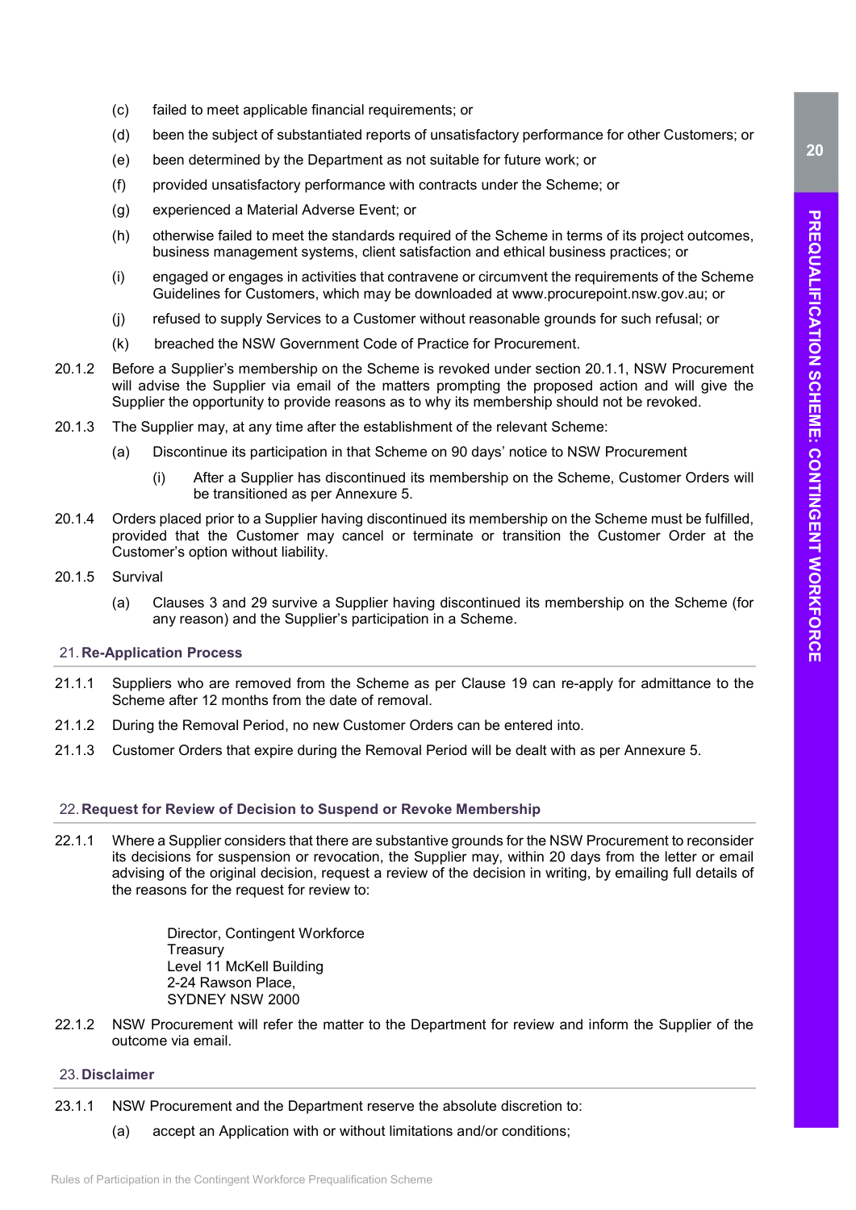(c) failed to meet applicable financial requirements; or

(d) been the subject of substantiated reports of unsatisfactory performance for other Customers; or

(e) been determined by the Department as not suitable for future work; or

(f) provided unsatisfactory performance with contracts under the Scheme; or

(g) experienced a Material Adverse Event; or

(h) otherwise failed to meet the standards required of the Scheme in terms of its project outcomes, business management systems, client satisfaction and ethical business practices; or

(i) engaged or engages in activities that contravene or circumvent the requirements of the Scheme Guidelines for Customers, which may be downloaded at www.procurepoint.nsw.gov.au; or

(j) refused to supply Services to a Customer without reasonable grounds for such refusal; or

(k) breached the NSW Government Code of Practice for Procurement.

20.1.2 Before a Supplier's membership on the Scheme is revoked under section 20.1.1, NSW Procurement will advise the Supplier via email of the matters prompting the proposed action and will give the Supplier the opportunity to provide reasons as to why its membership should not be revoked.

20.1.3 The Supplier may, at any time after the establishment of the relevant Scheme:

(a) Discontinue its participation in that Scheme on 90 days' notice to NSW Procurement

(i) After a Supplier has discontinued its membership on the Scheme, Customer Orders will be transitioned as per Annexure 5.

20.1.4 Orders placed prior to a Supplier having discontinued its membership on the Scheme must be fulfilled, provided that the Customer may cancel or terminate or transition the Customer Order at the Customer's option without liability.

20.1.5 Survival

(a) Clauses 3 and 29 survive a Supplier having discontinued its membership on the Scheme (for any reason) and the Supplier's participation in a Scheme.

## 21. Re-Application Process

21.1.1 Suppliers who are removed from the Scheme as per Clause 19 can re-apply for admittance to the Scheme after 12 months from the date of removal.

21.1.2 During the Removal Period, no new Customer Orders can be entered into.

21.1.3 Customer Orders that expire during the Removal Period will be dealt with as per Annexure 5.

## 22. Request for Review of Decision to Suspend or Revoke Membership

22.1.1 Where a Supplier considers that there are substantive grounds for the NSW Procurement to reconsider its decisions for suspension or revocation, the Supplier may, within 20 days from the letter or email advising of the original decision, request a review of the decision in writing, by emailing full details of the reasons for the request for review to:

Director, Contingent Workforce
Treasury
Level 11 McKell Building
2-24 Rawson Place,
SYDNEY NSW 2000

22.1.2 NSW Procurement will refer the matter to the Department for review and inform the Supplier of the outcome via email.

## 23. Disclaimer

23.1.1 NSW Procurement and the Department reserve the absolute discretion to:

(a) accept an Application with or without limitations and/or conditions;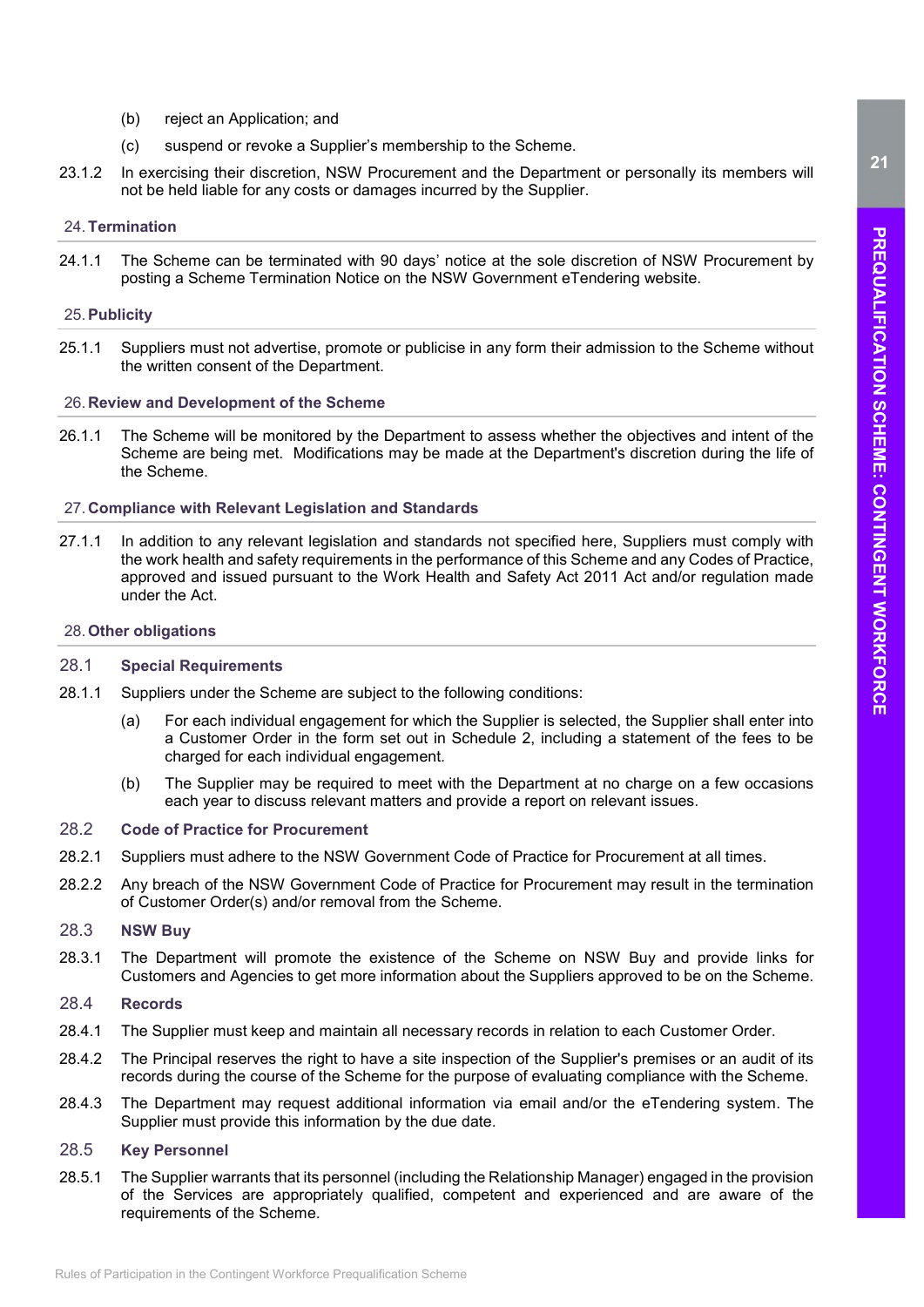(b) reject an Application; and

(c) suspend or revoke a Supplier's membership to the Scheme.

23.1.2 In exercising their discretion, NSW Procurement and the Department or personally its members will not be held liable for any costs or damages incurred by the Supplier.

## 24. Termination

24.1.1 The Scheme can be terminated with 90 days' notice at the sole discretion of NSW Procurement by posting a Scheme Termination Notice on the NSW Government eTendering website.

## 25. Publicity

25.1.1 Suppliers must not advertise, promote or publicise in any form their admission to the Scheme without the written consent of the Department.

## 26. Review and Development of the Scheme

26.1.1 The Scheme will be monitored by the Department to assess whether the objectives and intent of the Scheme are being met. Modifications may be made at the Department's discretion during the life of the Scheme.

## 27. Compliance with Relevant Legislation and Standards

27.1.1 In addition to any relevant legislation and standards not specified here, Suppliers must comply with the work health and safety requirements in the performance of this Scheme and any Codes of Practice, approved and issued pursuant to the Work Health and Safety Act 2011 Act and/or regulation made under the Act.

## 28. Other obligations

### 28.1 Special Requirements

28.1.1 Suppliers under the Scheme are subject to the following conditions:

(a) For each individual engagement for which the Supplier is selected, the Supplier shall enter into a Customer Order in the form set out in Schedule 2, including a statement of the fees to be charged for each individual engagement.

(b) The Supplier may be required to meet with the Department at no charge on a few occasions each year to discuss relevant matters and provide a report on relevant issues.

### 28.2 Code of Practice for Procurement

28.2.1 Suppliers must adhere to the NSW Government Code of Practice for Procurement at all times.

28.2.2 Any breach of the NSW Government Code of Practice for Procurement may result in the termination of Customer Order(s) and/or removal from the Scheme.

### 28.3 NSW Buy

28.3.1 The Department will promote the existence of the Scheme on NSW Buy and provide links for Customers and Agencies to get more information about the Suppliers approved to be on the Scheme.

### 28.4 Records

28.4.1 The Supplier must keep and maintain all necessary records in relation to each Customer Order.

28.4.2 The Principal reserves the right to have a site inspection of the Supplier's premises or an audit of its records during the course of the Scheme for the purpose of evaluating compliance with the Scheme.

28.4.3 The Department may request additional information via email and/or the eTendering system. The Supplier must provide this information by the due date.

### 28.5 Key Personnel

28.5.1 The Supplier warrants that its personnel (including the Relationship Manager) engaged in the provision of the Services are appropriately qualified, competent and experienced and are aware of the requirements of the Scheme.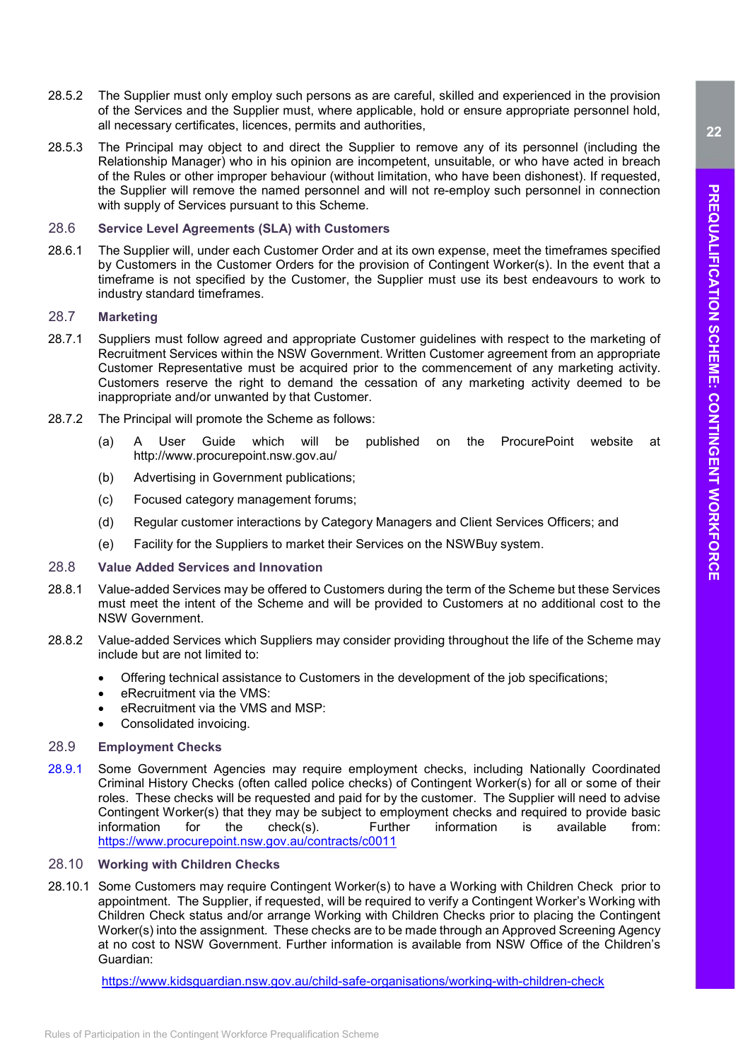28.5.2 The Supplier must only employ such persons as are careful, skilled and experienced in the provision of the Services and the Supplier must, where applicable, hold or ensure appropriate personnel hold, all necessary certificates, licences, permits and authorities,

28.5.3 The Principal may object to and direct the Supplier to remove any of its personnel (including the Relationship Manager) who in his opinion are incompetent, unsuitable, or who have acted in breach of the Rules or other improper behaviour (without limitation, who have been dishonest). If requested, the Supplier will remove the named personnel and will not re-employ such personnel in connection with supply of Services pursuant to this Scheme.

### 28.6 Service Level Agreements (SLA) with Customers

28.6.1 The Supplier will, under each Customer Order and at its own expense, meet the timeframes specified by Customers in the Customer Orders for the provision of Contingent Worker(s). In the event that a timeframe is not specified by the Customer, the Supplier must use its best endeavours to work to industry standard timeframes.

### 28.7 Marketing

28.7.1 Suppliers must follow agreed and appropriate Customer guidelines with respect to the marketing of Recruitment Services within the NSW Government. Written Customer agreement from an appropriate Customer Representative must be acquired prior to the commencement of any marketing activity. Customers reserve the right to demand the cessation of any marketing activity deemed to be inappropriate and/or unwanted by that Customer.

28.7.2 The Principal will promote the Scheme as follows:

(a) A User Guide which will be published on the ProcurePoint website at http://www.procurepoint.nsw.gov.au/

(b) Advertising in Government publications;

(c) Focused category management forums;

(d) Regular customer interactions by Category Managers and Client Services Officers; and

(e) Facility for the Suppliers to market their Services on the NSWBuy system.

### 28.8 Value Added Services and Innovation

28.8.1 Value-added Services may be offered to Customers during the term of the Scheme but these Services must meet the intent of the Scheme and will be provided to Customers at no additional cost to the NSW Government.

28.8.2 Value-added Services which Suppliers may consider providing throughout the life of the Scheme may include but are not limited to:

- Offering technical assistance to Customers in the development of the job specifications;
- eRecruitment via the VMS:
- eRecruitment via the VMS and MSP:
- Consolidated invoicing.

### 28.9 Employment Checks

28.9.1 Some Government Agencies may require employment checks, including Nationally Coordinated Criminal History Checks (often called police checks) of Contingent Worker(s) for all or some of their roles. These checks will be requested and paid for by the customer. The Supplier will need to advise Contingent Worker(s) that they may be subject to employment checks and required to provide basic information for the check(s). Further information is available from: https://www.procurepoint.nsw.gov.au/contracts/c0011

### 28.10 Working with Children Checks

28.10.1 Some Customers may require Contingent Worker(s) to have a Working with Children Check prior to appointment. The Supplier, if requested, will be required to verify a Contingent Worker's Working with Children Check status and/or arrange Working with Children Checks prior to placing the Contingent Worker(s) into the assignment. These checks are to be made through an Approved Screening Agency at no cost to NSW Government. Further information is available from NSW Office of the Children's Guardian:

https://www.kidsguardian.nsw.gov.au/child-safe-organisations/working-with-children-check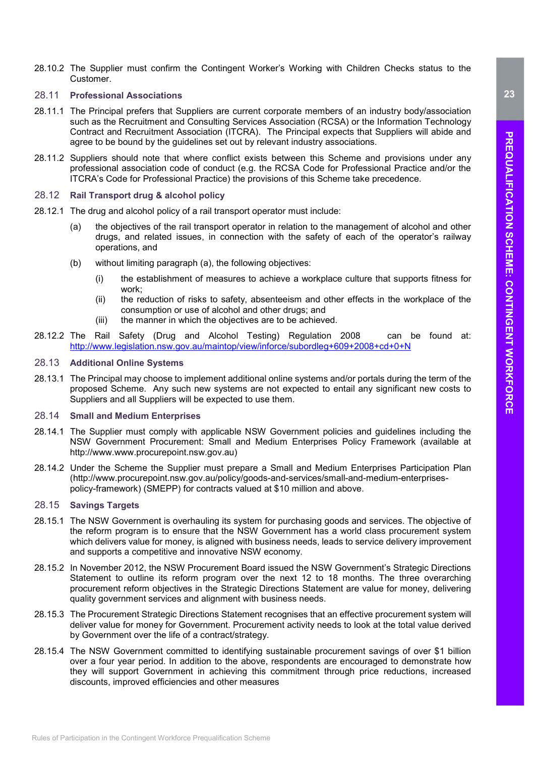28.10.2 The Supplier must confirm the Contingent Worker's Working with Children Checks status to the Customer.

## 28.11 Professional Associations

28.11.1 The Principal prefers that Suppliers are current corporate members of an industry body/association such as the Recruitment and Consulting Services Association (RCSA) or the Information Technology Contract and Recruitment Association (ITCRA). The Principal expects that Suppliers will abide and agree to be bound by the guidelines set out by relevant industry associations.

28.11.2 Suppliers should note that where conflict exists between this Scheme and provisions under any professional association code of conduct (e.g. the RCSA Code for Professional Practice and/or the ITCRA's Code for Professional Practice) the provisions of this Scheme take precedence.

## 28.12 Rail Transport drug & alcohol policy

28.12.1 The drug and alcohol policy of a rail transport operator must include:

(a) the objectives of the rail transport operator in relation to the management of alcohol and other drugs, and related issues, in connection with the safety of each of the operator's railway operations, and

(b) without limiting paragraph (a), the following objectives:

(i) the establishment of measures to achieve a workplace culture that supports fitness for work;

(ii) the reduction of risks to safety, absenteeism and other effects in the workplace of the consumption or use of alcohol and other drugs; and

(iii) the manner in which the objectives are to be achieved.

28.12.2 The Rail Safety (Drug and Alcohol Testing) Regulation 2008 can be found at: http://www.legislation.nsw.gov.au/maintop/view/inforce/subordleg+609+2008+cd+0+N

## 28.13 Additional Online Systems

28.13.1 The Principal may choose to implement additional online systems and/or portals during the term of the proposed Scheme. Any such new systems are not expected to entail any significant new costs to Suppliers and all Suppliers will be expected to use them.

## 28.14 Small and Medium Enterprises

28.14.1 The Supplier must comply with applicable NSW Government policies and guidelines including the NSW Government Procurement: Small and Medium Enterprises Policy Framework (available at http://www.www.procurepoint.nsw.gov.au)

28.14.2 Under the Scheme the Supplier must prepare a Small and Medium Enterprises Participation Plan (http://www.procurepoint.nsw.gov.au/policy/goods-and-services/small-and-medium-enterprises-policy-framework) (SMEPP) for contracts valued at $10 million and above.

## 28.15 Savings Targets

28.15.1 The NSW Government is overhauling its system for purchasing goods and services. The objective of the reform program is to ensure that the NSW Government has a world class procurement system which delivers value for money, is aligned with business needs, leads to service delivery improvement and supports a competitive and innovative NSW economy.

28.15.2 In November 2012, the NSW Procurement Board issued the NSW Government's Strategic Directions Statement to outline its reform program over the next 12 to 18 months. The three overarching procurement reform objectives in the Strategic Directions Statement are value for money, delivering quality government services and alignment with business needs.

28.15.3 The Procurement Strategic Directions Statement recognises that an effective procurement system will deliver value for money for Government. Procurement activity needs to look at the total value derived by Government over the life of a contract/strategy.

28.15.4 The NSW Government committed to identifying sustainable procurement savings of over $1 billion over a four year period. In addition to the above, respondents are encouraged to demonstrate how they will support Government in achieving this commitment through price reductions, increased discounts, improved efficiencies and other measures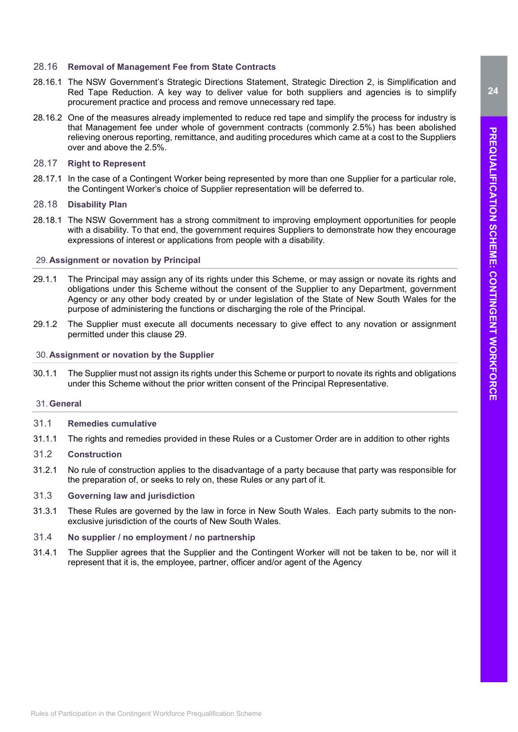### 28.16 Removal of Management Fee from State Contracts

28.16.1 The NSW Government's Strategic Directions Statement, Strategic Direction 2, is Simplification and Red Tape Reduction. A key way to deliver value for both suppliers and agencies is to simplify procurement practice and process and remove unnecessary red tape.

28.16.2 One of the measures already implemented to reduce red tape and simplify the process for industry is that Management fee under whole of government contracts (commonly 2.5%) has been abolished relieving onerous reporting, remittance, and auditing procedures which came at a cost to the Suppliers over and above the 2.5%.

### 28.17 Right to Represent

28.17.1 In the case of a Contingent Worker being represented by more than one Supplier for a particular role, the Contingent Worker's choice of Supplier representation will be deferred to.

### 28.18 Disability Plan

28.18.1 The NSW Government has a strong commitment to improving employment opportunities for people with a disability. To that end, the government requires Suppliers to demonstrate how they encourage expressions of interest or applications from people with a disability.

## 29. Assignment or novation by Principal

29.1.1 The Principal may assign any of its rights under this Scheme, or may assign or novate its rights and obligations under this Scheme without the consent of the Supplier to any Department, government Agency or any other body created by or under legislation of the State of New South Wales for the purpose of administering the functions or discharging the role of the Principal.

29.1.2 The Supplier must execute all documents necessary to give effect to any novation or assignment permitted under this clause 29.

## 30. Assignment or novation by the Supplier

30.1.1 The Supplier must not assign its rights under this Scheme or purport to novate its rights and obligations under this Scheme without the prior written consent of the Principal Representative.

## 31. General

### 31.1 Remedies cumulative

31.1.1 The rights and remedies provided in these Rules or a Customer Order are in addition to other rights

### 31.2 Construction

31.2.1 No rule of construction applies to the disadvantage of a party because that party was responsible for the preparation of, or seeks to rely on, these Rules or any part of it.

### 31.3 Governing law and jurisdiction

31.3.1 These Rules are governed by the law in force in New South Wales. Each party submits to the non-exclusive jurisdiction of the courts of New South Wales.

### 31.4 No supplier / no employment / no partnership

31.4.1 The Supplier agrees that the Supplier and the Contingent Worker will not be taken to be, nor will it represent that it is, the employee, partner, officer and/or agent of the Agency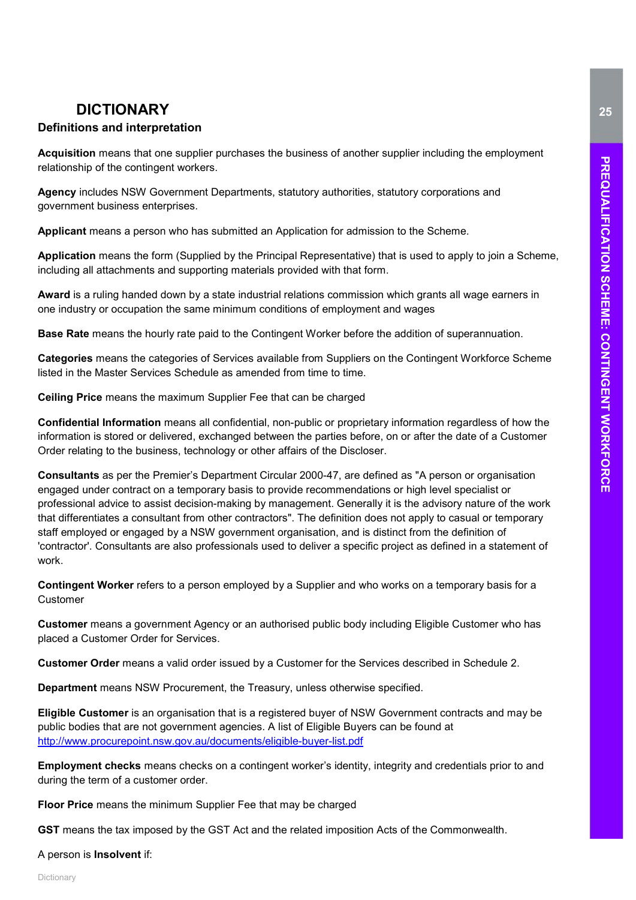## DICTIONARY

### Definitions and interpretation

**Acquisition** means that one supplier purchases the business of another supplier including the employment relationship of the contingent workers.

**Agency** includes NSW Government Departments, statutory authorities, statutory corporations and government business enterprises.

**Applicant** means a person who has submitted an Application for admission to the Scheme.

**Application** means the form (Supplied by the Principal Representative) that is used to apply to join a Scheme, including all attachments and supporting materials provided with that form.

**Award** is a ruling handed down by a state industrial relations commission which grants all wage earners in one industry or occupation the same minimum conditions of employment and wages

**Base Rate** means the hourly rate paid to the Contingent Worker before the addition of superannuation.

**Categories** means the categories of Services available from Suppliers on the Contingent Workforce Scheme listed in the Master Services Schedule as amended from time to time.

**Ceiling Price** means the maximum Supplier Fee that can be charged

**Confidential Information** means all confidential, non-public or proprietary information regardless of how the information is stored or delivered, exchanged between the parties before, on or after the date of a Customer Order relating to the business, technology or other affairs of the Discloser.

**Consultants** as per the Premier's Department Circular 2000-47, are defined as "A person or organisation engaged under contract on a temporary basis to provide recommendations or high level specialist or professional advice to assist decision-making by management. Generally it is the advisory nature of the work that differentiates a consultant from other contractors". The definition does not apply to casual or temporary staff employed or engaged by a NSW government organisation, and is distinct from the definition of 'contractor'. Consultants are also professionals used to deliver a specific project as defined in a statement of work.

**Contingent Worker** refers to a person employed by a Supplier and who works on a temporary basis for a Customer

**Customer** means a government Agency or an authorised public body including Eligible Customer who has placed a Customer Order for Services.

**Customer Order** means a valid order issued by a Customer for the Services described in Schedule 2.

**Department** means NSW Procurement, the Treasury, unless otherwise specified.

**Eligible Customer** is an organisation that is a registered buyer of NSW Government contracts and may be public bodies that are not government agencies. A list of Eligible Buyers can be found at http://www.procurepoint.nsw.gov.au/documents/eligible-buyer-list.pdf

**Employment checks** means checks on a contingent worker's identity, integrity and credentials prior to and during the term of a customer order.

**Floor Price** means the minimum Supplier Fee that may be charged

**GST** means the tax imposed by the GST Act and the related imposition Acts of the Commonwealth.

A person is **Insolvent** if: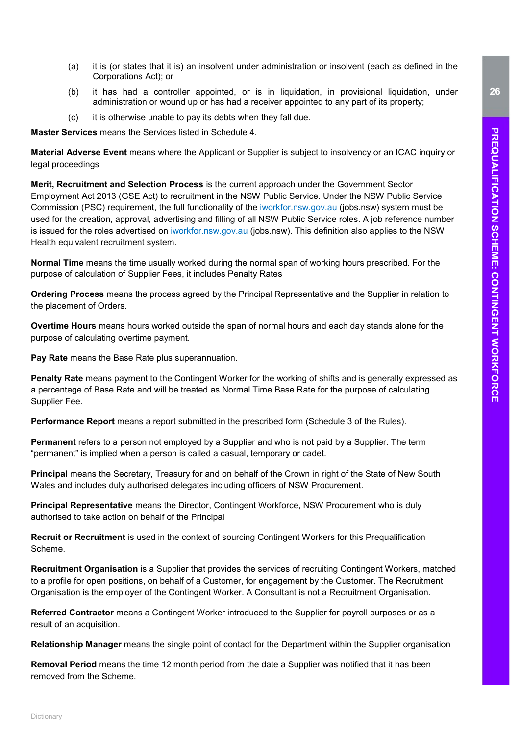(a) it is (or states that it is) an insolvent under administration or insolvent (each as defined in the Corporations Act); or

(b) it has had a controller appointed, or is in liquidation, in provisional liquidation, under administration or wound up or has had a receiver appointed to any part of its property;

(c) it is otherwise unable to pay its debts when they fall due.

**Master Services** means the Services listed in Schedule 4.

**Material Adverse Event** means where the Applicant or Supplier is subject to insolvency or an ICAC inquiry or legal proceedings

**Merit, Recruitment and Selection Process** is the current approach under the Government Sector Employment Act 2013 (GSE Act) to recruitment in the NSW Public Service. Under the NSW Public Service Commission (PSC) requirement, the full functionality of the iworkfor.nsw.gov.au (jobs.nsw) system must be used for the creation, approval, advertising and filling of all NSW Public Service roles. A job reference number is issued for the roles advertised on iworkfor.nsw.gov.au (jobs.nsw). This definition also applies to the NSW Health equivalent recruitment system.

**Normal Time** means the time usually worked during the normal span of working hours prescribed. For the purpose of calculation of Supplier Fees, it includes Penalty Rates

**Ordering Process** means the process agreed by the Principal Representative and the Supplier in relation to the placement of Orders.

**Overtime Hours** means hours worked outside the span of normal hours and each day stands alone for the purpose of calculating overtime payment.

**Pay Rate** means the Base Rate plus superannuation.

**Penalty Rate** means payment to the Contingent Worker for the working of shifts and is generally expressed as a percentage of Base Rate and will be treated as Normal Time Base Rate for the purpose of calculating Supplier Fee.

**Performance Report** means a report submitted in the prescribed form (Schedule 3 of the Rules).

**Permanent** refers to a person not employed by a Supplier and who is not paid by a Supplier. The term "permanent" is implied when a person is called a casual, temporary or cadet.

**Principal** means the Secretary, Treasury for and on behalf of the Crown in right of the State of New South Wales and includes duly authorised delegates including officers of NSW Procurement.

**Principal Representative** means the Director, Contingent Workforce, NSW Procurement who is duly authorised to take action on behalf of the Principal

**Recruit or Recruitment** is used in the context of sourcing Contingent Workers for this Prequalification Scheme.

**Recruitment Organisation** is a Supplier that provides the services of recruiting Contingent Workers, matched to a profile for open positions, on behalf of a Customer, for engagement by the Customer. The Recruitment Organisation is the employer of the Contingent Worker. A Consultant is not a Recruitment Organisation.

**Referred Contractor** means a Contingent Worker introduced to the Supplier for payroll purposes or as a result of an acquisition.

**Relationship Manager** means the single point of contact for the Department within the Supplier organisation

**Removal Period** means the time 12 month period from the date a Supplier was notified that it has been removed from the Scheme.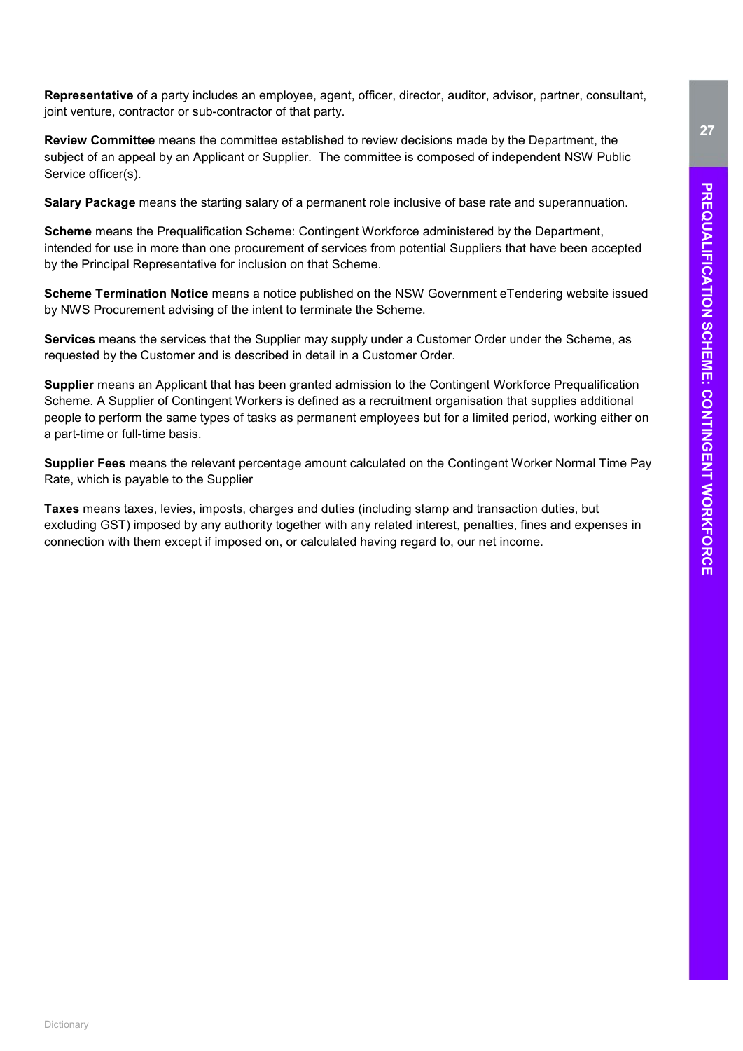**Representative** of a party includes an employee, agent, officer, director, auditor, advisor, partner, consultant, joint venture, contractor or sub-contractor of that party.

**Review Committee** means the committee established to review decisions made by the Department, the subject of an appeal by an Applicant or Supplier. The committee is composed of independent NSW Public Service officer(s).

**Salary Package** means the starting salary of a permanent role inclusive of base rate and superannuation.

**Scheme** means the Prequalification Scheme: Contingent Workforce administered by the Department, intended for use in more than one procurement of services from potential Suppliers that have been accepted by the Principal Representative for inclusion on that Scheme.

**Scheme Termination Notice** means a notice published on the NSW Government eTendering website issued by NWS Procurement advising of the intent to terminate the Scheme.

**Services** means the services that the Supplier may supply under a Customer Order under the Scheme, as requested by the Customer and is described in detail in a Customer Order.

**Supplier** means an Applicant that has been granted admission to the Contingent Workforce Prequalification Scheme. A Supplier of Contingent Workers is defined as a recruitment organisation that supplies additional people to perform the same types of tasks as permanent employees but for a limited period, working either on a part-time or full-time basis.

**Supplier Fees** means the relevant percentage amount calculated on the Contingent Worker Normal Time Pay Rate, which is payable to the Supplier

**Taxes** means taxes, levies, imposts, charges and duties (including stamp and transaction duties, but excluding GST) imposed by any authority together with any related interest, penalties, fines and expenses in connection with them except if imposed on, or calculated having regard to, our net income.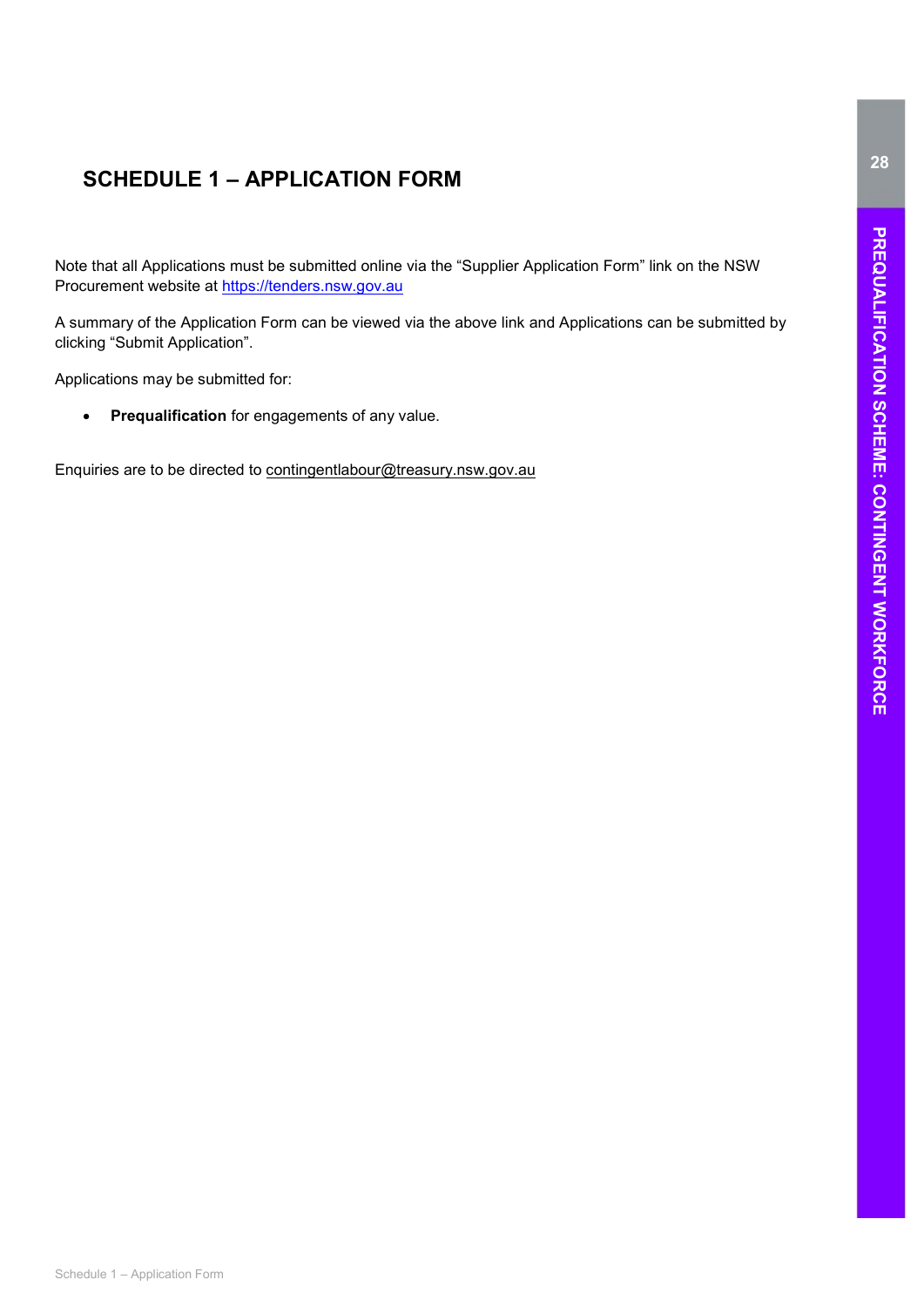# SCHEDULE 1 – APPLICATION FORM

Note that all Applications must be submitted online via the “Supplier Application Form” link on the NSW Procurement website at https://tenders.nsw.gov.au

A summary of the Application Form can be viewed via the above link and Applications can be submitted by clicking “Submit Application”.

Applications may be submitted for:

- **Prequalification** for engagements of any value.

Enquiries are to be directed to contingentlabour@treasury.nsw.gov.au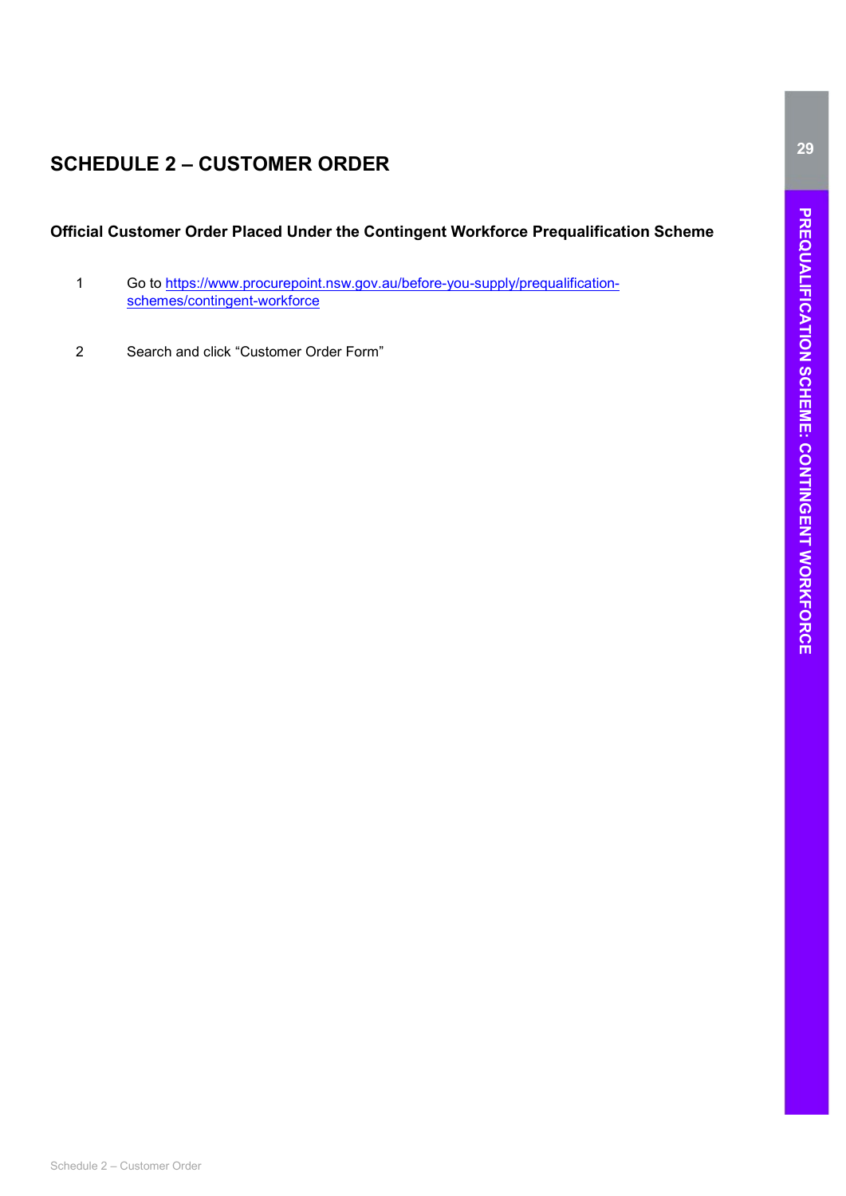# SCHEDULE 2 – CUSTOMER ORDER

**Official Customer Order Placed Under the Contingent Workforce Prequalification Scheme**

1. Go to https://www.procurepoint.nsw.gov.au/before-you-supply/prequalification-schemes/contingent-workforce

2. Search and click “Customer Order Form”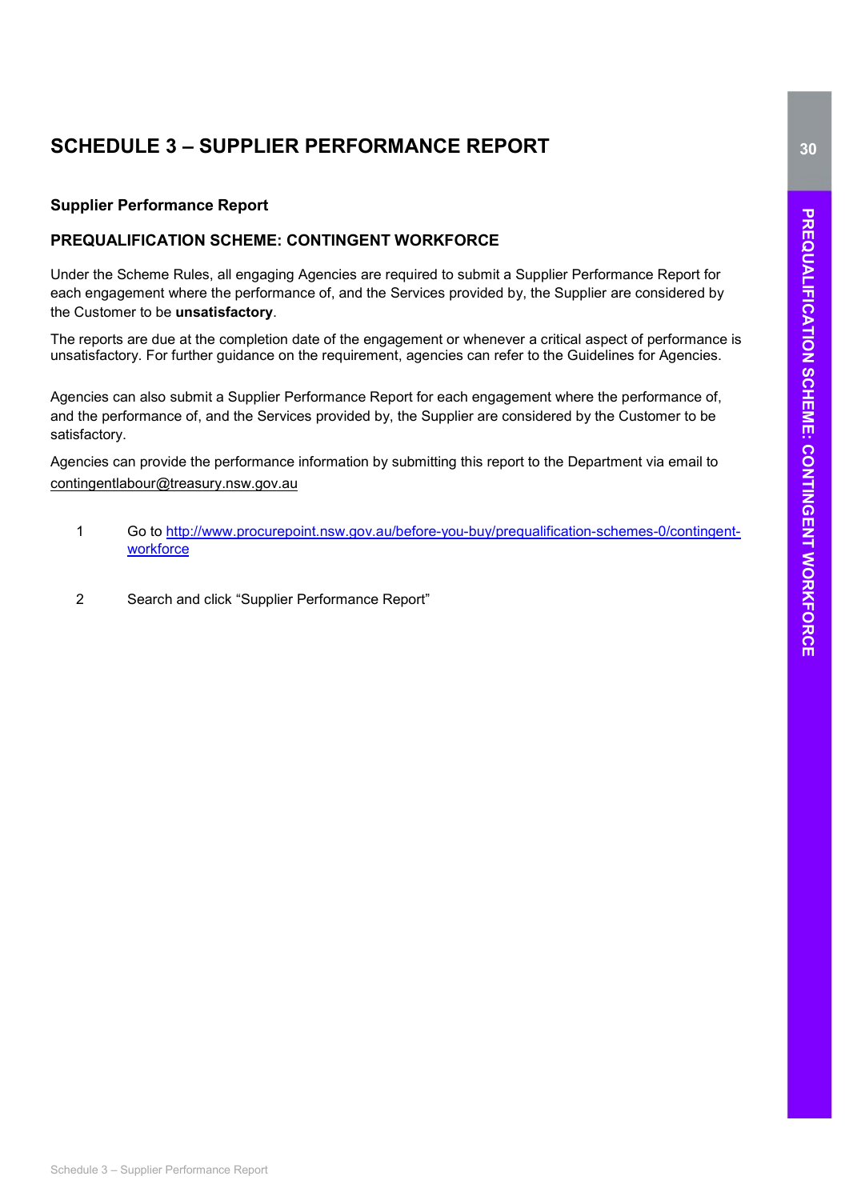# SCHEDULE 3 – SUPPLIER PERFORMANCE REPORT

### Supplier Performance Report

### PREQUALIFICATION SCHEME: CONTINGENT WORKFORCE

Under the Scheme Rules, all engaging Agencies are required to submit a Supplier Performance Report for each engagement where the performance of, and the Services provided by, the Supplier are considered by the Customer to be **unsatisfactory**.

The reports are due at the completion date of the engagement or whenever a critical aspect of performance is unsatisfactory. For further guidance on the requirement, agencies can refer to the Guidelines for Agencies.

Agencies can also submit a Supplier Performance Report for each engagement where the performance of, and the performance of, and the Services provided by, the Supplier are considered by the Customer to be satisfactory.

Agencies can provide the performance information by submitting this report to the Department via email to contingentlabour@treasury.nsw.gov.au

1. Go to http://www.procurepoint.nsw.gov.au/before-you-buy/prequalification-schemes-0/contingent-workforce

2. Search and click “Supplier Performance Report”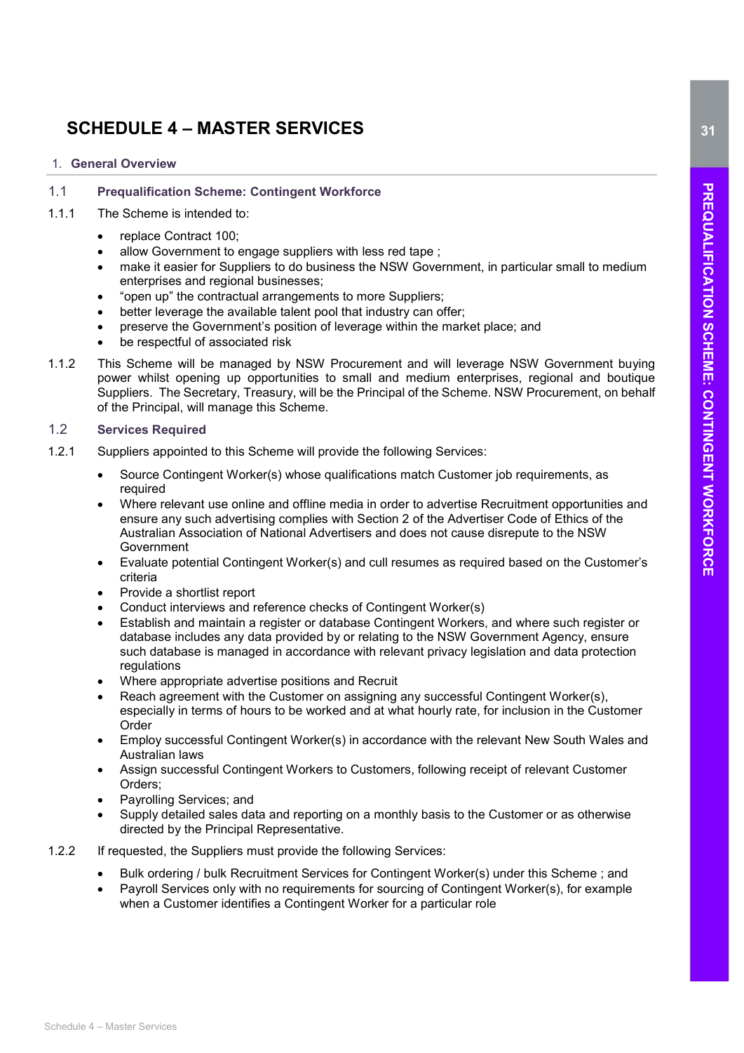# SCHEDULE 4 – MASTER SERVICES

## 1. General Overview

### 1.1 Prequalification Scheme: Contingent Workforce

1.1.1 The Scheme is intended to:

- replace Contract 100;
- allow Government to engage suppliers with less red tape ;
- make it easier for Suppliers to do business the NSW Government, in particular small to medium enterprises and regional businesses;
- “open up” the contractual arrangements to more Suppliers;
- better leverage the available talent pool that industry can offer;
- preserve the Government’s position of leverage within the market place; and
- be respectful of associated risk

1.1.2 This Scheme will be managed by NSW Procurement and will leverage NSW Government buying power whilst opening up opportunities to small and medium enterprises, regional and boutique Suppliers. The Secretary, Treasury, will be the Principal of the Scheme. NSW Procurement, on behalf of the Principal, will manage this Scheme.

### 1.2 Services Required

1.2.1 Suppliers appointed to this Scheme will provide the following Services:

- Source Contingent Worker(s) whose qualifications match Customer job requirements, as required
- Where relevant use online and offline media in order to advertise Recruitment opportunities and ensure any such advertising complies with Section 2 of the Advertiser Code of Ethics of the Australian Association of National Advertisers and does not cause disrepute to the NSW Government
- Evaluate potential Contingent Worker(s) and cull resumes as required based on the Customer’s criteria
- Provide a shortlist report
- Conduct interviews and reference checks of Contingent Worker(s)
- Establish and maintain a register or database Contingent Workers, and where such register or database includes any data provided by or relating to the NSW Government Agency, ensure such database is managed in accordance with relevant privacy legislation and data protection regulations
- Where appropriate advertise positions and Recruit
- Reach agreement with the Customer on assigning any successful Contingent Worker(s), especially in terms of hours to be worked and at what hourly rate, for inclusion in the Customer Order
- Employ successful Contingent Worker(s) in accordance with the relevant New South Wales and Australian laws
- Assign successful Contingent Workers to Customers, following receipt of relevant Customer Orders;
- Payrolling Services; and
- Supply detailed sales data and reporting on a monthly basis to the Customer or as otherwise directed by the Principal Representative.

1.2.2 If requested, the Suppliers must provide the following Services:

- Bulk ordering / bulk Recruitment Services for Contingent Worker(s) under this Scheme ; and
- Payroll Services only with no requirements for sourcing of Contingent Worker(s), for example when a Customer identifies a Contingent Worker for a particular role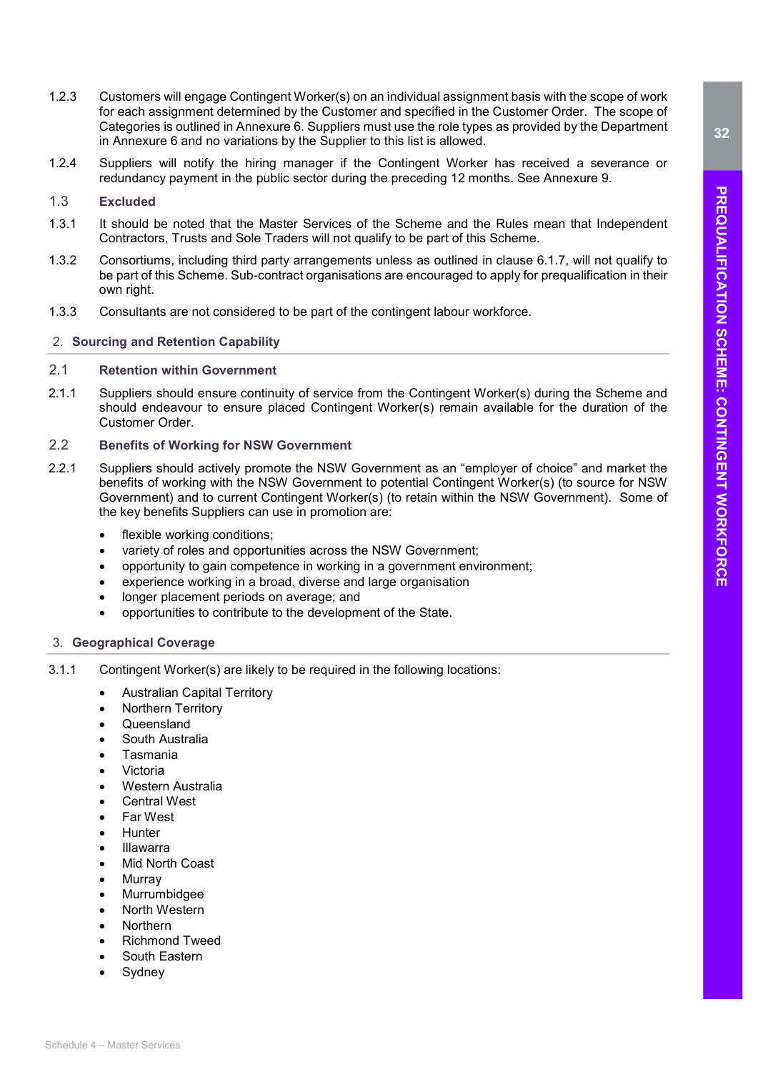1.2.3 Customers will engage Contingent Worker(s) on an individual assignment basis with the scope of work for each assignment determined by the Customer and specified in the Customer Order. The scope of Categories is outlined in Annexure 6. Suppliers must use the role types as provided by the Department in Annexure 6 and no variations by the Supplier to this list is allowed.

1.2.4 Suppliers will notify the hiring manager if the Contingent Worker has received a severance or redundancy payment in the public sector during the preceding 12 months. See Annexure 9.

### 1.3 Excluded

1.3.1 It should be noted that the Master Services of the Scheme and the Rules mean that Independent Contractors, Trusts and Sole Traders will not qualify to be part of this Scheme.

1.3.2 Consortiums, including third party arrangements unless as outlined in clause 6.1.7, will not qualify to be part of this Scheme. Sub-contract organisations are encouraged to apply for prequalification in their own right.

1.3.3 Consultants are not considered to be part of the contingent labour workforce.

## 2. Sourcing and Retention Capability

### 2.1 Retention within Government

2.1.1 Suppliers should ensure continuity of service from the Contingent Worker(s) during the Scheme and should endeavour to ensure placed Contingent Worker(s) remain available for the duration of the Customer Order.

### 2.2 Benefits of Working for NSW Government

2.2.1 Suppliers should actively promote the NSW Government as an “employer of choice” and market the benefits of working with the NSW Government to potential Contingent Worker(s) (to source for NSW Government) and to current Contingent Worker(s) (to retain within the NSW Government). Some of the key benefits Suppliers can use in promotion are:

- flexible working conditions;
- variety of roles and opportunities across the NSW Government;
- opportunity to gain competence in working in a government environment;
- experience working in a broad, diverse and large organisation
- longer placement periods on average; and
- opportunities to contribute to the development of the State.

## 3. Geographical Coverage

3.1.1 Contingent Worker(s) are likely to be required in the following locations:

- Australian Capital Territory
- Northern Territory
- Queensland
- South Australia
- Tasmania
- Victoria
- Western Australia
- Central West
- Far West
- Hunter
- Illawarra
- Mid North Coast
- Murray
- Murrumbidgee
- North Western
- Northern
- Richmond Tweed
- South Eastern
- Sydney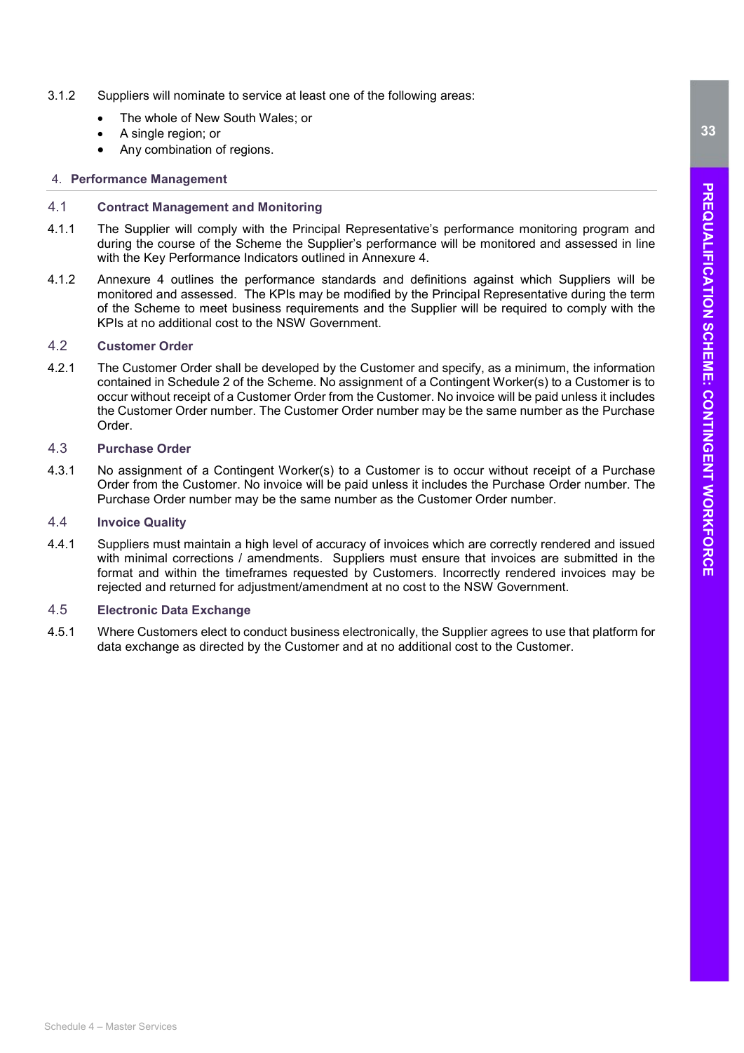3.1.2 Suppliers will nominate to service at least one of the following areas:

- The whole of New South Wales; or
- A single region; or
- Any combination of regions.

## 4. Performance Management

### 4.1 Contract Management and Monitoring

4.1.1 The Supplier will comply with the Principal Representative's performance monitoring program and during the course of the Scheme the Supplier's performance will be monitored and assessed in line with the Key Performance Indicators outlined in Annexure 4.

4.1.2 Annexure 4 outlines the performance standards and definitions against which Suppliers will be monitored and assessed. The KPIs may be modified by the Principal Representative during the term of the Scheme to meet business requirements and the Supplier will be required to comply with the KPIs at no additional cost to the NSW Government.

### 4.2 Customer Order

4.2.1 The Customer Order shall be developed by the Customer and specify, as a minimum, the information contained in Schedule 2 of the Scheme. No assignment of a Contingent Worker(s) to a Customer is to occur without receipt of a Customer Order from the Customer. No invoice will be paid unless it includes the Customer Order number. The Customer Order number may be the same number as the Purchase Order.

### 4.3 Purchase Order

4.3.1 No assignment of a Contingent Worker(s) to a Customer is to occur without receipt of a Purchase Order from the Customer. No invoice will be paid unless it includes the Purchase Order number. The Purchase Order number may be the same number as the Customer Order number.

### 4.4 Invoice Quality

4.4.1 Suppliers must maintain a high level of accuracy of invoices which are correctly rendered and issued with minimal corrections / amendments. Suppliers must ensure that invoices are submitted in the format and within the timeframes requested by Customers. Incorrectly rendered invoices may be rejected and returned for adjustment/amendment at no cost to the NSW Government.

### 4.5 Electronic Data Exchange

4.5.1 Where Customers elect to conduct business electronically, the Supplier agrees to use that platform for data exchange as directed by the Customer and at no additional cost to the Customer.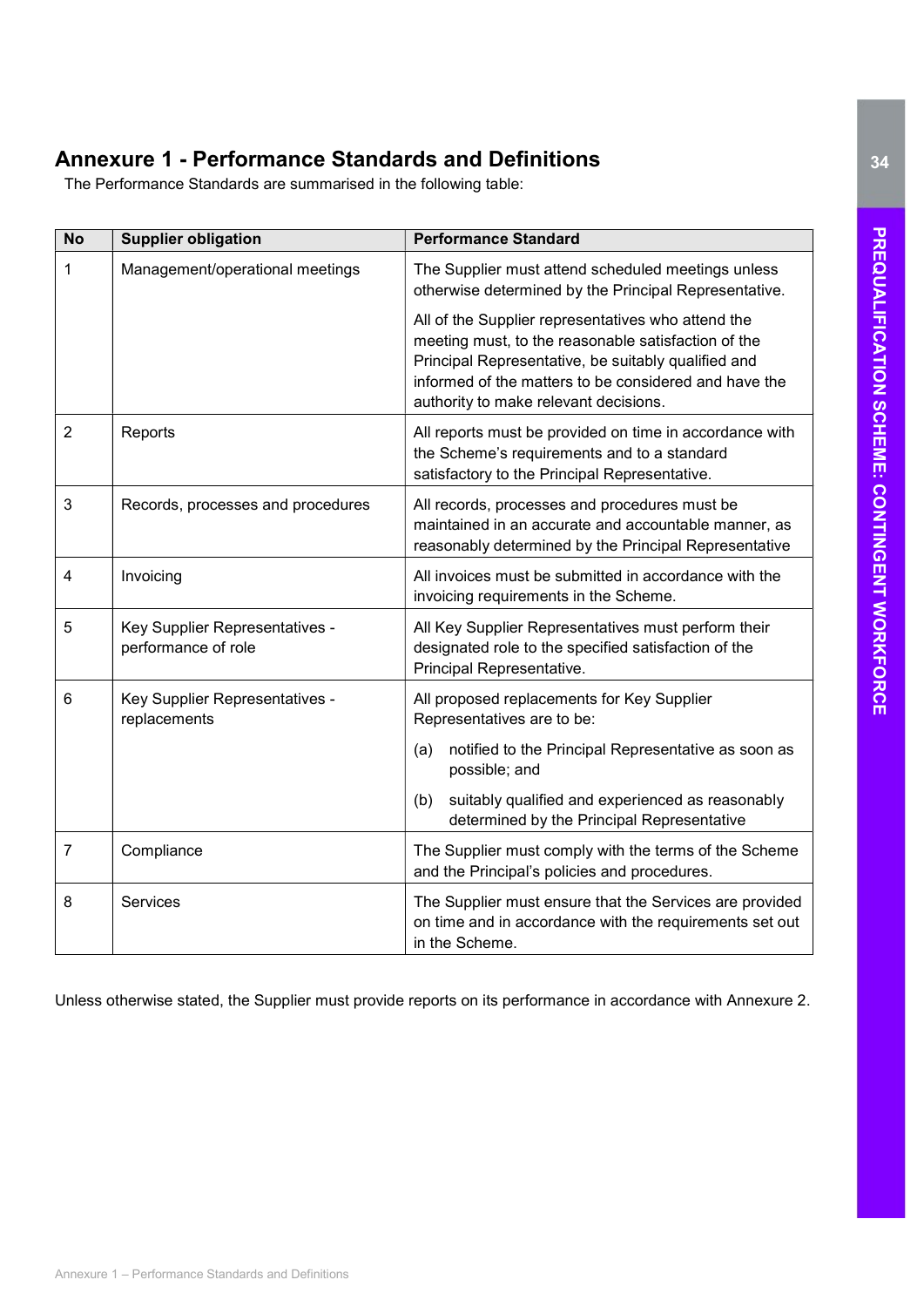# Annexure 1 - Performance Standards and Definitions

The Performance Standards are summarised in the following table:

| No | Supplier obligation | Performance Standard |
|---|---|---|
| 1 | Management/operational meetings | The Supplier must attend scheduled meetings unless otherwise determined by the Principal Representative.<br><br>All of the Supplier representatives who attend the meeting must, to the reasonable satisfaction of the Principal Representative, be suitably qualified and informed of the matters to be considered and have the authority to make relevant decisions. |
| 2 | Reports | All reports must be provided on time in accordance with the Scheme's requirements and to a standard satisfactory to the Principal Representative. |
| 3 | Records, processes and procedures | All records, processes and procedures must be maintained in an accurate and accountable manner, as reasonably determined by the Principal Representative |
| 4 | Invoicing | All invoices must be submitted in accordance with the invoicing requirements in the Scheme. |
| 5 | Key Supplier Representatives - performance of role | All Key Supplier Representatives must perform their designated role to the specified satisfaction of the Principal Representative. |
| 6 | Key Supplier Representatives - replacements | All proposed replacements for Key Supplier Representatives are to be:<br><br>(a) notified to the Principal Representative as soon as possible; and<br><br>(b) suitably qualified and experienced as reasonably determined by the Principal Representative |
| 7 | Compliance | The Supplier must comply with the terms of the Scheme and the Principal's policies and procedures. |
| 8 | Services | The Supplier must ensure that the Services are provided on time and in accordance with the requirements set out in the Scheme. |

Unless otherwise stated, the Supplier must provide reports on its performance in accordance with Annexure 2.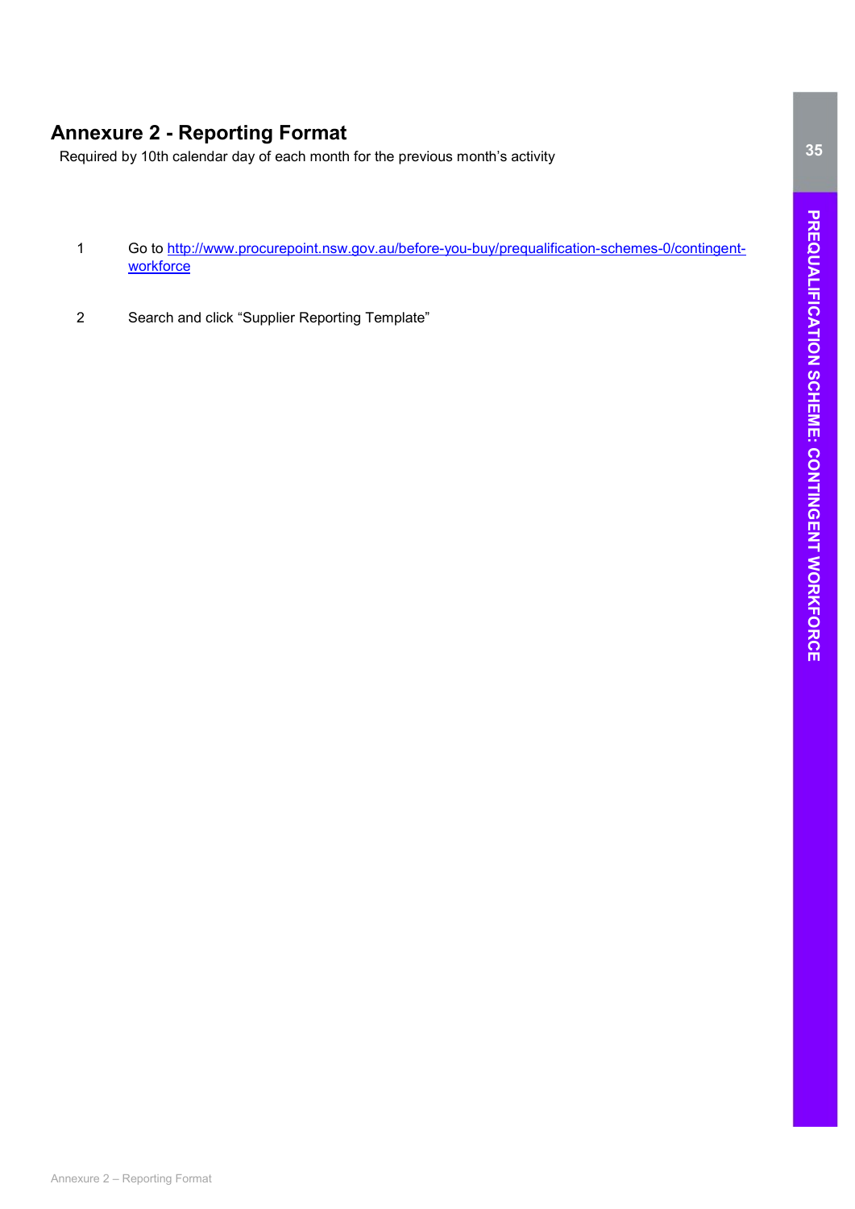## Annexure 2 - Reporting Format

Required by 10th calendar day of each month for the previous month's activity

1. Go to [http://www.procurepoint.nsw.gov.au/before-you-buy/prequalification-schemes-0/contingent-workforce](http://www.procurepoint.nsw.gov.au/before-you-buy/prequalification-schemes-0/contingent-workforce)

2. Search and click "Supplier Reporting Template"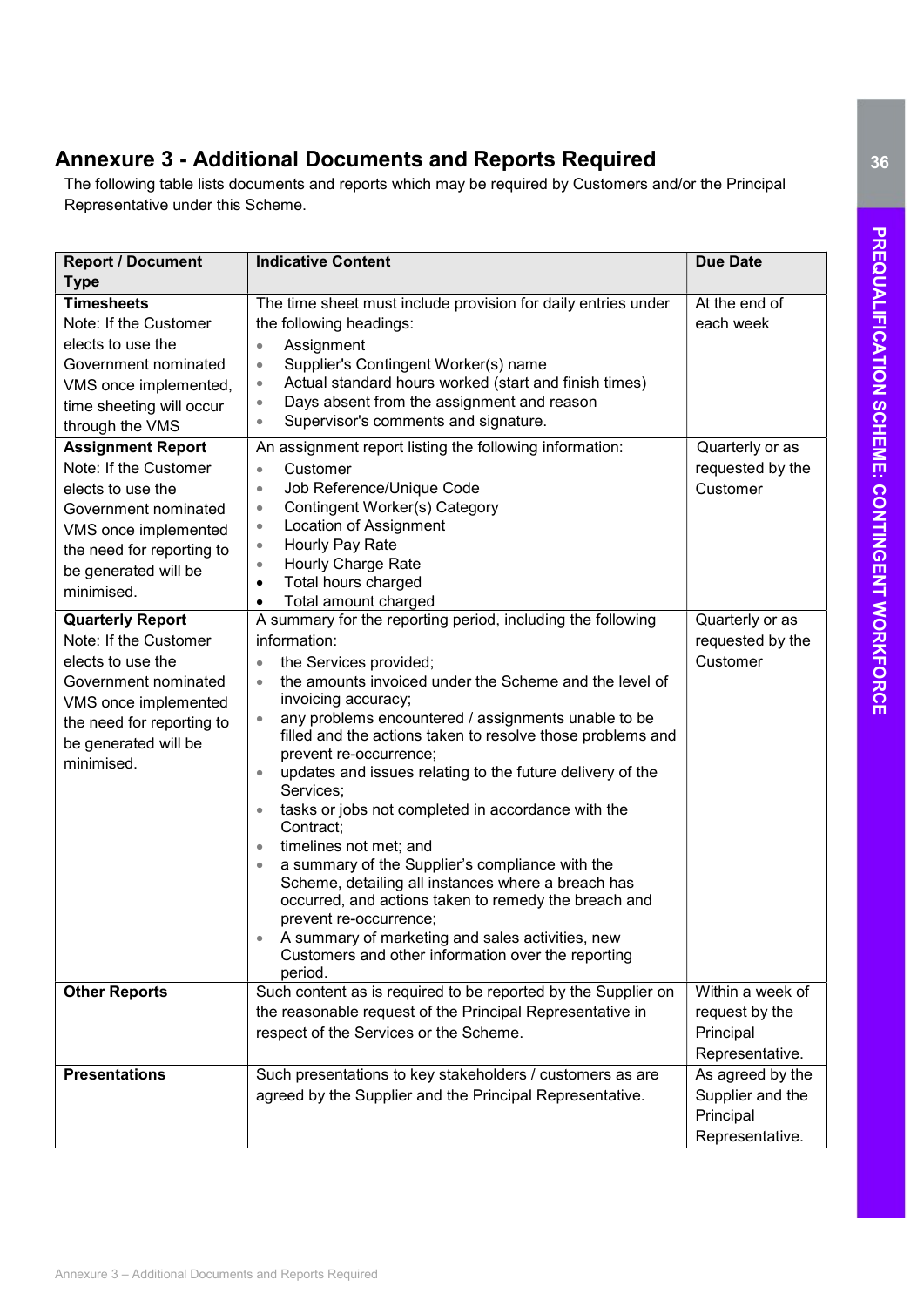# Annexure 3 - Additional Documents and Reports Required

The following table lists documents and reports which may be required by Customers and/or the Principal Representative under this Scheme.

| Report / Document Type | Indicative Content | Due Date |
|---|---|---|
| **Timesheets**<br>Note: If the Customer elects to use the Government nominated VMS once implemented, time sheeting will occur through the VMS | The time sheet must include provision for daily entries under the following headings:<br>• Assignment<br>• Supplier's Contingent Worker(s) name<br>• Actual standard hours worked (start and finish times)<br>• Days absent from the assignment and reason<br>• Supervisor's comments and signature. | At the end of each week |
| **Assignment Report**<br>Note: If the Customer elects to use the Government nominated VMS once implemented the need for reporting to be generated will be minimised. | An assignment report listing the following information:<br>• Customer<br>• Job Reference/Unique Code<br>• Contingent Worker(s) Category<br>• Location of Assignment<br>• Hourly Pay Rate<br>• Hourly Charge Rate<br>• Total hours charged<br>• Total amount charged | Quarterly or as requested by the Customer |
| **Quarterly Report**<br>Note: If the Customer elects to use the Government nominated VMS once implemented the need for reporting to be generated will be minimised. | A summary for the reporting period, including the following information:<br>• the Services provided;<br>• the amounts invoiced under the Scheme and the level of invoicing accuracy;<br>• any problems encountered / assignments unable to be filled and the actions taken to resolve those problems and prevent re-occurrence;<br>• updates and issues relating to the future delivery of the Services;<br>• tasks or jobs not completed in accordance with the Contract;<br>• timelines not met; and<br>• a summary of the Supplier's compliance with the Scheme, detailing all instances where a breach has occurred, and actions taken to remedy the breach and prevent re-occurrence;<br>• A summary of marketing and sales activities, new Customers and other information over the reporting period. | Quarterly or as requested by the Customer |
| **Other Reports** | Such content as is required to be reported by the Supplier on the reasonable request of the Principal Representative in respect of the Services or the Scheme. | Within a week of request by the Principal Representative. |
| **Presentations** | Such presentations to key stakeholders / customers as are agreed by the Supplier and the Principal Representative. | As agreed by the Supplier and the Principal Representative. |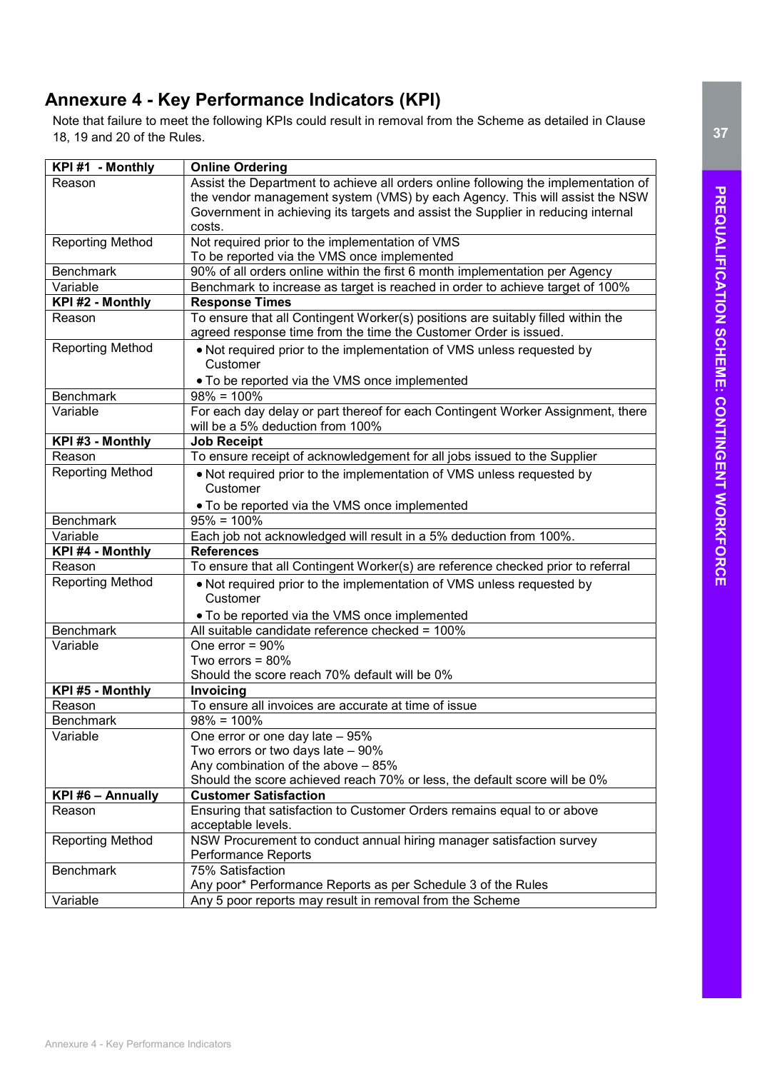# Annexure 4 - Key Performance Indicators (KPI)

Note that failure to meet the following KPIs could result in removal from the Scheme as detailed in Clause 18, 19 and 20 of the Rules.

| | |
|---|---|
| **KPI #1 - Monthly** | **Online Ordering** |
| Reason | Assist the Department to achieve all orders online following the implementation of the vendor management system (VMS) by each Agency. This will assist the NSW Government in achieving its targets and assist the Supplier in reducing internal costs. |
| Reporting Method | Not required prior to the implementation of VMS<br>To be reported via the VMS once implemented |
| Benchmark | 90% of all orders online within the first 6 month implementation per Agency |
| Variable | Benchmark to increase as target is reached in order to achieve target of 100% |
| **KPI #2 - Monthly** | **Response Times** |
| Reason | To ensure that all Contingent Worker(s) positions are suitably filled within the agreed response time from the time the Customer Order is issued. |
| Reporting Method | • Not required prior to the implementation of VMS unless requested by Customer<br>• To be reported via the VMS once implemented |
| Benchmark | 98% = 100% |
| Variable | For each day delay or part thereof for each Contingent Worker Assignment, there will be a 5% deduction from 100% |
| **KPI #3 - Monthly** | **Job Receipt** |
| Reason | To ensure receipt of acknowledgement for all jobs issued to the Supplier |
| Reporting Method | • Not required prior to the implementation of VMS unless requested by Customer<br>• To be reported via the VMS once implemented |
| Benchmark | 95% = 100% |
| Variable | Each job not acknowledged will result in a 5% deduction from 100%. |
| **KPI #4 - Monthly** | **References** |
| Reason | To ensure that all Contingent Worker(s) are reference checked prior to referral |
| Reporting Method | • Not required prior to the implementation of VMS unless requested by Customer<br>• To be reported via the VMS once implemented |
| Benchmark | All suitable candidate reference checked = 100% |
| Variable | One error = 90%<br>Two errors = 80%<br>Should the score reach 70% default will be 0% |
| **KPI #5 - Monthly** | **Invoicing** |
| Reason | To ensure all invoices are accurate at time of issue |
| Benchmark | 98% = 100% |
| Variable | One error or one day late – 95%<br>Two errors or two days late – 90%<br>Any combination of the above – 85%<br>Should the score achieved reach 70% or less, the default score will be 0% |
| **KPI #6 – Annually** | **Customer Satisfaction** |
| Reason | Ensuring that satisfaction to Customer Orders remains equal to or above acceptable levels. |
| Reporting Method | NSW Procurement to conduct annual hiring manager satisfaction survey<br>Performance Reports |
| Benchmark | 75% Satisfaction<br>Any poor* Performance Reports as per Schedule 3 of the Rules |
| Variable | Any 5 poor reports may result in removal from the Scheme |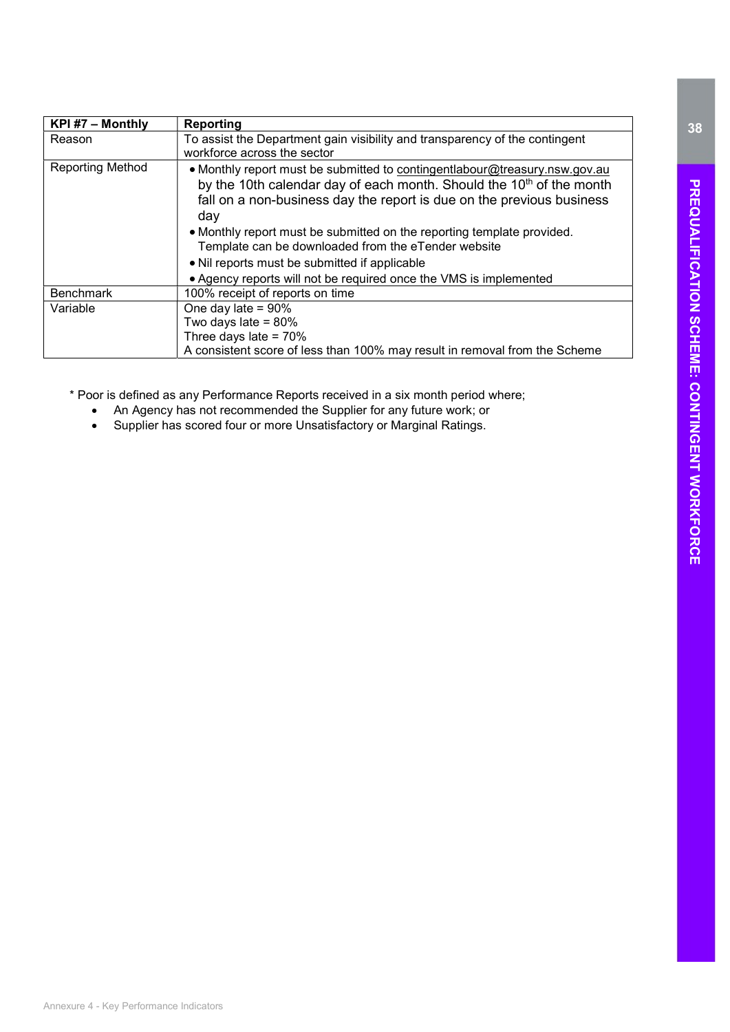| KPI #7 – Monthly | Reporting |
|---|---|
| Reason | To assist the Department gain visibility and transparency of the contingent workforce across the sector |
| Reporting Method | • Monthly report must be submitted to contingentlabour@treasury.nsw.gov.au by the 10th calendar day of each month. Should the 10th of the month fall on a non-business day the report is due on the previous business day<br>• Monthly report must be submitted on the reporting template provided. Template can be downloaded from the eTender website<br>• Nil reports must be submitted if applicable<br>• Agency reports will not be required once the VMS is implemented |
| Benchmark | 100% receipt of reports on time |
| Variable | One day late = 90%<br>Two days late = 80%<br>Three days late = 70%<br>A consistent score of less than 100% may result in removal from the Scheme |

* Poor is defined as any Performance Reports received in a six month period where;

- An Agency has not recommended the Supplier for any future work; or
- Supplier has scored four or more Unsatisfactory or Marginal Ratings.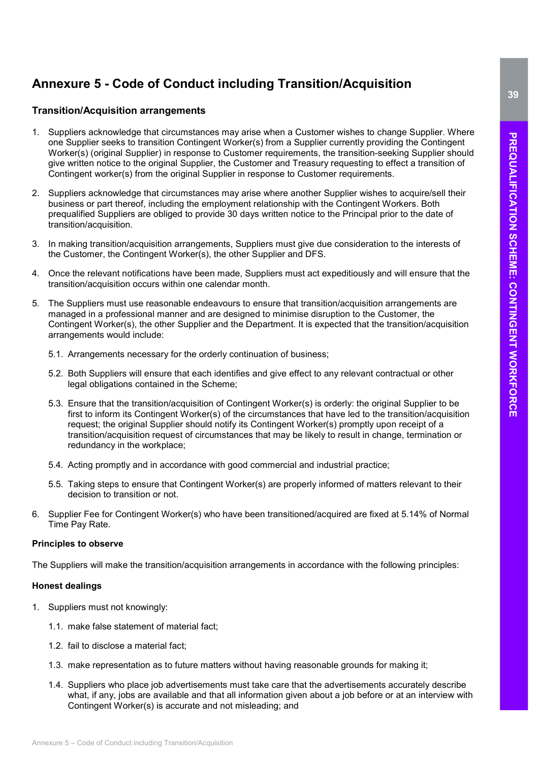# Annexure 5 - Code of Conduct including Transition/Acquisition

### Transition/Acquisition arrangements

1. Suppliers acknowledge that circumstances may arise when a Customer wishes to change Supplier. Where one Supplier seeks to transition Contingent Worker(s) from a Supplier currently providing the Contingent Worker(s) (original Supplier) in response to Customer requirements, the transition-seeking Supplier should give written notice to the original Supplier, the Customer and Treasury requesting to effect a transition of Contingent worker(s) from the original Supplier in response to Customer requirements.

2. Suppliers acknowledge that circumstances may arise where another Supplier wishes to acquire/sell their business or part thereof, including the employment relationship with the Contingent Workers. Both prequalified Suppliers are obliged to provide 30 days written notice to the Principal prior to the date of transition/acquisition.

3. In making transition/acquisition arrangements, Suppliers must give due consideration to the interests of the Customer, the Contingent Worker(s), the other Supplier and DFS.

4. Once the relevant notifications have been made, Suppliers must act expeditiously and will ensure that the transition/acquisition occurs within one calendar month.

5. The Suppliers must use reasonable endeavours to ensure that transition/acquisition arrangements are managed in a professional manner and are designed to minimise disruption to the Customer, the Contingent Worker(s), the other Supplier and the Department. It is expected that the transition/acquisition arrangements would include:

   5.1. Arrangements necessary for the orderly continuation of business;

   5.2. Both Suppliers will ensure that each identifies and give effect to any relevant contractual or other legal obligations contained in the Scheme;

   5.3. Ensure that the transition/acquisition of Contingent Worker(s) is orderly: the original Supplier to be first to inform its Contingent Worker(s) of the circumstances that have led to the transition/acquisition request; the original Supplier should notify its Contingent Worker(s) promptly upon receipt of a transition/acquisition request of circumstances that may be likely to result in change, termination or redundancy in the workplace;

   5.4. Acting promptly and in accordance with good commercial and industrial practice;

   5.5. Taking steps to ensure that Contingent Worker(s) are properly informed of matters relevant to their decision to transition or not.

6. Supplier Fee for Contingent Worker(s) who have been transitioned/acquired are fixed at 5.14% of Normal Time Pay Rate.

**Principles to observe**

The Suppliers will make the transition/acquisition arrangements in accordance with the following principles:

**Honest dealings**

1. Suppliers must not knowingly:

   1.1. make false statement of material fact;

   1.2. fail to disclose a material fact;

   1.3. make representation as to future matters without having reasonable grounds for making it;

   1.4. Suppliers who place job advertisements must take care that the advertisements accurately describe what, if any, jobs are available and that all information given about a job before or at an interview with Contingent Worker(s) is accurate and not misleading; and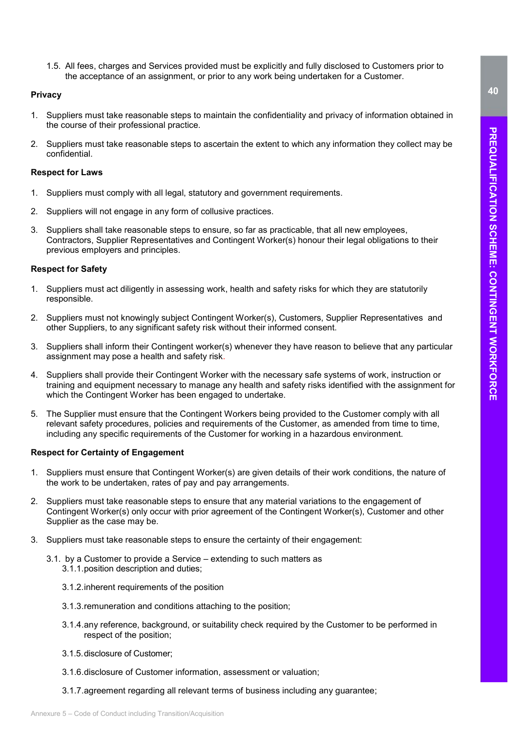1.5. All fees, charges and Services provided must be explicitly and fully disclosed to Customers prior to the acceptance of an assignment, or prior to any work being undertaken for a Customer.

**Privacy**

1. Suppliers must take reasonable steps to maintain the confidentiality and privacy of information obtained in the course of their professional practice.

2. Suppliers must take reasonable steps to ascertain the extent to which any information they collect may be confidential.

**Respect for Laws**

1. Suppliers must comply with all legal, statutory and government requirements.

2. Suppliers will not engage in any form of collusive practices.

3. Suppliers shall take reasonable steps to ensure, so far as practicable, that all new employees, Contractors, Supplier Representatives and Contingent Worker(s) honour their legal obligations to their previous employers and principles.

**Respect for Safety**

1. Suppliers must act diligently in assessing work, health and safety risks for which they are statutorily responsible.

2. Suppliers must not knowingly subject Contingent Worker(s), Customers, Supplier Representatives and other Suppliers, to any significant safety risk without their informed consent.

3. Suppliers shall inform their Contingent worker(s) whenever they have reason to believe that any particular assignment may pose a health and safety risk.

4. Suppliers shall provide their Contingent Worker with the necessary safe systems of work, instruction or training and equipment necessary to manage any health and safety risks identified with the assignment for which the Contingent Worker has been engaged to undertake.

5. The Supplier must ensure that the Contingent Workers being provided to the Customer comply with all relevant safety procedures, policies and requirements of the Customer, as amended from time to time, including any specific requirements of the Customer for working in a hazardous environment.

**Respect for Certainty of Engagement**

1. Suppliers must ensure that Contingent Worker(s) are given details of their work conditions, the nature of the work to be undertaken, rates of pay and pay arrangements.

2. Suppliers must take reasonable steps to ensure that any material variations to the engagement of Contingent Worker(s) only occur with prior agreement of the Contingent Worker(s), Customer and other Supplier as the case may be.

3. Suppliers must take reasonable steps to ensure the certainty of their engagement:

   3.1. by a Customer to provide a Service – extending to such matters as

   3.1.1. position description and duties;

   3.1.2. inherent requirements of the position

   3.1.3. remuneration and conditions attaching to the position;

   3.1.4. any reference, background, or suitability check required by the Customer to be performed in respect of the position;

   3.1.5. disclosure of Customer;

   3.1.6. disclosure of Customer information, assessment or valuation;

   3.1.7. agreement regarding all relevant terms of business including any guarantee;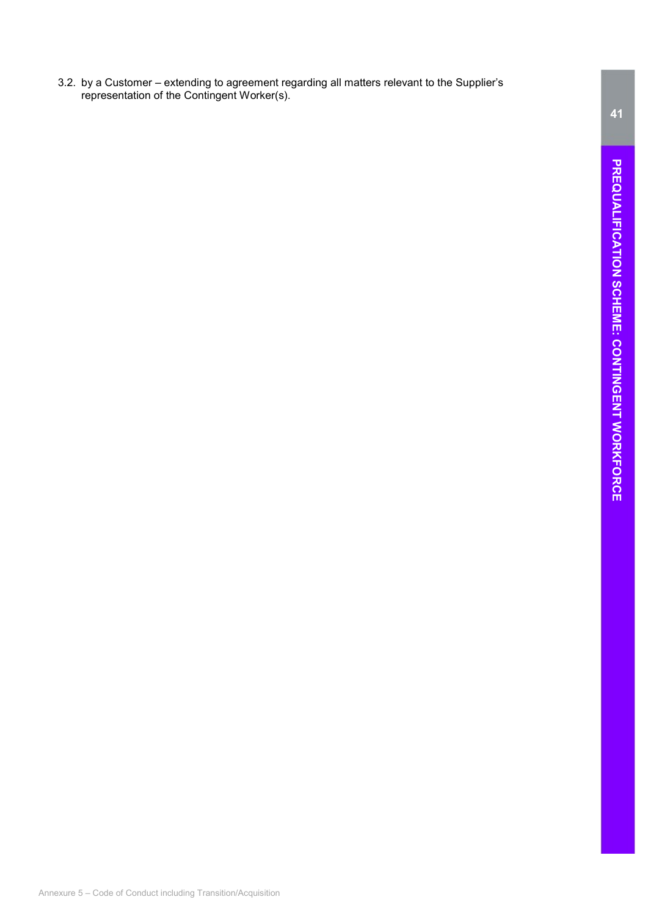3.2. by a Customer – extending to agreement regarding all matters relevant to the Supplier's representation of the Contingent Worker(s).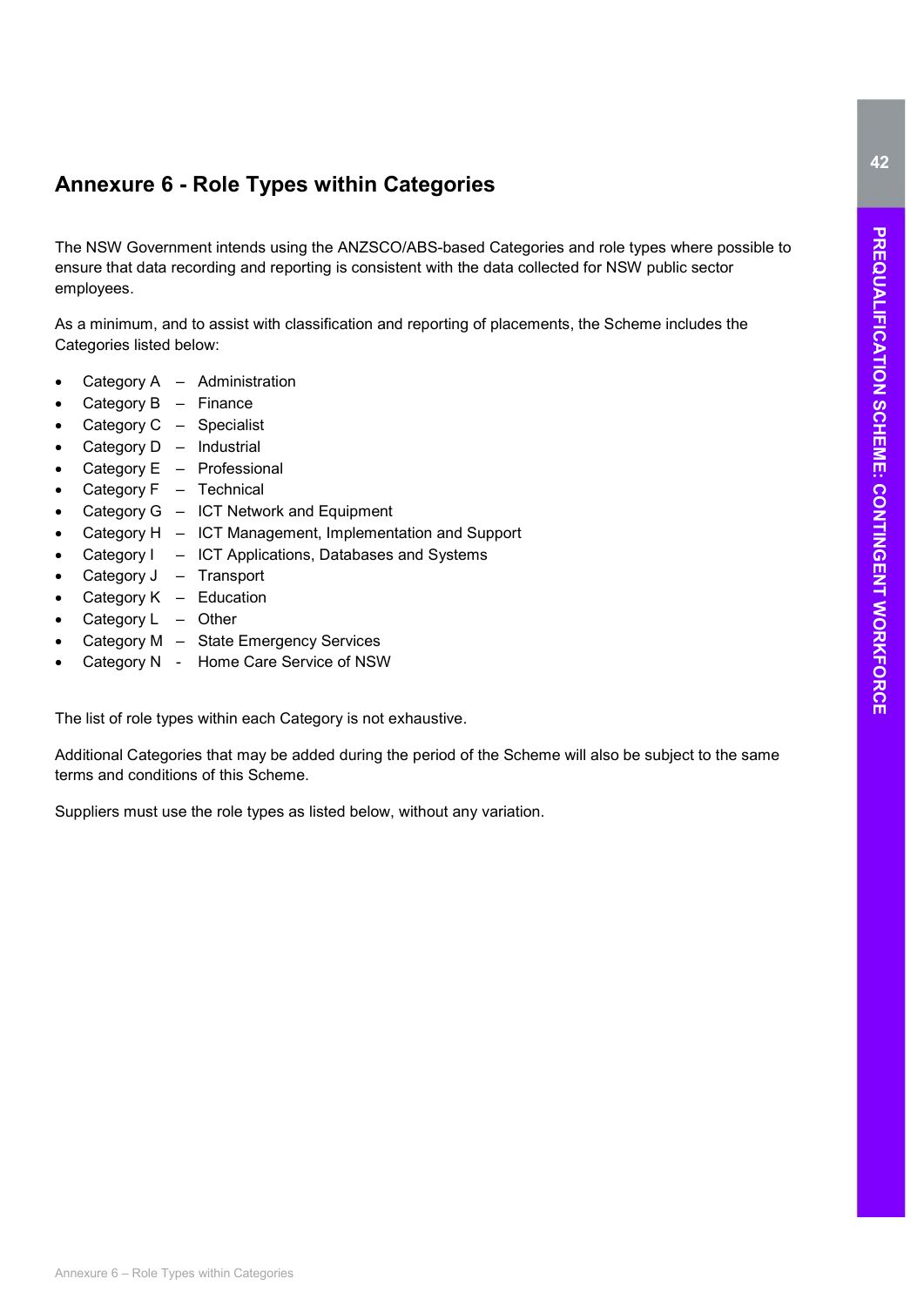# Annexure 6 - Role Types within Categories

The NSW Government intends using the ANZSCO/ABS-based Categories and role types where possible to ensure that data recording and reporting is consistent with the data collected for NSW public sector employees.

As a minimum, and to assist with classification and reporting of placements, the Scheme includes the Categories listed below:

- Category A – Administration
- Category B – Finance
- Category C – Specialist
- Category D – Industrial
- Category E – Professional
- Category F – Technical
- Category G – ICT Network and Equipment
- Category H – ICT Management, Implementation and Support
- Category I – ICT Applications, Databases and Systems
- Category J – Transport
- Category K – Education
- Category L – Other
- Category M – State Emergency Services
- Category N - Home Care Service of NSW

The list of role types within each Category is not exhaustive.

Additional Categories that may be added during the period of the Scheme will also be subject to the same terms and conditions of this Scheme.

Suppliers must use the role types as listed below, without any variation.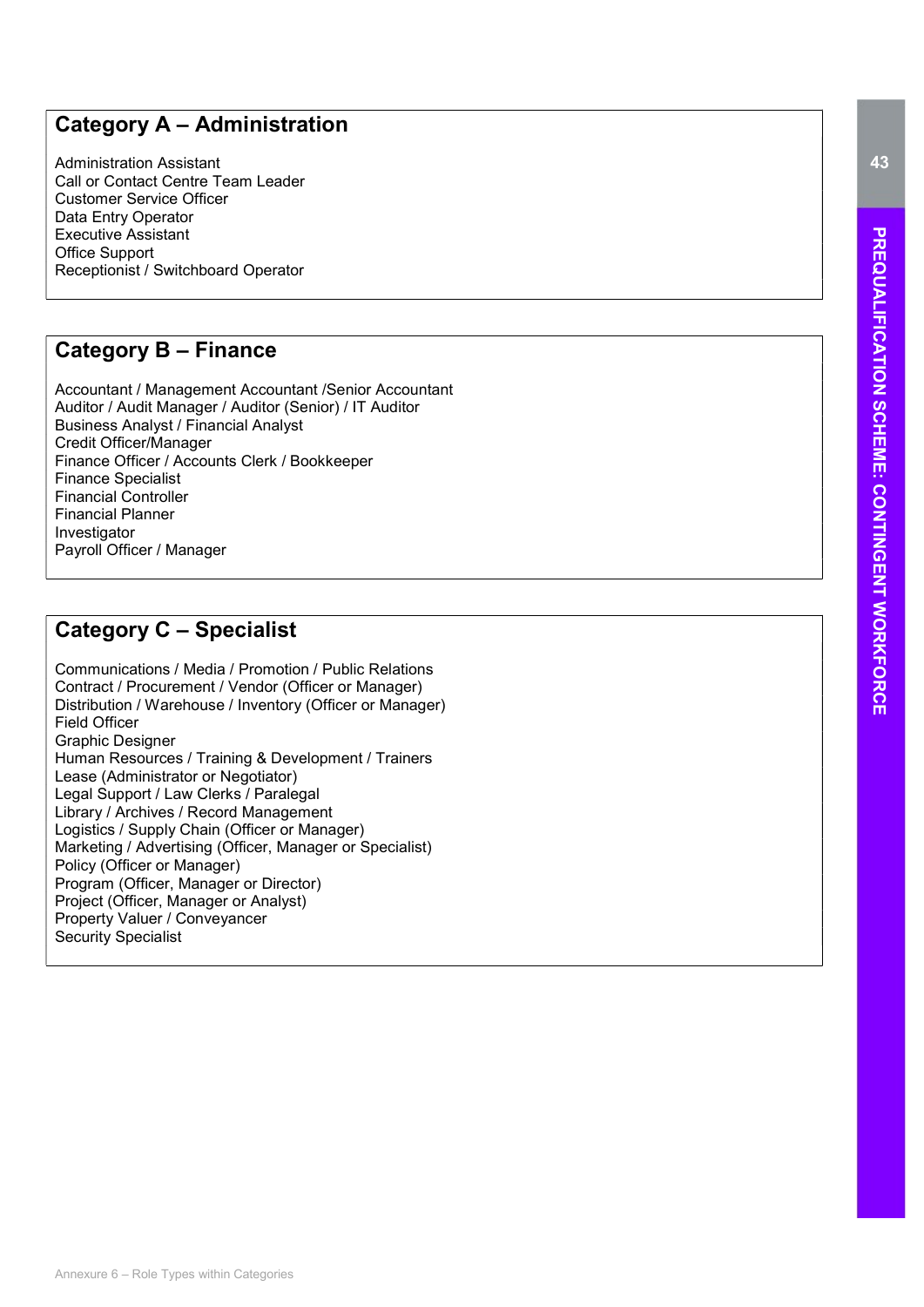## Category A – Administration

Administration Assistant
Call or Contact Centre Team Leader
Customer Service Officer
Data Entry Operator
Executive Assistant
Office Support
Receptionist / Switchboard Operator

## Category B – Finance

Accountant / Management Accountant /Senior Accountant
Auditor / Audit Manager / Auditor (Senior) / IT Auditor
Business Analyst / Financial Analyst
Credit Officer/Manager
Finance Officer / Accounts Clerk / Bookkeeper
Finance Specialist
Financial Controller
Financial Planner
Investigator
Payroll Officer / Manager

## Category C – Specialist

Communications / Media / Promotion / Public Relations
Contract / Procurement / Vendor (Officer or Manager)
Distribution / Warehouse / Inventory (Officer or Manager)
Field Officer
Graphic Designer
Human Resources / Training & Development / Trainers
Lease (Administrator or Negotiator)
Legal Support / Law Clerks / Paralegal
Library / Archives / Record Management
Logistics / Supply Chain (Officer or Manager)
Marketing / Advertising (Officer, Manager or Specialist)
Policy (Officer or Manager)
Program (Officer, Manager or Director)
Project (Officer, Manager or Analyst)
Property Valuer / Conveyancer
Security Specialist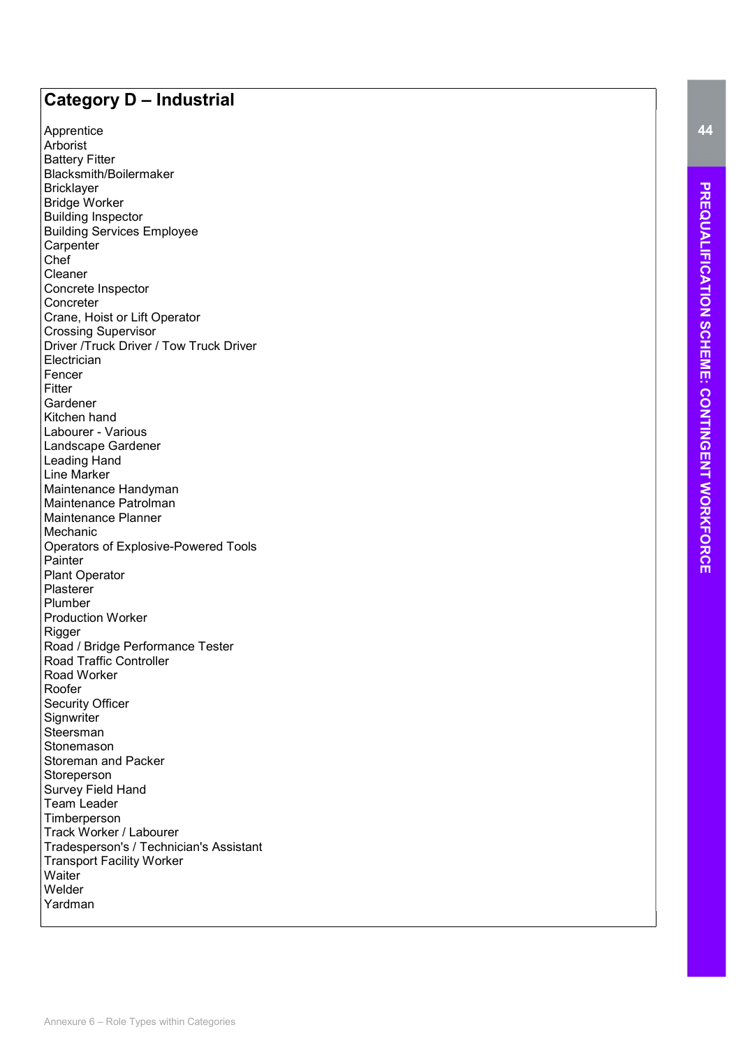## Category D – Industrial

Apprentice
Arborist
Battery Fitter
Blacksmith/Boilermaker
Bricklayer
Bridge Worker
Building Inspector
Building Services Employee
Carpenter
Chef
Cleaner
Concrete Inspector
Concreter
Crane, Hoist or Lift Operator
Crossing Supervisor
Driver /Truck Driver / Tow Truck Driver
Electrician
Fencer
Fitter
Gardener
Kitchen hand
Labourer - Various
Landscape Gardener
Leading Hand
Line Marker
Maintenance Handyman
Maintenance Patrolman
Maintenance Planner
Mechanic
Operators of Explosive-Powered Tools
Painter
Plant Operator
Plasterer
Plumber
Production Worker
Rigger
Road / Bridge Performance Tester
Road Traffic Controller
Road Worker
Roofer
Security Officer
Signwriter
Steersman
Stonemason
Storeman and Packer
Storeperson
Survey Field Hand
Team Leader
Timberperson
Track Worker / Labourer
Tradesperson's / Technician's Assistant
Transport Facility Worker
Waiter
Welder
Yardman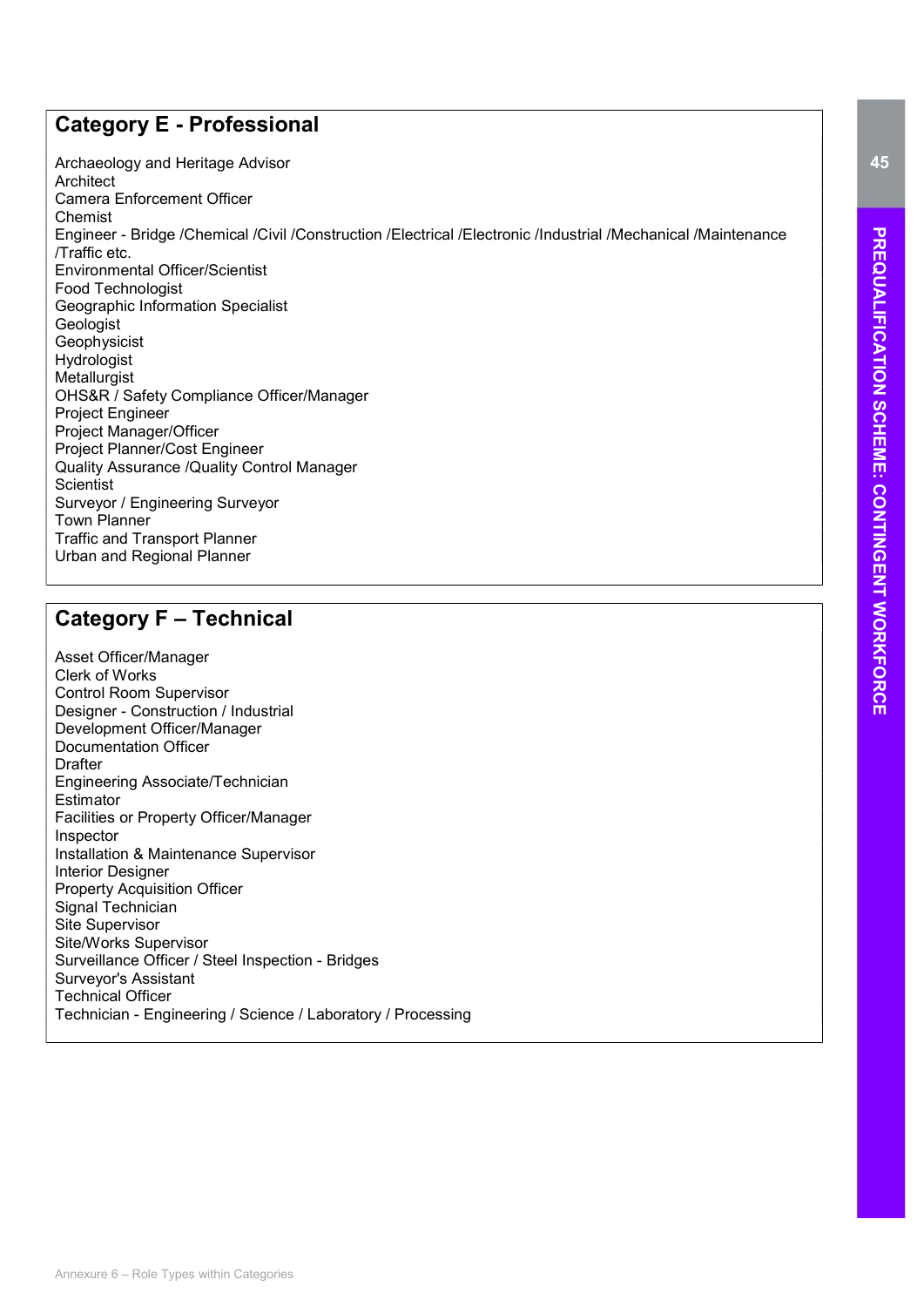## Category E - Professional

Archaeology and Heritage Advisor
Architect
Camera Enforcement Officer
Chemist
Engineer - Bridge /Chemical /Civil /Construction /Electrical /Electronic /Industrial /Mechanical /Maintenance /Traffic etc.
Environmental Officer/Scientist
Food Technologist
Geographic Information Specialist
Geologist
Geophysicist
Hydrologist
Metallurgist
OHS&R / Safety Compliance Officer/Manager
Project Engineer
Project Manager/Officer
Project Planner/Cost Engineer
Quality Assurance /Quality Control Manager
Scientist
Surveyor / Engineering Surveyor
Town Planner
Traffic and Transport Planner
Urban and Regional Planner

## Category F – Technical

Asset Officer/Manager
Clerk of Works
Control Room Supervisor
Designer - Construction / Industrial
Development Officer/Manager
Documentation Officer
Drafter
Engineering Associate/Technician
Estimator
Facilities or Property Officer/Manager
Inspector
Installation & Maintenance Supervisor
Interior Designer
Property Acquisition Officer
Signal Technician
Site Supervisor
Site/Works Supervisor
Surveillance Officer / Steel Inspection - Bridges
Surveyor's Assistant
Technical Officer
Technician - Engineering / Science / Laboratory / Processing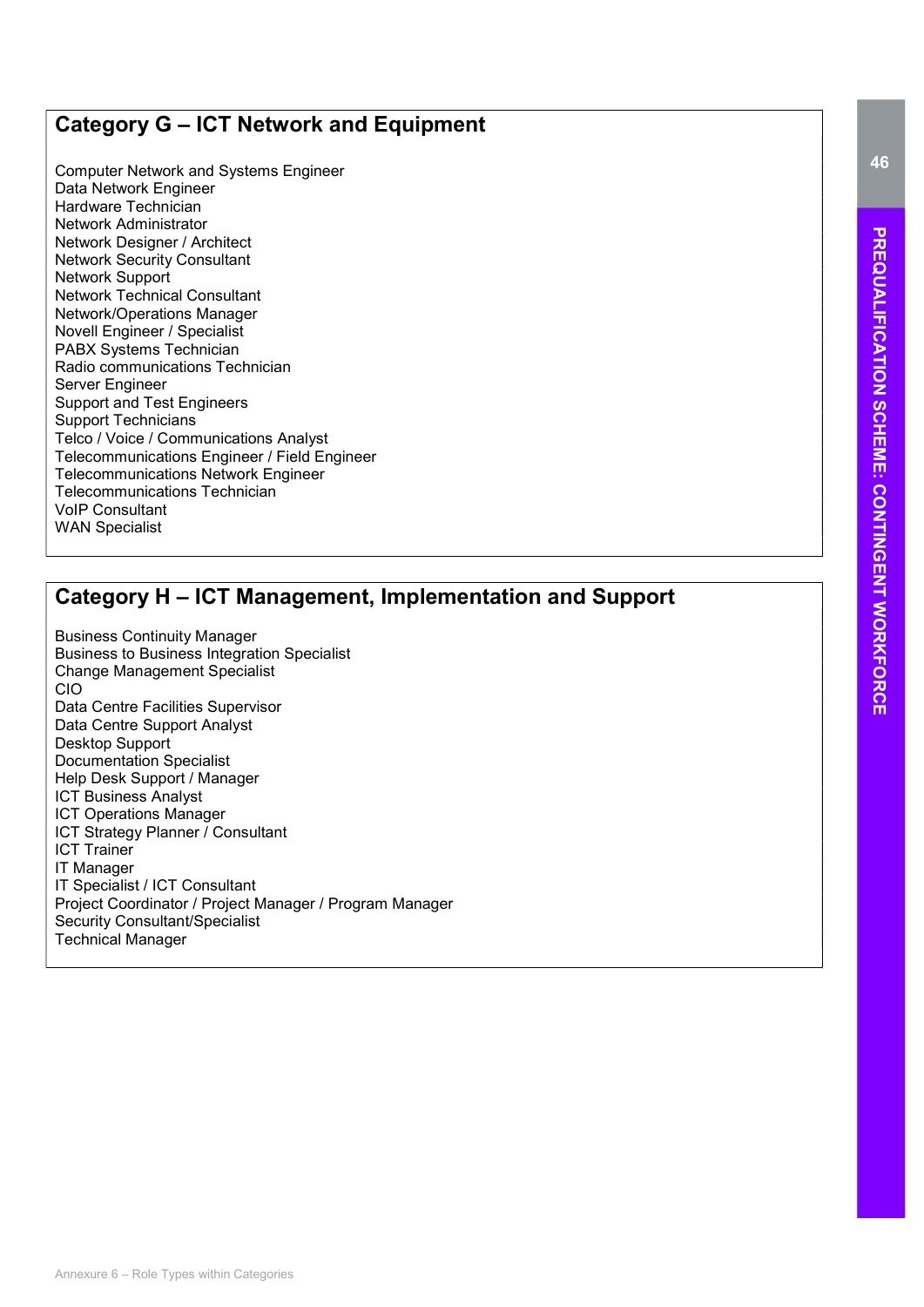## Category G – ICT Network and Equipment

Computer Network and Systems Engineer
Data Network Engineer
Hardware Technician
Network Administrator
Network Designer / Architect
Network Security Consultant
Network Support
Network Technical Consultant
Network/Operations Manager
Novell Engineer / Specialist
PABX Systems Technician
Radio communications Technician
Server Engineer
Support and Test Engineers
Support Technicians
Telco / Voice / Communications Analyst
Telecommunications Engineer / Field Engineer
Telecommunications Network Engineer
Telecommunications Technician
VoIP Consultant
WAN Specialist

## Category H – ICT Management, Implementation and Support

Business Continuity Manager
Business to Business Integration Specialist
Change Management Specialist
CIO
Data Centre Facilities Supervisor
Data Centre Support Analyst
Desktop Support
Documentation Specialist
Help Desk Support / Manager
ICT Business Analyst
ICT Operations Manager
ICT Strategy Planner / Consultant
ICT Trainer
IT Manager
IT Specialist / ICT Consultant
Project Coordinator / Project Manager / Program Manager
Security Consultant/Specialist
Technical Manager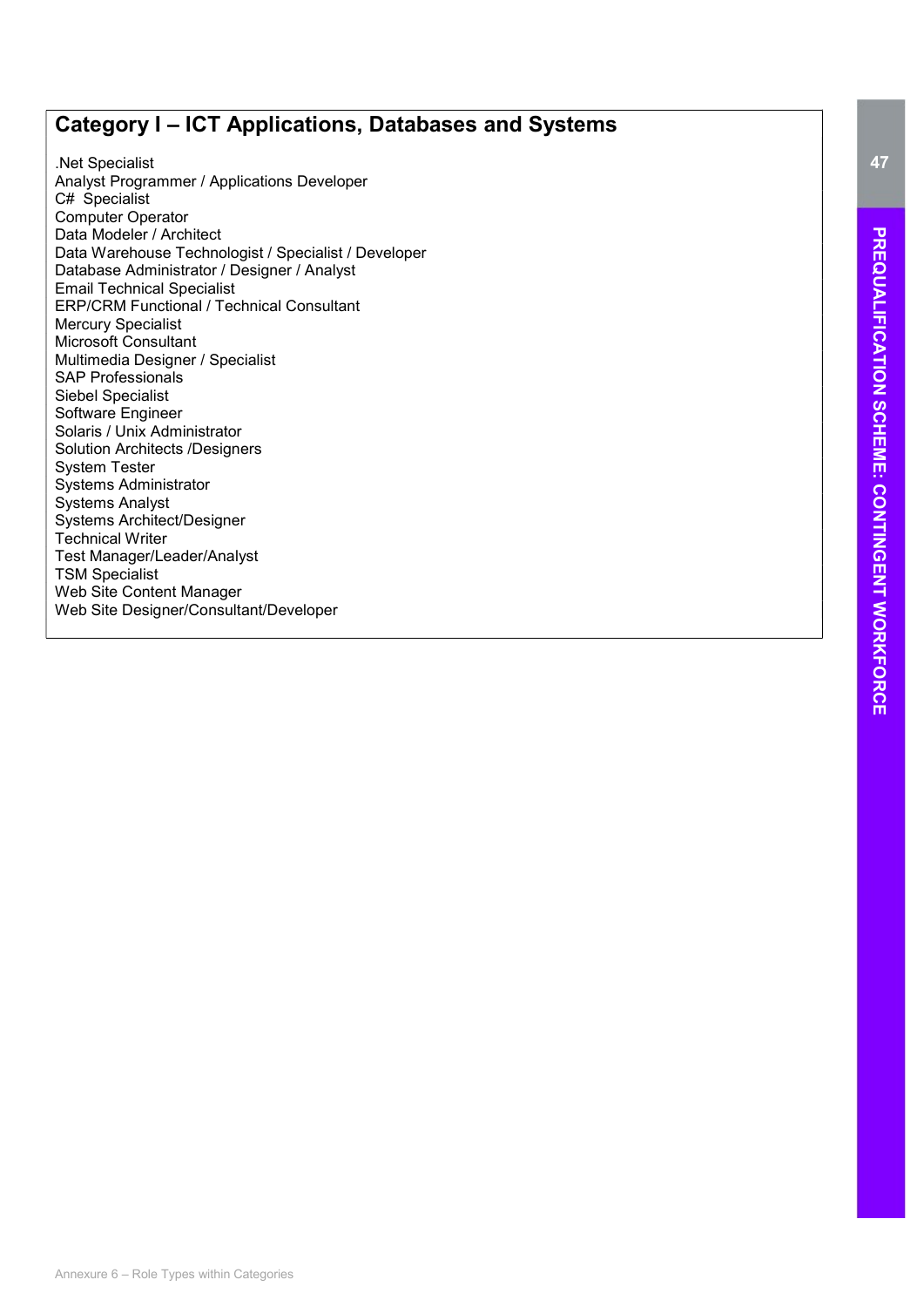## Category I – ICT Applications, Databases and Systems

.Net Specialist
Analyst Programmer / Applications Developer
C# Specialist
Computer Operator
Data Modeler / Architect
Data Warehouse Technologist / Specialist / Developer
Database Administrator / Designer / Analyst
Email Technical Specialist
ERP/CRM Functional / Technical Consultant
Mercury Specialist
Microsoft Consultant
Multimedia Designer / Specialist
SAP Professionals
Siebel Specialist
Software Engineer
Solaris / Unix Administrator
Solution Architects /Designers
System Tester
Systems Administrator
Systems Analyst
Systems Architect/Designer
Technical Writer
Test Manager/Leader/Analyst
TSM Specialist
Web Site Content Manager
Web Site Designer/Consultant/Developer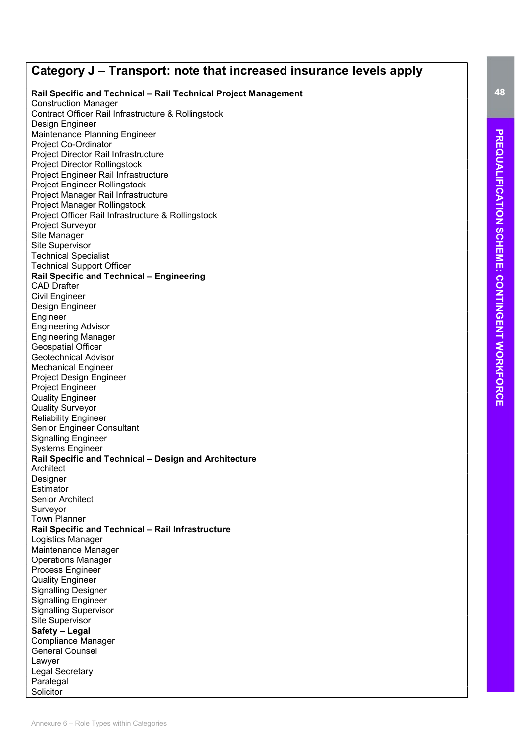## Category J – Transport: note that increased insurance levels apply

**Rail Specific and Technical – Rail Technical Project Management**
Construction Manager
Contract Officer Rail Infrastructure & Rollingstock
Design Engineer
Maintenance Planning Engineer
Project Co-Ordinator
Project Director Rail Infrastructure
Project Director Rollingstock
Project Engineer Rail Infrastructure
Project Engineer Rollingstock
Project Manager Rail Infrastructure
Project Manager Rollingstock
Project Officer Rail Infrastructure & Rollingstock
Project Surveyor
Site Manager
Site Supervisor
Technical Specialist
Technical Support Officer

**Rail Specific and Technical – Engineering**
CAD Drafter
Civil Engineer
Design Engineer
Engineer
Engineering Advisor
Engineering Manager
Geospatial Officer
Geotechnical Advisor
Mechanical Engineer
Project Design Engineer
Project Engineer
Quality Engineer
Quality Surveyor
Reliability Engineer
Senior Engineer Consultant
Signalling Engineer
Systems Engineer

**Rail Specific and Technical – Design and Architecture**
Architect
Designer
Estimator
Senior Architect
Surveyor
Town Planner

**Rail Specific and Technical – Rail Infrastructure**
Logistics Manager
Maintenance Manager
Operations Manager
Process Engineer
Quality Engineer
Signalling Designer
Signalling Engineer
Signalling Supervisor
Site Supervisor

**Safety – Legal**
Compliance Manager
General Counsel
Lawyer
Legal Secretary
Paralegal
Solicitor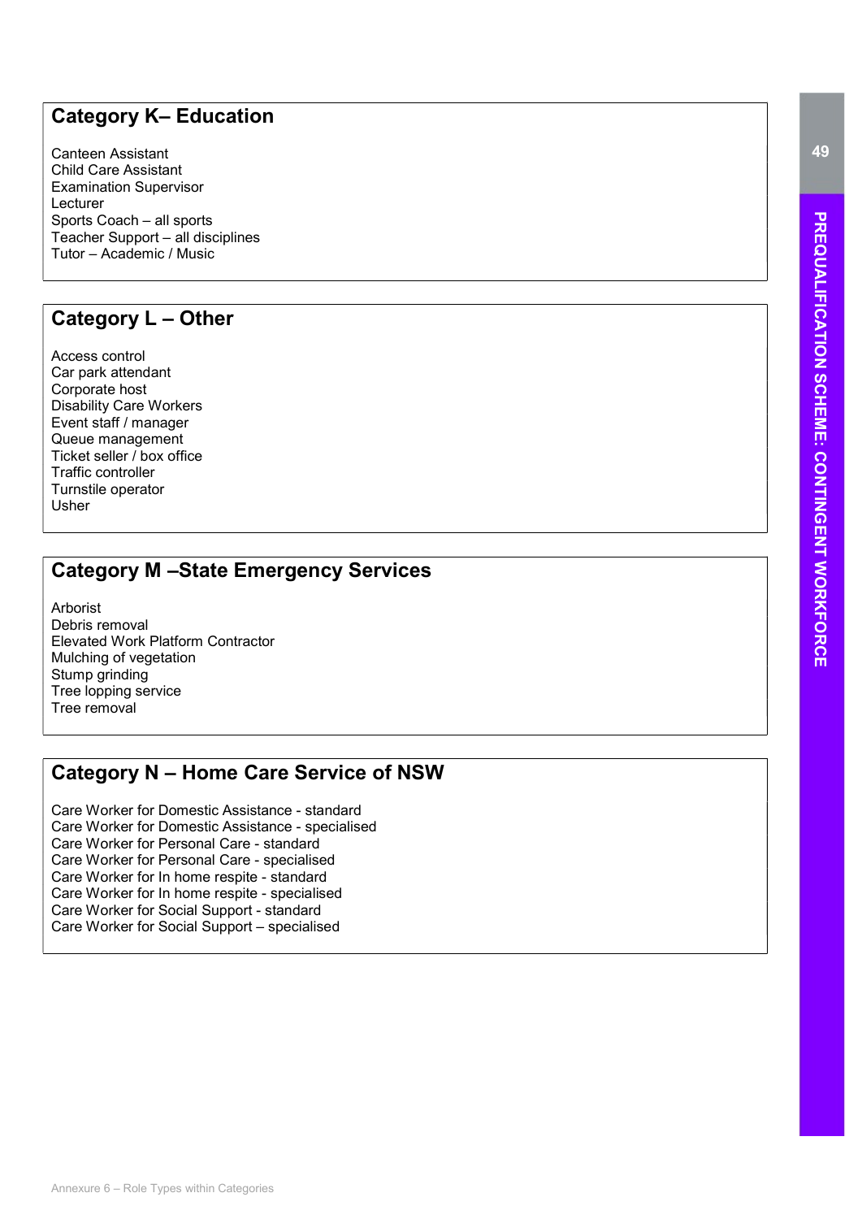## Category K– Education

Canteen Assistant
Child Care Assistant
Examination Supervisor
Lecturer
Sports Coach – all sports
Teacher Support – all disciplines
Tutor – Academic / Music

## Category L – Other

Access control
Car park attendant
Corporate host
Disability Care Workers
Event staff / manager
Queue management
Ticket seller / box office
Traffic controller
Turnstile operator
Usher

## Category M –State Emergency Services

Arborist
Debris removal
Elevated Work Platform Contractor
Mulching of vegetation
Stump grinding
Tree lopping service
Tree removal

## Category N – Home Care Service of NSW

Care Worker for Domestic Assistance - standard
Care Worker for Domestic Assistance - specialised
Care Worker for Personal Care - standard
Care Worker for Personal Care - specialised
Care Worker for In home respite - standard
Care Worker for In home respite - specialised
Care Worker for Social Support - standard
Care Worker for Social Support – specialised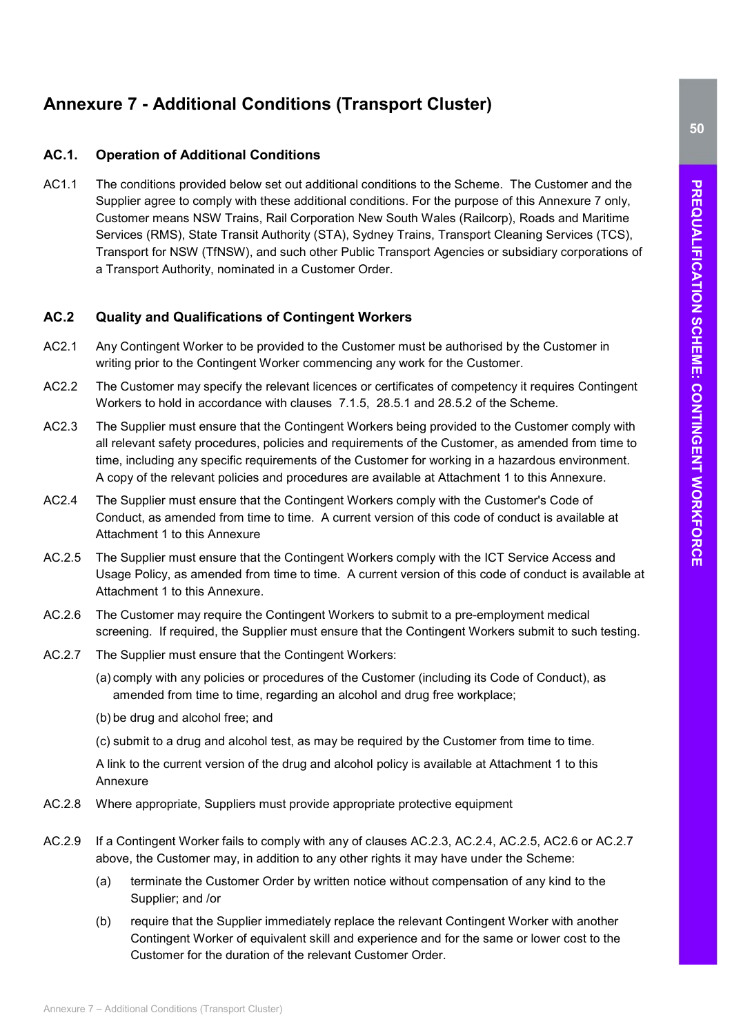# Annexure 7 - Additional Conditions (Transport Cluster)

## AC.1. Operation of Additional Conditions

AC1.1 The conditions provided below set out additional conditions to the Scheme. The Customer and the Supplier agree to comply with these additional conditions. For the purpose of this Annexure 7 only, Customer means NSW Trains, Rail Corporation New South Wales (Railcorp), Roads and Maritime Services (RMS), State Transit Authority (STA), Sydney Trains, Transport Cleaning Services (TCS), Transport for NSW (TfNSW), and such other Public Transport Agencies or subsidiary corporations of a Transport Authority, nominated in a Customer Order.

## AC.2 Quality and Qualifications of Contingent Workers

AC2.1 Any Contingent Worker to be provided to the Customer must be authorised by the Customer in writing prior to the Contingent Worker commencing any work for the Customer.

AC2.2 The Customer may specify the relevant licences or certificates of competency it requires Contingent Workers to hold in accordance with clauses 7.1.5, 28.5.1 and 28.5.2 of the Scheme.

AC2.3 The Supplier must ensure that the Contingent Workers being provided to the Customer comply with all relevant safety procedures, policies and requirements of the Customer, as amended from time to time, including any specific requirements of the Customer for working in a hazardous environment. A copy of the relevant policies and procedures are available at Attachment 1 to this Annexure.

AC2.4 The Supplier must ensure that the Contingent Workers comply with the Customer's Code of Conduct, as amended from time to time. A current version of this code of conduct is available at Attachment 1 to this Annexure

AC.2.5 The Supplier must ensure that the Contingent Workers comply with the ICT Service Access and Usage Policy, as amended from time to time. A current version of this code of conduct is available at Attachment 1 to this Annexure.

AC.2.6 The Customer may require the Contingent Workers to submit to a pre-employment medical screening. If required, the Supplier must ensure that the Contingent Workers submit to such testing.

AC.2.7 The Supplier must ensure that the Contingent Workers:

(a) comply with any policies or procedures of the Customer (including its Code of Conduct), as amended from time to time, regarding an alcohol and drug free workplace;

(b) be drug and alcohol free; and

(c) submit to a drug and alcohol test, as may be required by the Customer from time to time.

A link to the current version of the drug and alcohol policy is available at Attachment 1 to this Annexure

AC.2.8 Where appropriate, Suppliers must provide appropriate protective equipment

AC.2.9 If a Contingent Worker fails to comply with any of clauses AC.2.3, AC.2.4, AC.2.5, AC2.6 or AC.2.7 above, the Customer may, in addition to any other rights it may have under the Scheme:

(a) terminate the Customer Order by written notice without compensation of any kind to the Supplier; and /or

(b) require that the Supplier immediately replace the relevant Contingent Worker with another Contingent Worker of equivalent skill and experience and for the same or lower cost to the Customer for the duration of the relevant Customer Order.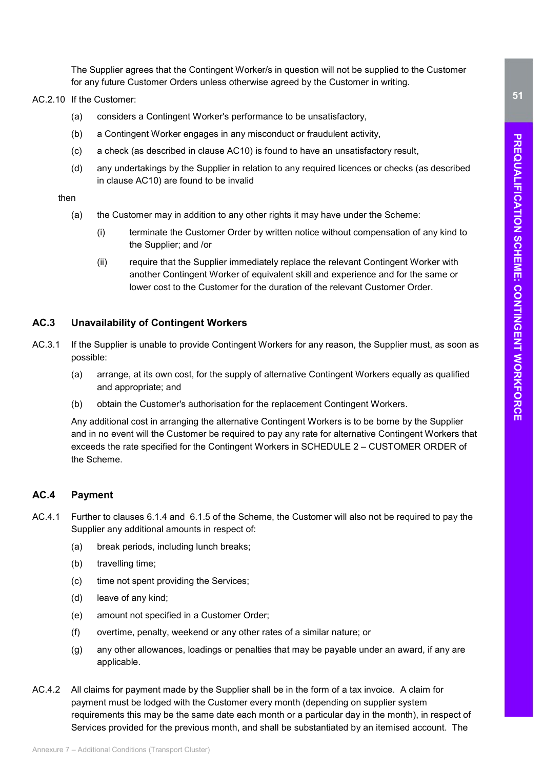The Supplier agrees that the Contingent Worker/s in question will not be supplied to the Customer for any future Customer Orders unless otherwise agreed by the Customer in writing.

AC.2.10 If the Customer:

(a) considers a Contingent Worker's performance to be unsatisfactory,

(b) a Contingent Worker engages in any misconduct or fraudulent activity,

(c) a check (as described in clause AC10) is found to have an unsatisfactory result,

(d) any undertakings by the Supplier in relation to any required licences or checks (as described in clause AC10) are found to be invalid

then

(a) the Customer may in addition to any other rights it may have under the Scheme:

(i) terminate the Customer Order by written notice without compensation of any kind to the Supplier; and /or

(ii) require that the Supplier immediately replace the relevant Contingent Worker with another Contingent Worker of equivalent skill and experience and for the same or lower cost to the Customer for the duration of the relevant Customer Order.

## AC.3 Unavailability of Contingent Workers

AC.3.1 If the Supplier is unable to provide Contingent Workers for any reason, the Supplier must, as soon as possible:

(a) arrange, at its own cost, for the supply of alternative Contingent Workers equally as qualified and appropriate; and

(b) obtain the Customer's authorisation for the replacement Contingent Workers.

Any additional cost in arranging the alternative Contingent Workers is to be borne by the Supplier and in no event will the Customer be required to pay any rate for alternative Contingent Workers that exceeds the rate specified for the Contingent Workers in SCHEDULE 2 – CUSTOMER ORDER of the Scheme.

## AC.4 Payment

AC.4.1 Further to clauses 6.1.4 and 6.1.5 of the Scheme, the Customer will also not be required to pay the Supplier any additional amounts in respect of:

(a) break periods, including lunch breaks;

(b) travelling time;

(c) time not spent providing the Services;

(d) leave of any kind;

(e) amount not specified in a Customer Order;

(f) overtime, penalty, weekend or any other rates of a similar nature; or

(g) any other allowances, loadings or penalties that may be payable under an award, if any are applicable.

AC.4.2 All claims for payment made by the Supplier shall be in the form of a tax invoice. A claim for payment must be lodged with the Customer every month (depending on supplier system requirements this may be the same date each month or a particular day in the month), in respect of Services provided for the previous month, and shall be substantiated by an itemised account. The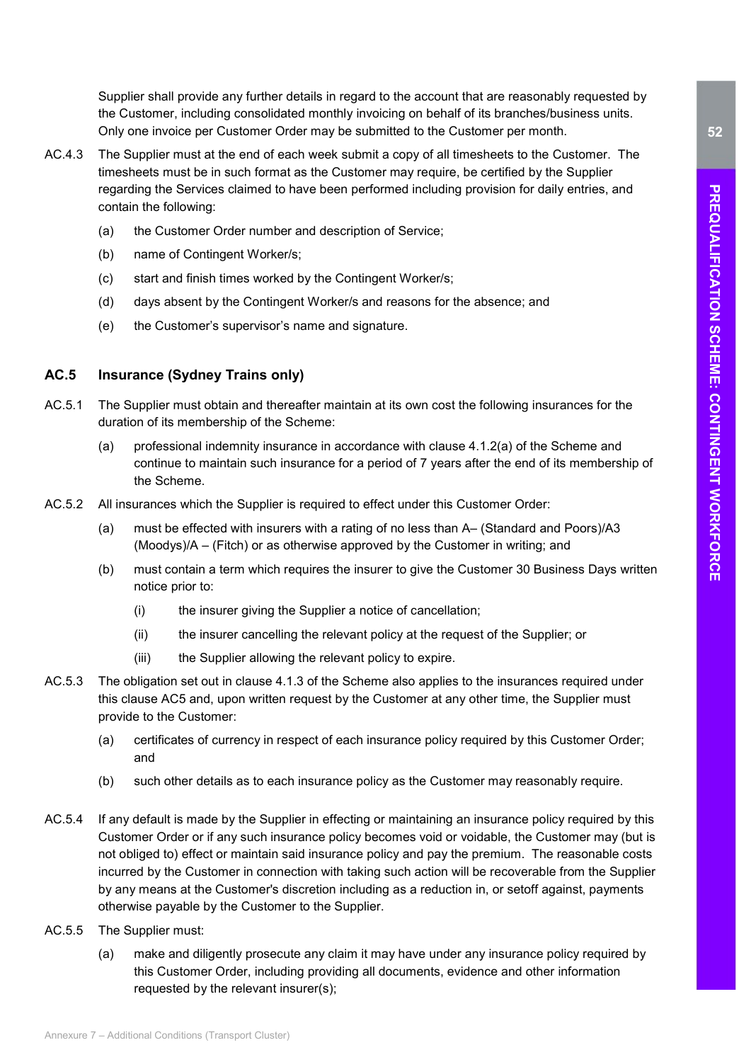Supplier shall provide any further details in regard to the account that are reasonably requested by the Customer, including consolidated monthly invoicing on behalf of its branches/business units. Only one invoice per Customer Order may be submitted to the Customer per month.

AC.4.3 The Supplier must at the end of each week submit a copy of all timesheets to the Customer. The timesheets must be in such format as the Customer may require, be certified by the Supplier regarding the Services claimed to have been performed including provision for daily entries, and contain the following:

(a) the Customer Order number and description of Service;

(b) name of Contingent Worker/s;

(c) start and finish times worked by the Contingent Worker/s;

(d) days absent by the Contingent Worker/s and reasons for the absence; and

(e) the Customer's supervisor's name and signature.

## AC.5 Insurance (Sydney Trains only)

AC.5.1 The Supplier must obtain and thereafter maintain at its own cost the following insurances for the duration of its membership of the Scheme:

(a) professional indemnity insurance in accordance with clause 4.1.2(a) of the Scheme and continue to maintain such insurance for a period of 7 years after the end of its membership of the Scheme.

AC.5.2 All insurances which the Supplier is required to effect under this Customer Order:

(a) must be effected with insurers with a rating of no less than A– (Standard and Poors)/A3 (Moodys)/A – (Fitch) or as otherwise approved by the Customer in writing; and

(b) must contain a term which requires the insurer to give the Customer 30 Business Days written notice prior to:

(i) the insurer giving the Supplier a notice of cancellation;

(ii) the insurer cancelling the relevant policy at the request of the Supplier; or

(iii) the Supplier allowing the relevant policy to expire.

AC.5.3 The obligation set out in clause 4.1.3 of the Scheme also applies to the insurances required under this clause AC5 and, upon written request by the Customer at any other time, the Supplier must provide to the Customer:

(a) certificates of currency in respect of each insurance policy required by this Customer Order; and

(b) such other details as to each insurance policy as the Customer may reasonably require.

AC.5.4 If any default is made by the Supplier in effecting or maintaining an insurance policy required by this Customer Order or if any such insurance policy becomes void or voidable, the Customer may (but is not obliged to) effect or maintain said insurance policy and pay the premium. The reasonable costs incurred by the Customer in connection with taking such action will be recoverable from the Supplier by any means at the Customer's discretion including as a reduction in, or setoff against, payments otherwise payable by the Customer to the Supplier.

AC.5.5 The Supplier must:

(a) make and diligently prosecute any claim it may have under any insurance policy required by this Customer Order, including providing all documents, evidence and other information requested by the relevant insurer(s);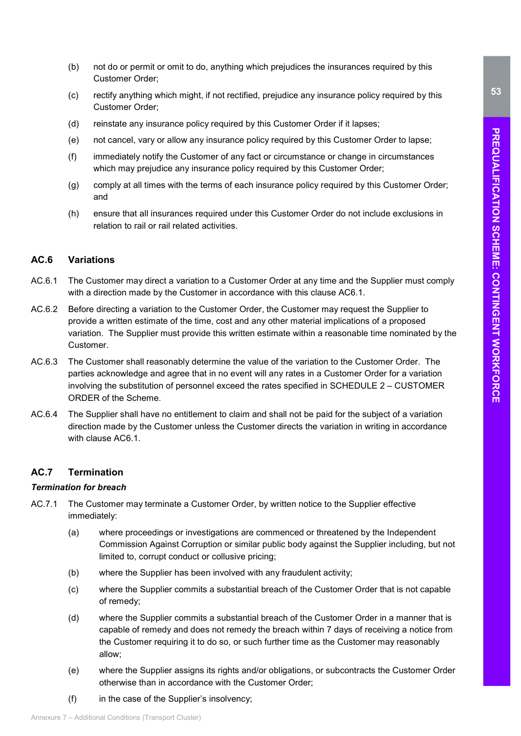(b) not do or permit or omit to do, anything which prejudices the insurances required by this Customer Order;

(c) rectify anything which might, if not rectified, prejudice any insurance policy required by this Customer Order;

(d) reinstate any insurance policy required by this Customer Order if it lapses;

(e) not cancel, vary or allow any insurance policy required by this Customer Order to lapse;

(f) immediately notify the Customer of any fact or circumstance or change in circumstances which may prejudice any insurance policy required by this Customer Order;

(g) comply at all times with the terms of each insurance policy required by this Customer Order; and

(h) ensure that all insurances required under this Customer Order do not include exclusions in relation to rail or rail related activities.

## AC.6 Variations

AC.6.1 The Customer may direct a variation to a Customer Order at any time and the Supplier must comply with a direction made by the Customer in accordance with this clause AC6.1.

AC.6.2 Before directing a variation to the Customer Order, the Customer may request the Supplier to provide a written estimate of the time, cost and any other material implications of a proposed variation. The Supplier must provide this written estimate within a reasonable time nominated by the Customer.

AC.6.3 The Customer shall reasonably determine the value of the variation to the Customer Order. The parties acknowledge and agree that in no event will any rates in a Customer Order for a variation involving the substitution of personnel exceed the rates specified in SCHEDULE 2 – CUSTOMER ORDER of the Scheme.

AC.6.4 The Supplier shall have no entitlement to claim and shall not be paid for the subject of a variation direction made by the Customer unless the Customer directs the variation in writing in accordance with clause AC6.1.

## AC.7 Termination

***Termination for breach***

AC.7.1 The Customer may terminate a Customer Order, by written notice to the Supplier effective immediately:

(a) where proceedings or investigations are commenced or threatened by the Independent Commission Against Corruption or similar public body against the Supplier including, but not limited to, corrupt conduct or collusive pricing;

(b) where the Supplier has been involved with any fraudulent activity;

(c) where the Supplier commits a substantial breach of the Customer Order that is not capable of remedy;

(d) where the Supplier commits a substantial breach of the Customer Order in a manner that is capable of remedy and does not remedy the breach within 7 days of receiving a notice from the Customer requiring it to do so, or such further time as the Customer may reasonably allow;

(e) where the Supplier assigns its rights and/or obligations, or subcontracts the Customer Order otherwise than in accordance with the Customer Order;

(f) in the case of the Supplier's insolvency;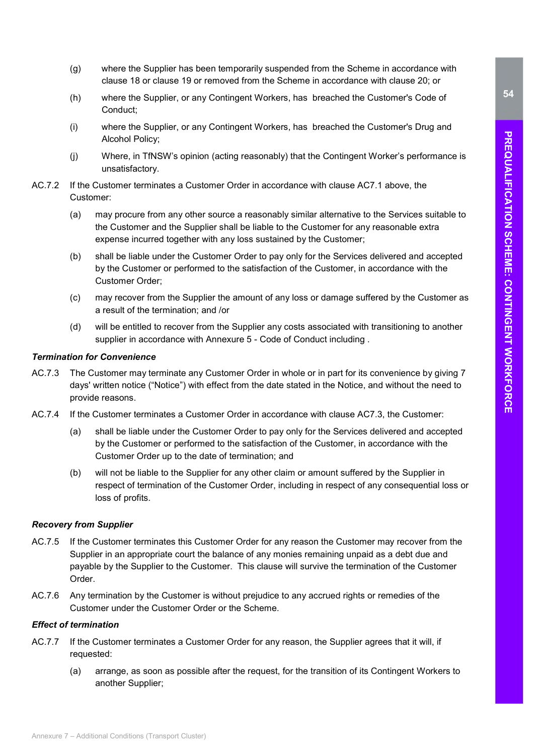(g) where the Supplier has been temporarily suspended from the Scheme in accordance with clause 18 or clause 19 or removed from the Scheme in accordance with clause 20; or

(h) where the Supplier, or any Contingent Workers, has breached the Customer's Code of Conduct;

(i) where the Supplier, or any Contingent Workers, has breached the Customer's Drug and Alcohol Policy;

(j) Where, in TfNSW's opinion (acting reasonably) that the Contingent Worker's performance is unsatisfactory.

AC.7.2 If the Customer terminates a Customer Order in accordance with clause AC7.1 above, the Customer:

(a) may procure from any other source a reasonably similar alternative to the Services suitable to the Customer and the Supplier shall be liable to the Customer for any reasonable extra expense incurred together with any loss sustained by the Customer;

(b) shall be liable under the Customer Order to pay only for the Services delivered and accepted by the Customer or performed to the satisfaction of the Customer, in accordance with the Customer Order;

(c) may recover from the Supplier the amount of any loss or damage suffered by the Customer as a result of the termination; and /or

(d) will be entitled to recover from the Supplier any costs associated with transitioning to another supplier in accordance with Annexure 5 - Code of Conduct including .

***Termination for Convenience***

AC.7.3 The Customer may terminate any Customer Order in whole or in part for its convenience by giving 7 days' written notice ("Notice") with effect from the date stated in the Notice, and without the need to provide reasons.

AC.7.4 If the Customer terminates a Customer Order in accordance with clause AC7.3, the Customer:

(a) shall be liable under the Customer Order to pay only for the Services delivered and accepted by the Customer or performed to the satisfaction of the Customer, in accordance with the Customer Order up to the date of termination; and

(b) will not be liable to the Supplier for any other claim or amount suffered by the Supplier in respect of termination of the Customer Order, including in respect of any consequential loss or loss of profits.

***Recovery from Supplier***

AC.7.5 If the Customer terminates this Customer Order for any reason the Customer may recover from the Supplier in an appropriate court the balance of any monies remaining unpaid as a debt due and payable by the Supplier to the Customer. This clause will survive the termination of the Customer Order.

AC.7.6 Any termination by the Customer is without prejudice to any accrued rights or remedies of the Customer under the Customer Order or the Scheme.

***Effect of termination***

AC.7.7 If the Customer terminates a Customer Order for any reason, the Supplier agrees that it will, if requested:

(a) arrange, as soon as possible after the request, for the transition of its Contingent Workers to another Supplier;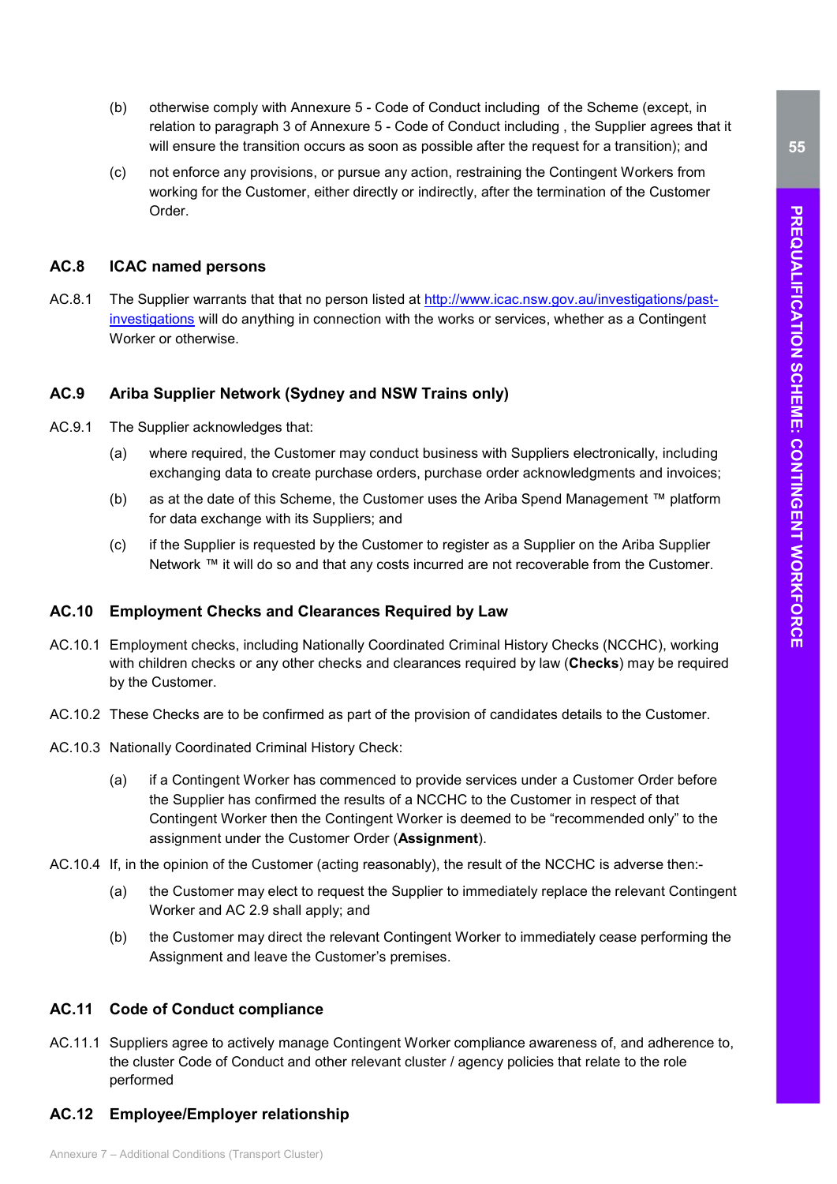(b) otherwise comply with Annexure 5 - Code of Conduct including of the Scheme (except, in relation to paragraph 3 of Annexure 5 - Code of Conduct including , the Supplier agrees that it will ensure the transition occurs as soon as possible after the request for a transition); and

(c) not enforce any provisions, or pursue any action, restraining the Contingent Workers from working for the Customer, either directly or indirectly, after the termination of the Customer Order.

## AC.8 ICAC named persons

AC.8.1 The Supplier warrants that that no person listed at [http://www.icac.nsw.gov.au/investigations/past-investigations](http://www.icac.nsw.gov.au/investigations/past-investigations) will do anything in connection with the works or services, whether as a Contingent Worker or otherwise.

## AC.9 Ariba Supplier Network (Sydney and NSW Trains only)

AC.9.1 The Supplier acknowledges that:

(a) where required, the Customer may conduct business with Suppliers electronically, including exchanging data to create purchase orders, purchase order acknowledgments and invoices;

(b) as at the date of this Scheme, the Customer uses the Ariba Spend Management ™ platform for data exchange with its Suppliers; and

(c) if the Supplier is requested by the Customer to register as a Supplier on the Ariba Supplier Network ™ it will do so and that any costs incurred are not recoverable from the Customer.

## AC.10 Employment Checks and Clearances Required by Law

AC.10.1 Employment checks, including Nationally Coordinated Criminal History Checks (NCCHC), working with children checks or any other checks and clearances required by law (**Checks**) may be required by the Customer.

AC.10.2 These Checks are to be confirmed as part of the provision of candidates details to the Customer.

AC.10.3 Nationally Coordinated Criminal History Check:

(a) if a Contingent Worker has commenced to provide services under a Customer Order before the Supplier has confirmed the results of a NCCHC to the Customer in respect of that Contingent Worker then the Contingent Worker is deemed to be "recommended only" to the assignment under the Customer Order (**Assignment**).

AC.10.4 If, in the opinion of the Customer (acting reasonably), the result of the NCCHC is adverse then:-

(a) the Customer may elect to request the Supplier to immediately replace the relevant Contingent Worker and AC 2.9 shall apply; and

(b) the Customer may direct the relevant Contingent Worker to immediately cease performing the Assignment and leave the Customer's premises.

## AC.11 Code of Conduct compliance

AC.11.1 Suppliers agree to actively manage Contingent Worker compliance awareness of, and adherence to, the cluster Code of Conduct and other relevant cluster / agency policies that relate to the role performed

## AC.12 Employee/Employer relationship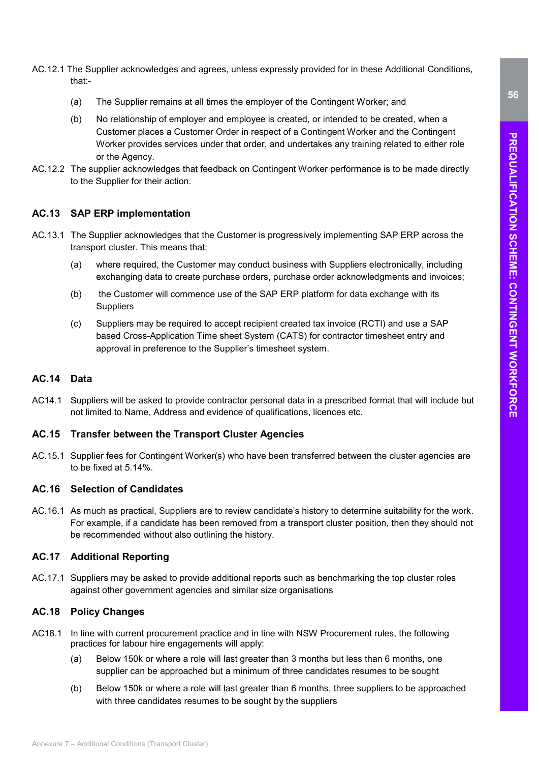AC.12.1 The Supplier acknowledges and agrees, unless expressly provided for in these Additional Conditions, that:-

(a) The Supplier remains at all times the employer of the Contingent Worker; and

(b) No relationship of employer and employee is created, or intended to be created, when a Customer places a Customer Order in respect of a Contingent Worker and the Contingent Worker provides services under that order, and undertakes any training related to either role or the Agency.

AC.12.2 The supplier acknowledges that feedback on Contingent Worker performance is to be made directly to the Supplier for their action.

## AC.13 SAP ERP implementation

AC.13.1 The Supplier acknowledges that the Customer is progressively implementing SAP ERP across the transport cluster. This means that:

(a) where required, the Customer may conduct business with Suppliers electronically, including exchanging data to create purchase orders, purchase order acknowledgments and invoices;

(b) the Customer will commence use of the SAP ERP platform for data exchange with its Suppliers

(c) Suppliers may be required to accept recipient created tax invoice (RCTI) and use a SAP based Cross-Application Time sheet System (CATS) for contractor timesheet entry and approval in preference to the Supplier's timesheet system.

## AC.14 Data

AC14.1 Suppliers will be asked to provide contractor personal data in a prescribed format that will include but not limited to Name, Address and evidence of qualifications, licences etc.

## AC.15 Transfer between the Transport Cluster Agencies

AC.15.1 Supplier fees for Contingent Worker(s) who have been transferred between the cluster agencies are to be fixed at 5.14%.

## AC.16 Selection of Candidates

AC.16.1 As much as practical, Suppliers are to review candidate's history to determine suitability for the work. For example, if a candidate has been removed from a transport cluster position, then they should not be recommended without also outlining the history.

## AC.17 Additional Reporting

AC.17.1 Suppliers may be asked to provide additional reports such as benchmarking the top cluster roles against other government agencies and similar size organisations

## AC.18 Policy Changes

AC18.1 In line with current procurement practice and in line with NSW Procurement rules, the following practices for labour hire engagements will apply:

(a) Below 150k or where a role will last greater than 3 months but less than 6 months, one supplier can be approached but a minimum of three candidates resumes to be sought

(b) Below 150k or where a role will last greater than 6 months, three suppliers to be approached with three candidates resumes to be sought by the suppliers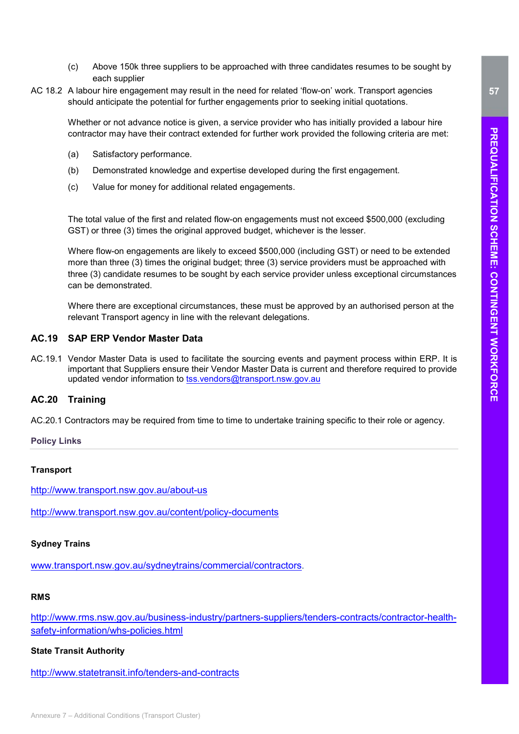(c) Above 150k three suppliers to be approached with three candidates resumes to be sought by each supplier

AC 18.2 A labour hire engagement may result in the need for related ‘flow-on’ work. Transport agencies should anticipate the potential for further engagements prior to seeking initial quotations.

Whether or not advance notice is given, a service provider who has initially provided a labour hire contractor may have their contract extended for further work provided the following criteria are met:

(a) Satisfactory performance.

(b) Demonstrated knowledge and expertise developed during the first engagement.

(c) Value for money for additional related engagements.

The total value of the first and related flow-on engagements must not exceed $500,000 (excluding GST) or three (3) times the original approved budget, whichever is the lesser.

Where flow-on engagements are likely to exceed $500,000 (including GST) or need to be extended more than three (3) times the original budget; three (3) service providers must be approached with three (3) candidate resumes to be sought by each service provider unless exceptional circumstances can be demonstrated.

Where there are exceptional circumstances, these must be approved by an authorised person at the relevant Transport agency in line with the relevant delegations.

## AC.19 SAP ERP Vendor Master Data

AC.19.1 Vendor Master Data is used to facilitate the sourcing events and payment process within ERP. It is important that Suppliers ensure their Vendor Master Data is current and therefore required to provide updated vendor information to tss.vendors@transport.nsw.gov.au

## AC.20 Training

AC.20.1 Contractors may be required from time to time to undertake training specific to their role or agency.

### Policy Links

**Transport**

http://www.transport.nsw.gov.au/about-us

http://www.transport.nsw.gov.au/content/policy-documents

**Sydney Trains**

www.transport.nsw.gov.au/sydneytrains/commercial/contractors.

**RMS**

http://www.rms.nsw.gov.au/business-industry/partners-suppliers/tenders-contracts/contractor-health-safety-information/whs-policies.html

**State Transit Authority**

http://www.statetransit.info/tenders-and-contracts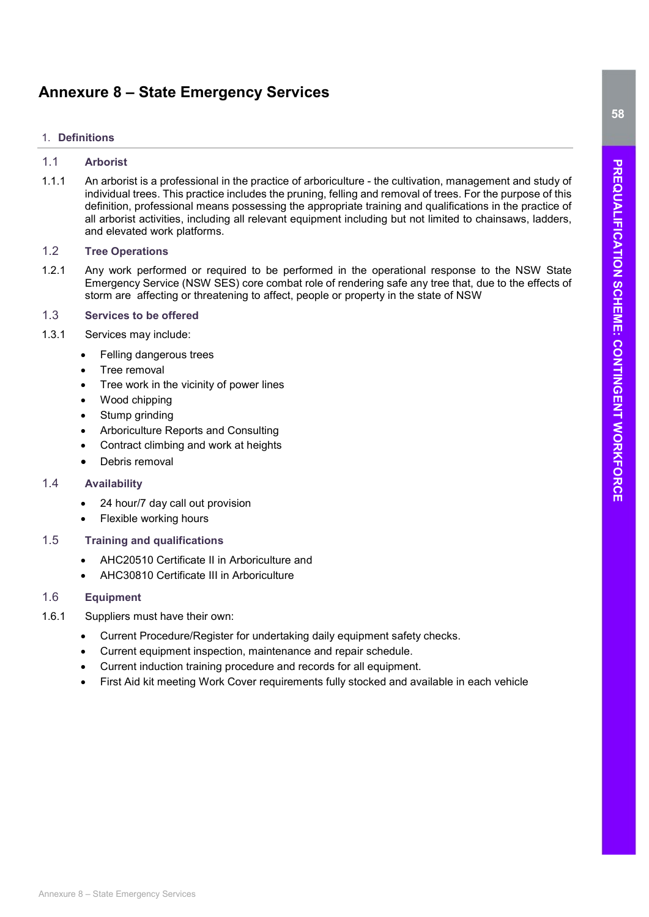# Annexure 8 – State Emergency Services

## 1. Definitions

### 1.1 Arborist

1.1.1 An arborist is a professional in the practice of arboriculture - the cultivation, management and study of individual trees. This practice includes the pruning, felling and removal of trees. For the purpose of this definition, professional means possessing the appropriate training and qualifications in the practice of all arborist activities, including all relevant equipment including but not limited to chainsaws, ladders, and elevated work platforms.

### 1.2 Tree Operations

1.2.1 Any work performed or required to be performed in the operational response to the NSW State Emergency Service (NSW SES) core combat role of rendering safe any tree that, due to the effects of storm are affecting or threatening to affect, people or property in the state of NSW

### 1.3 Services to be offered

1.3.1 Services may include:

- Felling dangerous trees
- Tree removal
- Tree work in the vicinity of power lines
- Wood chipping
- Stump grinding
- Arboriculture Reports and Consulting
- Contract climbing and work at heights
- Debris removal

### 1.4 Availability

- 24 hour/7 day call out provision
- Flexible working hours

### 1.5 Training and qualifications

- AHC20510 Certificate II in Arboriculture and
- AHC30810 Certificate III in Arboriculture

### 1.6 Equipment

1.6.1 Suppliers must have their own:

- Current Procedure/Register for undertaking daily equipment safety checks.
- Current equipment inspection, maintenance and repair schedule.
- Current induction training procedure and records for all equipment.
- First Aid kit meeting Work Cover requirements fully stocked and available in each vehicle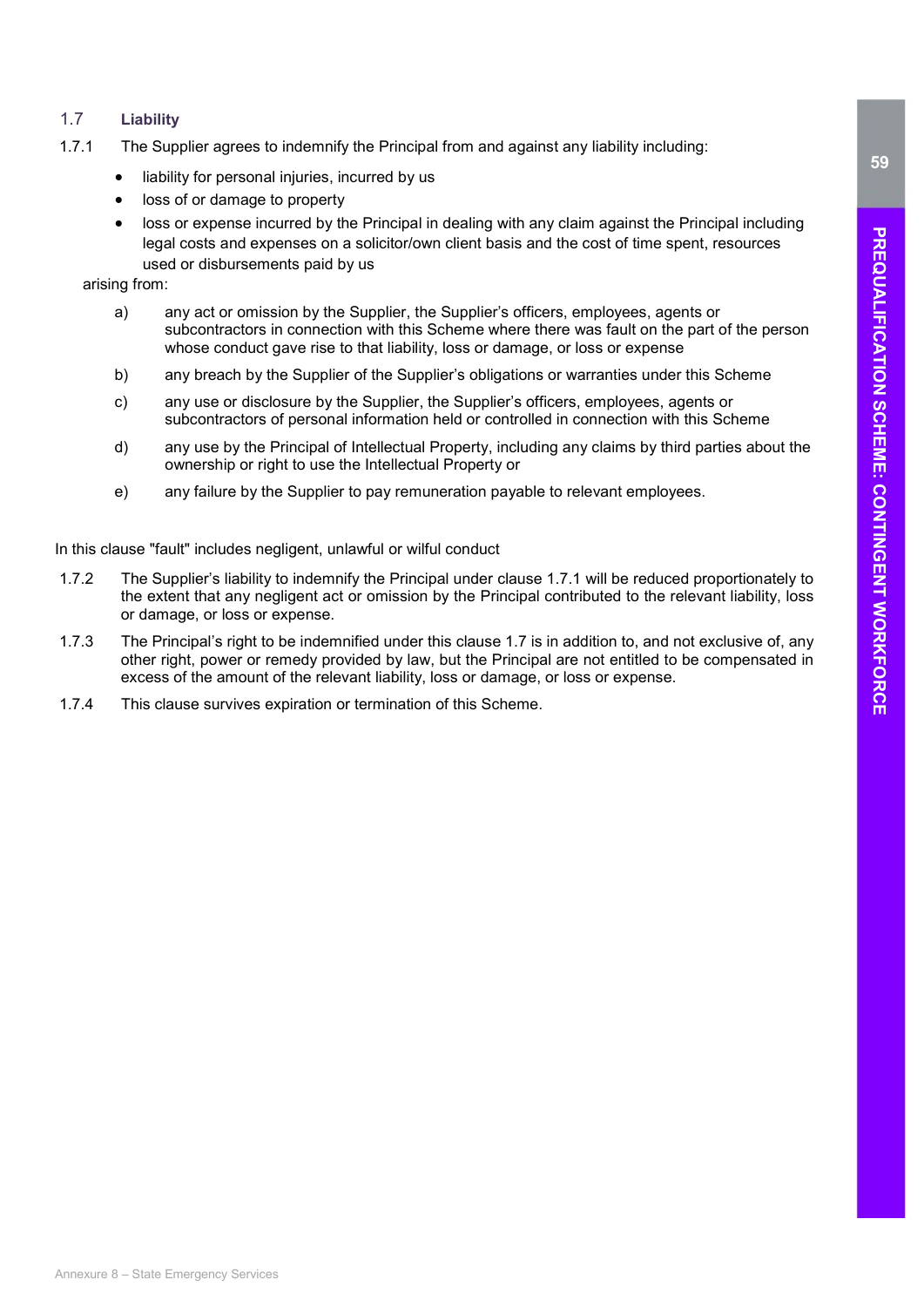## 1.7 Liability

1.7.1 The Supplier agrees to indemnify the Principal from and against any liability including:

- liability for personal injuries, incurred by us
- loss of or damage to property
- loss or expense incurred by the Principal in dealing with any claim against the Principal including legal costs and expenses on a solicitor/own client basis and the cost of time spent, resources used or disbursements paid by us

arising from:

a) any act or omission by the Supplier, the Supplier's officers, employees, agents or subcontractors in connection with this Scheme where there was fault on the part of the person whose conduct gave rise to that liability, loss or damage, or loss or expense

b) any breach by the Supplier of the Supplier's obligations or warranties under this Scheme

c) any use or disclosure by the Supplier, the Supplier's officers, employees, agents or subcontractors of personal information held or controlled in connection with this Scheme

d) any use by the Principal of Intellectual Property, including any claims by third parties about the ownership or right to use the Intellectual Property or

e) any failure by the Supplier to pay remuneration payable to relevant employees.

In this clause "fault" includes negligent, unlawful or wilful conduct

1.7.2 The Supplier's liability to indemnify the Principal under clause 1.7.1 will be reduced proportionately to the extent that any negligent act or omission by the Principal contributed to the relevant liability, loss or damage, or loss or expense.

1.7.3 The Principal's right to be indemnified under this clause 1.7 is in addition to, and not exclusive of, any other right, power or remedy provided by law, but the Principal are not entitled to be compensated in excess of the amount of the relevant liability, loss or damage, or loss or expense.

1.7.4 This clause survives expiration or termination of this Scheme.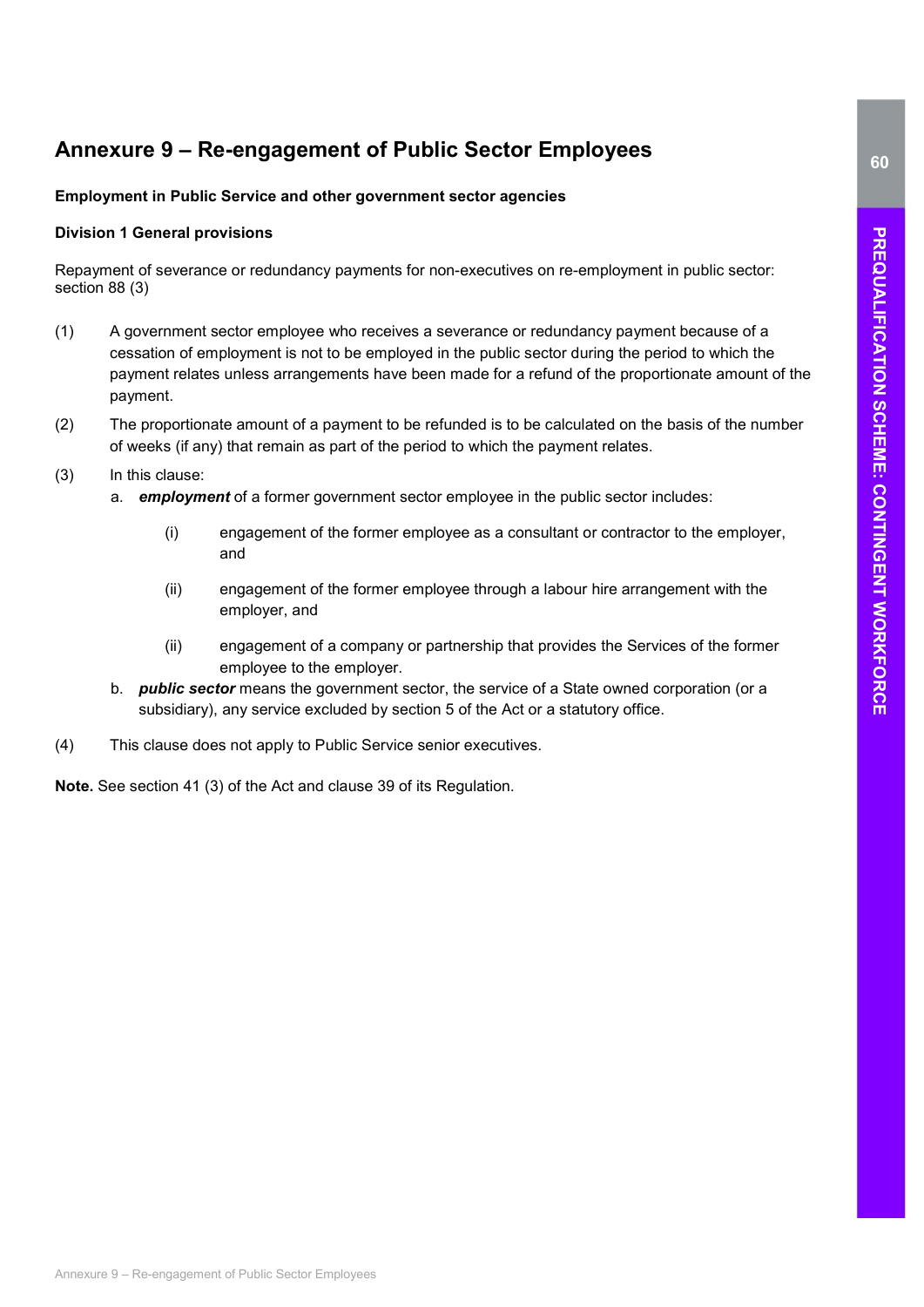# Annexure 9 – Re-engagement of Public Sector Employees

**Employment in Public Service and other government sector agencies**

**Division 1 General provisions**

Repayment of severance or redundancy payments for non-executives on re-employment in public sector: section 88 (3)

(1) A government sector employee who receives a severance or redundancy payment because of a cessation of employment is not to be employed in the public sector during the period to which the payment relates unless arrangements have been made for a refund of the proportionate amount of the payment.

(2) The proportionate amount of a payment to be refunded is to be calculated on the basis of the number of weeks (if any) that remain as part of the period to which the payment relates.

(3) In this clause:

  a. ***employment*** of a former government sector employee in the public sector includes:

    (i) engagement of the former employee as a consultant or contractor to the employer, and

    (ii) engagement of the former employee through a labour hire arrangement with the employer, and

    (ii) engagement of a company or partnership that provides the Services of the former employee to the employer.

  b. ***public sector*** means the government sector, the service of a State owned corporation (or a subsidiary), any service excluded by section 5 of the Act or a statutory office.

(4) This clause does not apply to Public Service senior executives.

**Note.** See section 41 (3) of the Act and clause 39 of its Regulation.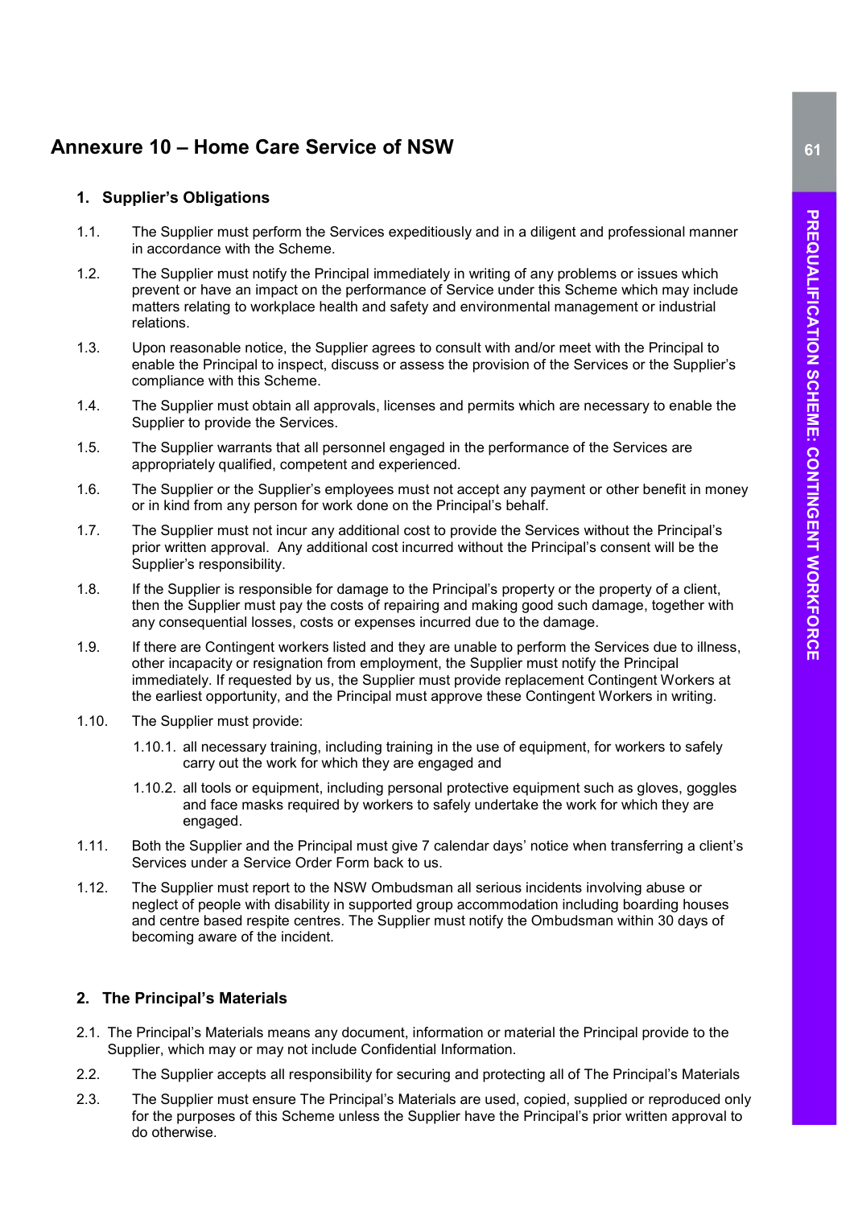# Annexure 10 – Home Care Service of NSW

## 1. Supplier's Obligations

1.1. The Supplier must perform the Services expeditiously and in a diligent and professional manner in accordance with the Scheme.

1.2. The Supplier must notify the Principal immediately in writing of any problems or issues which prevent or have an impact on the performance of Service under this Scheme which may include matters relating to workplace health and safety and environmental management or industrial relations.

1.3. Upon reasonable notice, the Supplier agrees to consult with and/or meet with the Principal to enable the Principal to inspect, discuss or assess the provision of the Services or the Supplier's compliance with this Scheme.

1.4. The Supplier must obtain all approvals, licenses and permits which are necessary to enable the Supplier to provide the Services.

1.5. The Supplier warrants that all personnel engaged in the performance of the Services are appropriately qualified, competent and experienced.

1.6. The Supplier or the Supplier's employees must not accept any payment or other benefit in money or in kind from any person for work done on the Principal's behalf.

1.7. The Supplier must not incur any additional cost to provide the Services without the Principal's prior written approval. Any additional cost incurred without the Principal's consent will be the Supplier's responsibility.

1.8. If the Supplier is responsible for damage to the Principal's property or the property of a client, then the Supplier must pay the costs of repairing and making good such damage, together with any consequential losses, costs or expenses incurred due to the damage.

1.9. If there are Contingent workers listed and they are unable to perform the Services due to illness, other incapacity or resignation from employment, the Supplier must notify the Principal immediately. If requested by us, the Supplier must provide replacement Contingent Workers at the earliest opportunity, and the Principal must approve these Contingent Workers in writing.

1.10. The Supplier must provide:

1.10.1. all necessary training, including training in the use of equipment, for workers to safely carry out the work for which they are engaged and

1.10.2. all tools or equipment, including personal protective equipment such as gloves, goggles and face masks required by workers to safely undertake the work for which they are engaged.

1.11. Both the Supplier and the Principal must give 7 calendar days' notice when transferring a client's Services under a Service Order Form back to us.

1.12. The Supplier must report to the NSW Ombudsman all serious incidents involving abuse or neglect of people with disability in supported group accommodation including boarding houses and centre based respite centres. The Supplier must notify the Ombudsman within 30 days of becoming aware of the incident.

## 2. The Principal's Materials

2.1. The Principal's Materials means any document, information or material the Principal provide to the Supplier, which may or may not include Confidential Information.

2.2. The Supplier accepts all responsibility for securing and protecting all of The Principal's Materials

2.3. The Supplier must ensure The Principal's Materials are used, copied, supplied or reproduced only for the purposes of this Scheme unless the Supplier have the Principal's prior written approval to do otherwise.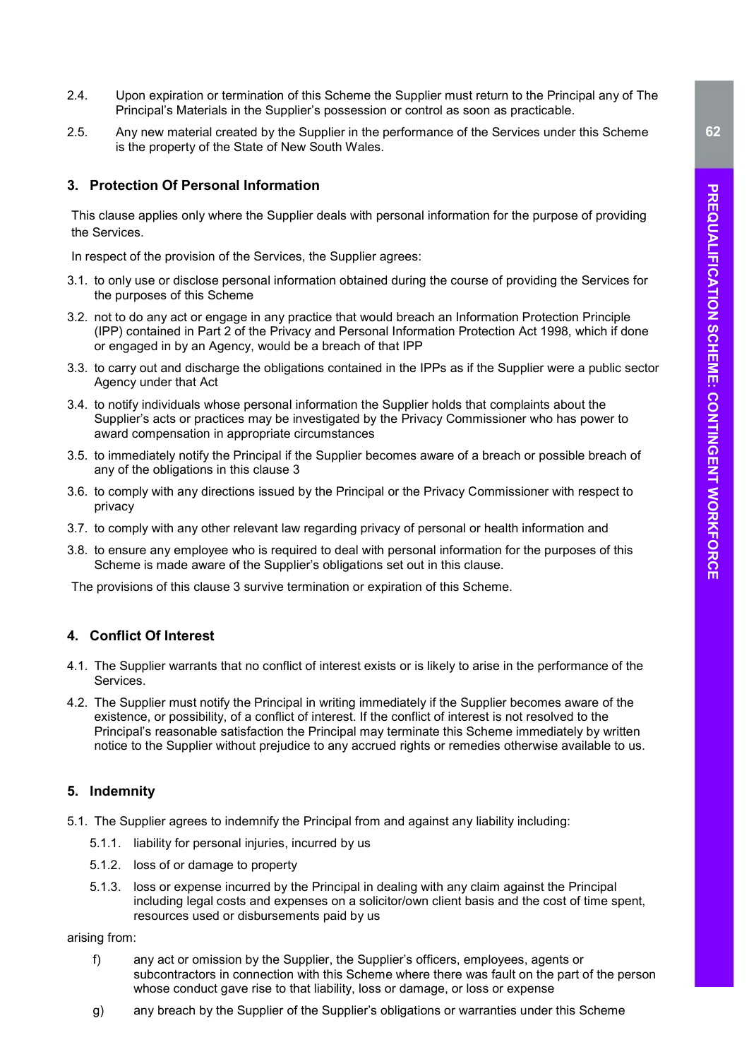2.4. Upon expiration or termination of this Scheme the Supplier must return to the Principal any of The Principal's Materials in the Supplier's possession or control as soon as practicable.

2.5. Any new material created by the Supplier in the performance of the Services under this Scheme is the property of the State of New South Wales.

## 3. Protection Of Personal Information

This clause applies only where the Supplier deals with personal information for the purpose of providing the Services.

In respect of the provision of the Services, the Supplier agrees:

3.1. to only use or disclose personal information obtained during the course of providing the Services for the purposes of this Scheme

3.2. not to do any act or engage in any practice that would breach an Information Protection Principle (IPP) contained in Part 2 of the Privacy and Personal Information Protection Act 1998, which if done or engaged in by an Agency, would be a breach of that IPP

3.3. to carry out and discharge the obligations contained in the IPPs as if the Supplier were a public sector Agency under that Act

3.4. to notify individuals whose personal information the Supplier holds that complaints about the Supplier's acts or practices may be investigated by the Privacy Commissioner who has power to award compensation in appropriate circumstances

3.5. to immediately notify the Principal if the Supplier becomes aware of a breach or possible breach of any of the obligations in this clause 3

3.6. to comply with any directions issued by the Principal or the Privacy Commissioner with respect to privacy

3.7. to comply with any other relevant law regarding privacy of personal or health information and

3.8. to ensure any employee who is required to deal with personal information for the purposes of this Scheme is made aware of the Supplier's obligations set out in this clause.

The provisions of this clause 3 survive termination or expiration of this Scheme.

## 4. Conflict Of Interest

4.1. The Supplier warrants that no conflict of interest exists or is likely to arise in the performance of the Services.

4.2. The Supplier must notify the Principal in writing immediately if the Supplier becomes aware of the existence, or possibility, of a conflict of interest. If the conflict of interest is not resolved to the Principal's reasonable satisfaction the Principal may terminate this Scheme immediately by written notice to the Supplier without prejudice to any accrued rights or remedies otherwise available to us.

## 5. Indemnity

5.1. The Supplier agrees to indemnify the Principal from and against any liability including:

- 5.1.1. liability for personal injuries, incurred by us
- 5.1.2. loss of or damage to property
- 5.1.3. loss or expense incurred by the Principal in dealing with any claim against the Principal including legal costs and expenses on a solicitor/own client basis and the cost of time spent, resources used or disbursements paid by us

arising from:

- f) any act or omission by the Supplier, the Supplier's officers, employees, agents or subcontractors in connection with this Scheme where there was fault on the part of the person whose conduct gave rise to that liability, loss or damage, or loss or expense
- g) any breach by the Supplier of the Supplier's obligations or warranties under this Scheme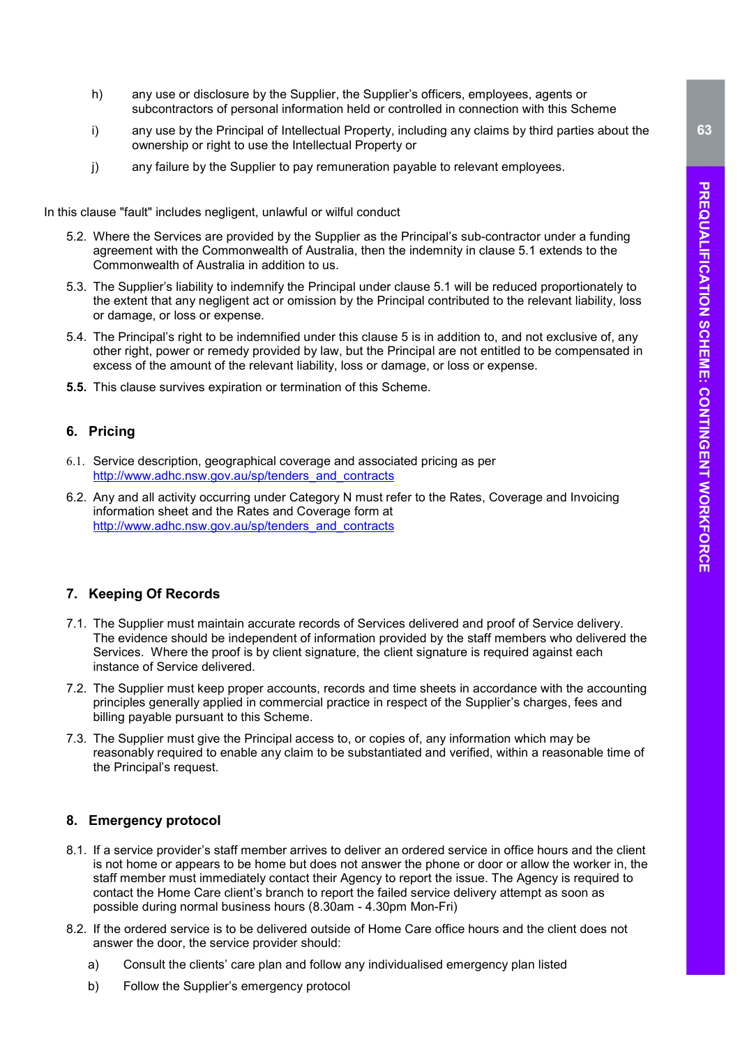h) any use or disclosure by the Supplier, the Supplier's officers, employees, agents or subcontractors of personal information held or controlled in connection with this Scheme

i) any use by the Principal of Intellectual Property, including any claims by third parties about the ownership or right to use the Intellectual Property or

j) any failure by the Supplier to pay remuneration payable to relevant employees.

In this clause "fault" includes negligent, unlawful or wilful conduct

5.2. Where the Services are provided by the Supplier as the Principal's sub-contractor under a funding agreement with the Commonwealth of Australia, then the indemnity in clause 5.1 extends to the Commonwealth of Australia in addition to us.

5.3. The Supplier's liability to indemnify the Principal under clause 5.1 will be reduced proportionately to the extent that any negligent act or omission by the Principal contributed to the relevant liability, loss or damage, or loss or expense.

5.4. The Principal's right to be indemnified under this clause 5 is in addition to, and not exclusive of, any other right, power or remedy provided by law, but the Principal are not entitled to be compensated in excess of the amount of the relevant liability, loss or damage, or loss or expense.

**5.5.** This clause survives expiration or termination of this Scheme.

## 6. Pricing

6.1. Service description, geographical coverage and associated pricing as per http://www.adhc.nsw.gov.au/sp/tenders_and_contracts

6.2. Any and all activity occurring under Category N must refer to the Rates, Coverage and Invoicing information sheet and the Rates and Coverage form at http://www.adhc.nsw.gov.au/sp/tenders_and_contracts

## 7. Keeping Of Records

7.1. The Supplier must maintain accurate records of Services delivered and proof of Service delivery. The evidence should be independent of information provided by the staff members who delivered the Services. Where the proof is by client signature, the client signature is required against each instance of Service delivered.

7.2. The Supplier must keep proper accounts, records and time sheets in accordance with the accounting principles generally applied in commercial practice in respect of the Supplier's charges, fees and billing payable pursuant to this Scheme.

7.3. The Supplier must give the Principal access to, or copies of, any information which may be reasonably required to enable any claim to be substantiated and verified, within a reasonable time of the Principal's request.

## 8. Emergency protocol

8.1. If a service provider's staff member arrives to deliver an ordered service in office hours and the client is not home or appears to be home but does not answer the phone or door or allow the worker in, the staff member must immediately contact their Agency to report the issue. The Agency is required to contact the Home Care client's branch to report the failed service delivery attempt as soon as possible during normal business hours (8.30am - 4.30pm Mon-Fri)

8.2. If the ordered service is to be delivered outside of Home Care office hours and the client does not answer the door, the service provider should:

a) Consult the clients' care plan and follow any individualised emergency plan listed

b) Follow the Supplier's emergency protocol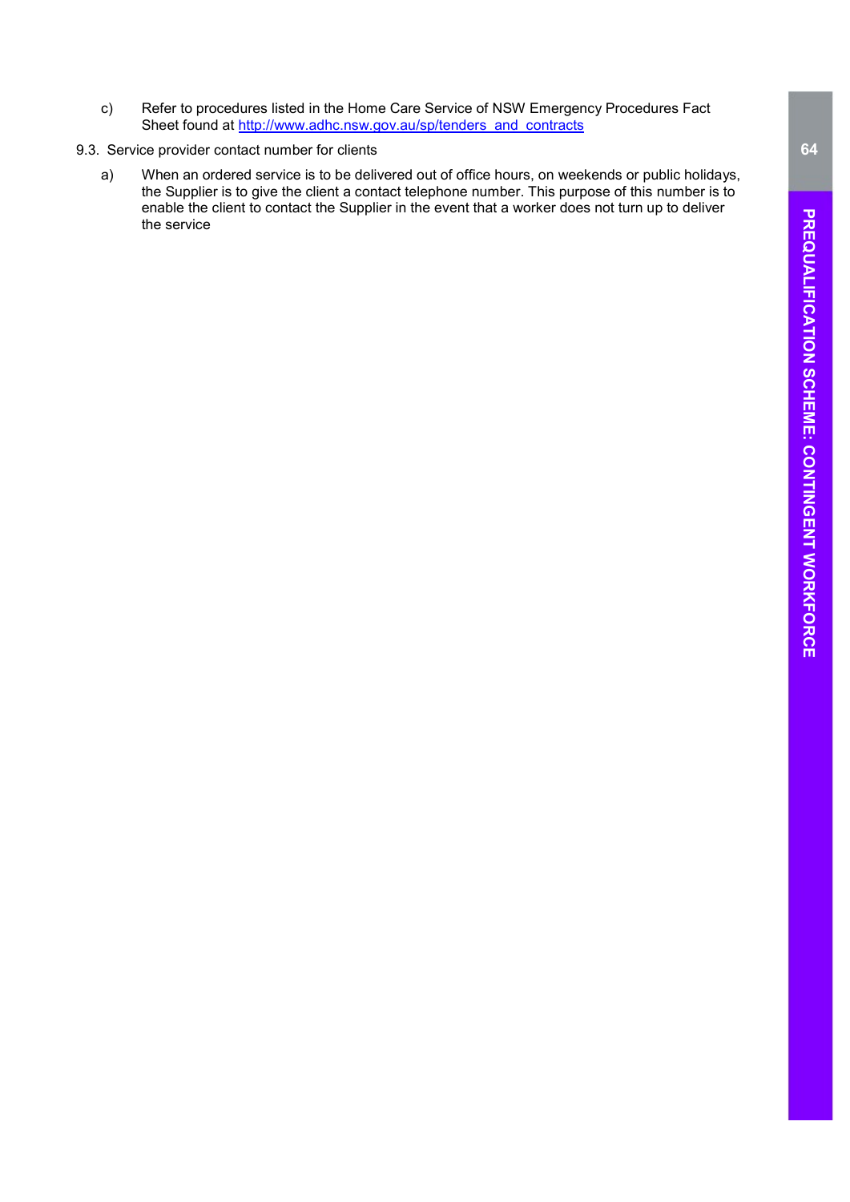c) Refer to procedures listed in the Home Care Service of NSW Emergency Procedures Fact Sheet found at [http://www.adhc.nsw.gov.au/sp/tenders_and_contracts](http://www.adhc.nsw.gov.au/sp/tenders_and_contracts)

9.3. Service provider contact number for clients

a) When an ordered service is to be delivered out of office hours, on weekends or public holidays, the Supplier is to give the client a contact telephone number. This purpose of this number is to enable the client to contact the Supplier in the event that a worker does not turn up to deliver the service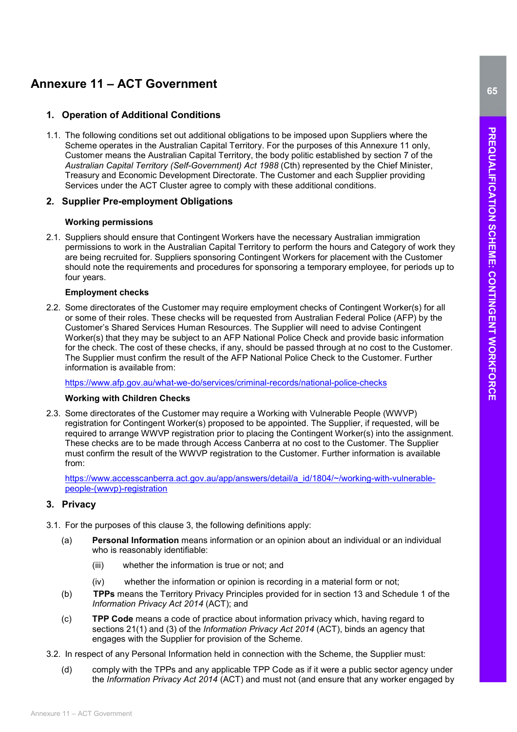# Annexure 11 – ACT Government

## 1. Operation of Additional Conditions

1.1. The following conditions set out additional obligations to be imposed upon Suppliers where the Scheme operates in the Australian Capital Territory. For the purposes of this Annexure 11 only, Customer means the Australian Capital Territory, the body politic established by section 7 of the *Australian Capital Territory (Self-Government) Act 1988* (Cth) represented by the Chief Minister, Treasury and Economic Development Directorate. The Customer and each Supplier providing Services under the ACT Cluster agree to comply with these additional conditions.

## 2. Supplier Pre-employment Obligations

### Working permissions

2.1. Suppliers should ensure that Contingent Workers have the necessary Australian immigration permissions to work in the Australian Capital Territory to perform the hours and Category of work they are being recruited for. Suppliers sponsoring Contingent Workers for placement with the Customer should note the requirements and procedures for sponsoring a temporary employee, for periods up to four years.

### Employment checks

2.2. Some directorates of the Customer may require employment checks of Contingent Worker(s) for all or some of their roles. These checks will be requested from Australian Federal Police (AFP) by the Customer's Shared Services Human Resources. The Supplier will need to advise Contingent Worker(s) that they may be subject to an AFP National Police Check and provide basic information for the check. The cost of these checks, if any, should be passed through at no cost to the Customer. The Supplier must confirm the result of the AFP National Police Check to the Customer. Further information is available from:

https://www.afp.gov.au/what-we-do/services/criminal-records/national-police-checks

### Working with Children Checks

2.3. Some directorates of the Customer may require a Working with Vulnerable People (WWVP) registration for Contingent Worker(s) proposed to be appointed. The Supplier, if requested, will be required to arrange WWVP registration prior to placing the Contingent Worker(s) into the assignment. These checks are to be made through Access Canberra at no cost to the Customer. The Supplier must confirm the result of the WWVP registration to the Customer. Further information is available from:

https://www.accesscanberra.act.gov.au/app/answers/detail/a_id/1804/~/working-with-vulnerable-people-(wwvp)-registration

## 3. Privacy

3.1. For the purposes of this clause 3, the following definitions apply:

(a) **Personal Information** means information or an opinion about an individual or an individual who is reasonably identifiable:

(iii) whether the information is true or not; and

(iv) whether the information or opinion is recording in a material form or not;

(b) **TPPs** means the Territory Privacy Principles provided for in section 13 and Schedule 1 of the *Information Privacy Act 2014* (ACT); and

(c) **TPP Code** means a code of practice about information privacy which, having regard to sections 21(1) and (3) of the *Information Privacy Act 2014* (ACT), binds an agency that engages with the Supplier for provision of the Scheme.

3.2. In respect of any Personal Information held in connection with the Scheme, the Supplier must:

(d) comply with the TPPs and any applicable TPP Code as if it were a public sector agency under the *Information Privacy Act 2014* (ACT) and must not (and ensure that any worker engaged by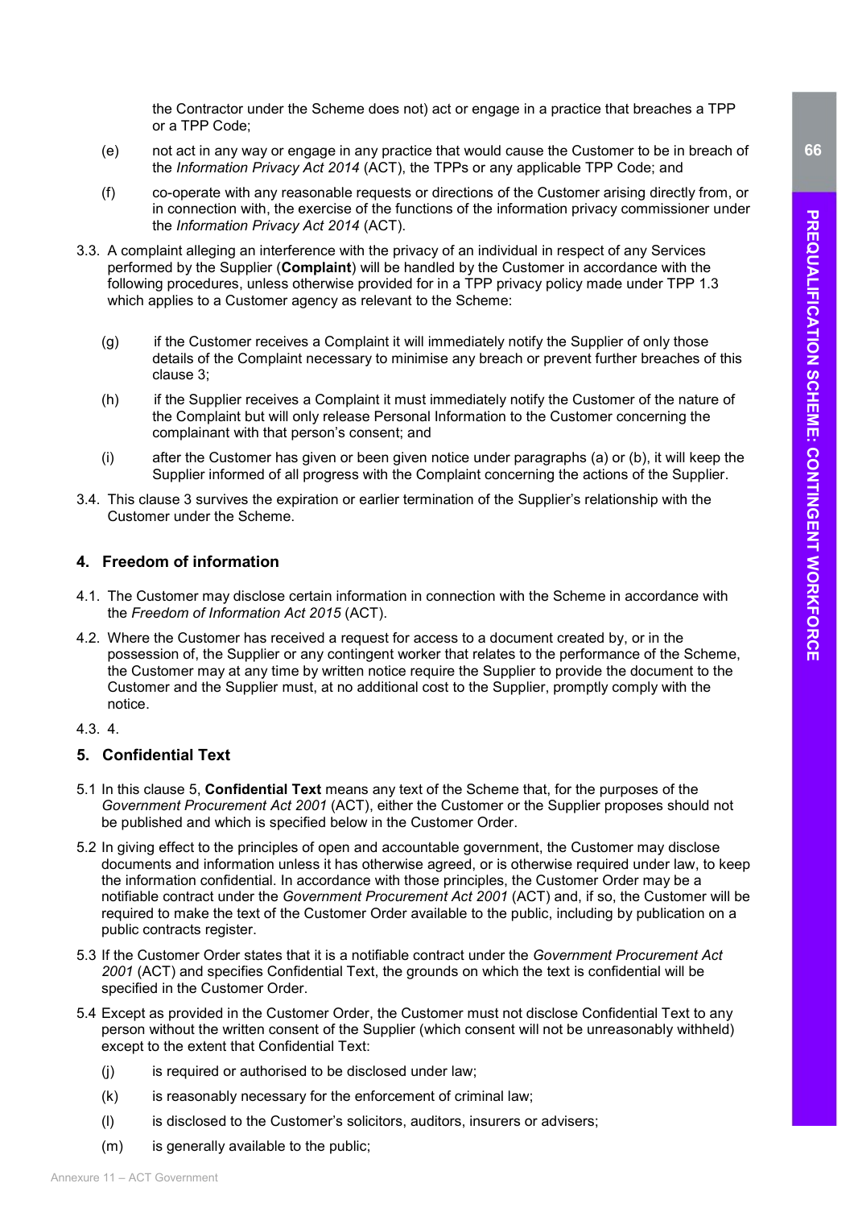the Contractor under the Scheme does not) act or engage in a practice that breaches a TPP or a TPP Code;

(e) not act in any way or engage in any practice that would cause the Customer to be in breach of the *Information Privacy Act 2014* (ACT), the TPPs or any applicable TPP Code; and

(f) co-operate with any reasonable requests or directions of the Customer arising directly from, or in connection with, the exercise of the functions of the information privacy commissioner under the *Information Privacy Act 2014* (ACT).

3.3. A complaint alleging an interference with the privacy of an individual in respect of any Services performed by the Supplier (**Complaint**) will be handled by the Customer in accordance with the following procedures, unless otherwise provided for in a TPP privacy policy made under TPP 1.3 which applies to a Customer agency as relevant to the Scheme:

(g) if the Customer receives a Complaint it will immediately notify the Supplier of only those details of the Complaint necessary to minimise any breach or prevent further breaches of this clause 3;

(h) if the Supplier receives a Complaint it must immediately notify the Customer of the nature of the Complaint but will only release Personal Information to the Customer concerning the complainant with that person's consent; and

(i) after the Customer has given or been given notice under paragraphs (a) or (b), it will keep the Supplier informed of all progress with the Complaint concerning the actions of the Supplier.

3.4. This clause 3 survives the expiration or earlier termination of the Supplier's relationship with the Customer under the Scheme.

## 4. Freedom of information

4.1. The Customer may disclose certain information in connection with the Scheme in accordance with the *Freedom of Information Act 2015* (ACT).

4.2. Where the Customer has received a request for access to a document created by, or in the possession of, the Supplier or any contingent worker that relates to the performance of the Scheme, the Customer may at any time by written notice require the Supplier to provide the document to the Customer and the Supplier must, at no additional cost to the Supplier, promptly comply with the notice.

4.3. 4.

## 5. Confidential Text

5.1 In this clause 5, **Confidential Text** means any text of the Scheme that, for the purposes of the *Government Procurement Act 2001* (ACT), either the Customer or the Supplier proposes should not be published and which is specified below in the Customer Order.

5.2 In giving effect to the principles of open and accountable government, the Customer may disclose documents and information unless it has otherwise agreed, or is otherwise required under law, to keep the information confidential. In accordance with those principles, the Customer Order may be a notifiable contract under the *Government Procurement Act 2001* (ACT) and, if so, the Customer will be required to make the text of the Customer Order available to the public, including by publication on a public contracts register.

5.3 If the Customer Order states that it is a notifiable contract under the *Government Procurement Act 2001* (ACT) and specifies Confidential Text, the grounds on which the text is confidential will be specified in the Customer Order.

5.4 Except as provided in the Customer Order, the Customer must not disclose Confidential Text to any person without the written consent of the Supplier (which consent will not be unreasonably withheld) except to the extent that Confidential Text:

(j) is required or authorised to be disclosed under law;

(k) is reasonably necessary for the enforcement of criminal law;

(l) is disclosed to the Customer's solicitors, auditors, insurers or advisers;

(m) is generally available to the public;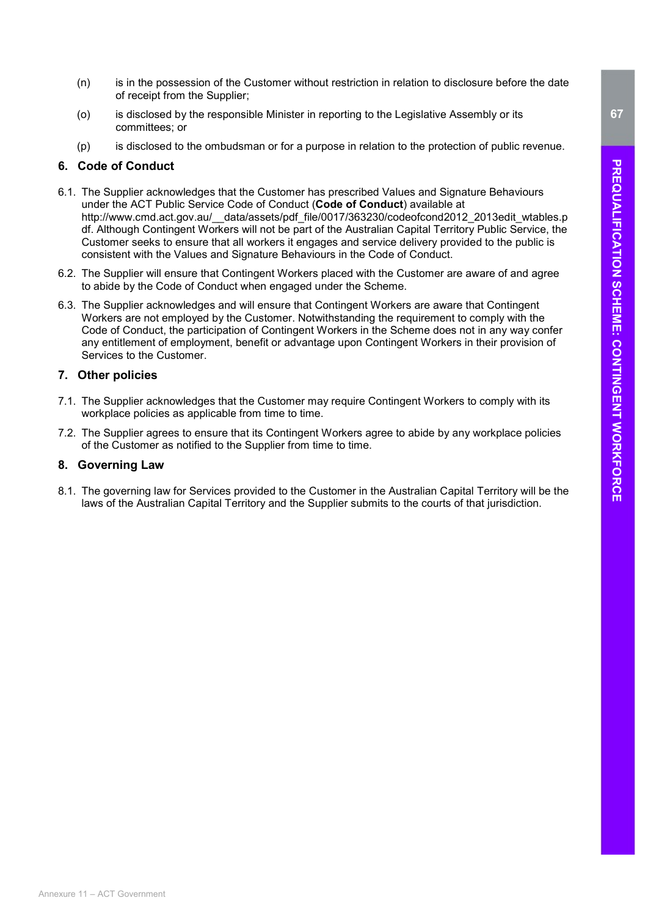(n) is in the possession of the Customer without restriction in relation to disclosure before the date of receipt from the Supplier;

(o) is disclosed by the responsible Minister in reporting to the Legislative Assembly or its committees; or

(p) is disclosed to the ombudsman or for a purpose in relation to the protection of public revenue.

## 6. Code of Conduct

6.1. The Supplier acknowledges that the Customer has prescribed Values and Signature Behaviours under the ACT Public Service Code of Conduct (**Code of Conduct**) available at http://www.cmd.act.gov.au/__data/assets/pdf_file/0017/363230/codeofcond2012_2013edit_wtables.pdf. Although Contingent Workers will not be part of the Australian Capital Territory Public Service, the Customer seeks to ensure that all workers it engages and service delivery provided to the public is consistent with the Values and Signature Behaviours in the Code of Conduct.

6.2. The Supplier will ensure that Contingent Workers placed with the Customer are aware of and agree to abide by the Code of Conduct when engaged under the Scheme.

6.3. The Supplier acknowledges and will ensure that Contingent Workers are aware that Contingent Workers are not employed by the Customer. Notwithstanding the requirement to comply with the Code of Conduct, the participation of Contingent Workers in the Scheme does not in any way confer any entitlement of employment, benefit or advantage upon Contingent Workers in their provision of Services to the Customer.

## 7. Other policies

7.1. The Supplier acknowledges that the Customer may require Contingent Workers to comply with its workplace policies as applicable from time to time.

7.2. The Supplier agrees to ensure that its Contingent Workers agree to abide by any workplace policies of the Customer as notified to the Supplier from time to time.

## 8. Governing Law

8.1. The governing law for Services provided to the Customer in the Australian Capital Territory will be the laws of the Australian Capital Territory and the Supplier submits to the courts of that jurisdiction.